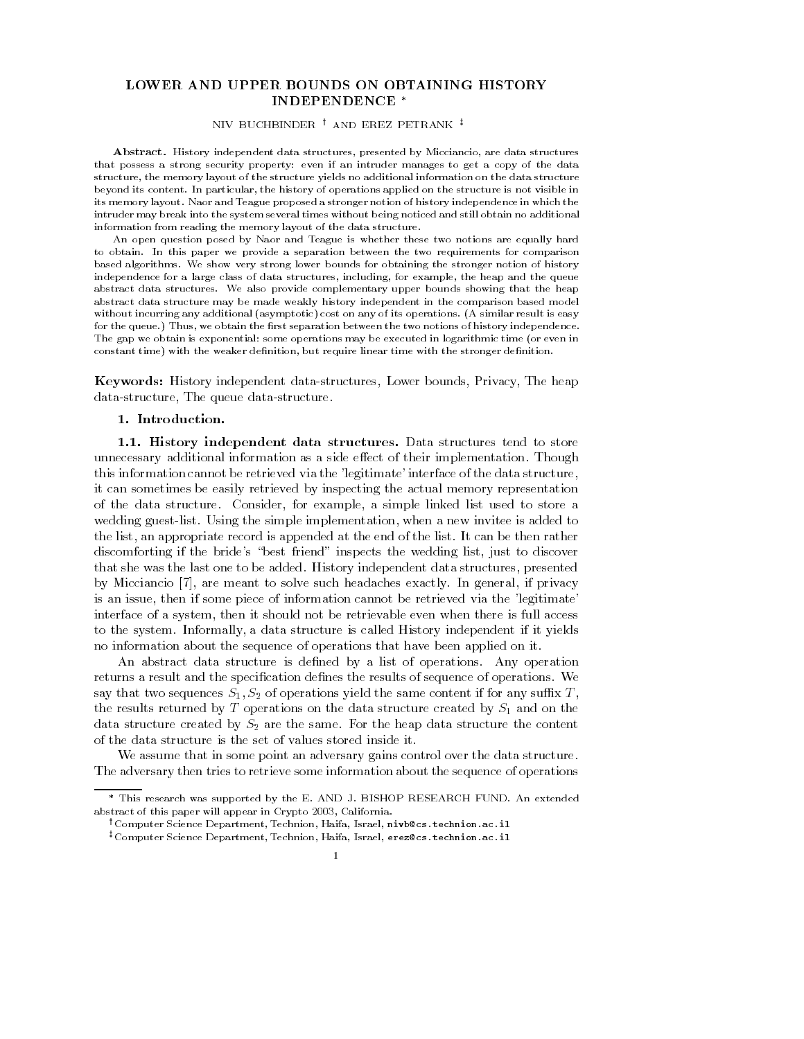# LOWER AND UPPER BOUNDS ON OBTAINING HISTORY INDEPENDENCE *

NIV BUCHBINDER † AND EREZ PETRANK ‡

**Abstract.** History independent data structures, presented by Micciancio, are data structures that possess a strong security property: even if an intruder manages to get a copy of the data structure, the memory layout of the structure yields no additional information on the data structure beyond its content. In particular, the history of operations applied on the structure is not visible in its memory layout. Naor and Teague proposed a stronger notion of history independence in which the intruder may break into the system several times without being noticed and still obtain no additional information from reading the memory layout of the data structure.

An open question posed by Naor and Teague is whether these two notions are equally hard to obtain. In this paper we provide a separation between the two requirements for comparison based algorithms. We show very strong lower bounds for obtaining the stronger notion of history independence for a large class of data structures, including, for example, the heap and the queue abstract data structures. We also provide complementary upper bounds showing that the heap abstract data structure may be made weakly history independent in the comparison based model without incurring any additional (asymptotic) cost on any of its operations. (A similar result is easy for the queue.) Thus, we obtain the first separation between the two notions of history independence. The gap we obtain is exponential: some operations may be executed in logarithmic time (or even in constant time) with the weaker definition, but require linear time with the stronger definition.

**Keywords:** History independent data-structures, Lower bounds, Privacy, The heap data-structure, The queue data-structure.

## 1. Introduction.

### 1.1. History independent data structures.

Data structures tend to store unnecessary additional information as a side effect of their implementation. Though this information cannot be retrieved via the 'legitimate' interface of the data structure, it can sometimes be easily retrieved by inspecting the actual memory representation of the data structure. Consider, for example, a simple linked list used to store a wedding guest-list. Using the simple implementation, when a new invitee is added to the list, an appropriate record is appended at the end of the list. It can be then rather discomforting if the bride's "best friend" inspects the wedding list, just to discover that she was the last one to be added. History independent data structures, presented by Micciancio [7], are meant to solve such headaches exactly. In general, if privacy is an issue, then if some piece of information cannot be retrieved via the 'legitimate' interface of a system, then it should not be retrievable even when there is full access to the system. Informally, a data structure is called History independent if it yields no information about the sequence of operations that have been applied on it.

An abstract data structure is defined by a list of operations. Any operation returns a result and the specification defines the results of sequence of operations. We say that two sequences $S_1, S_2$ of operations yield the same content if for any suffix $T$, the results returned by $T$ operations on the data structure created by $S_1$ and on the data structure created by $S_2$ are the same. For the heap data structure the content of the data structure is the set of values stored inside it.

We assume that in some point an adversary gains control over the data structure. The adversary then tries to retrieve some information about the sequence of operations

---

* This research was supported by the E. AND J. BISHOP RESEARCH FUND. An extended abstract of this paper will appear in Crypto 2003, California.

† Computer Science Department, Technion, Haifa, Israel, nivb@cs.technion.ac.il

‡ Computer Science Department, Technion, Haifa, Israel, erez@cs.technion.ac.il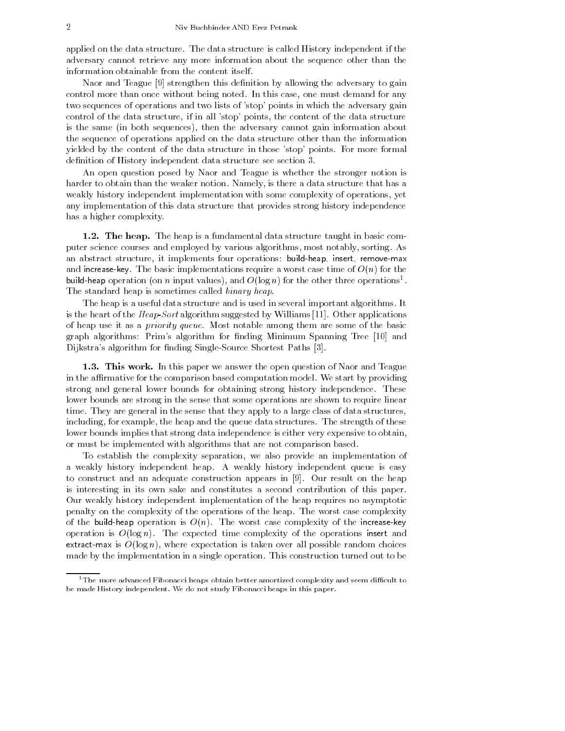applied on the data structure. The data structure is called History independent if the adversary cannot retrieve any more information about the sequence other than the information obtainable from the content itself.

Naor and Teague [9] strengthen this definition by allowing the adversary to gain control more than once without being noted. In this case, one must demand for any two sequences of operations and two lists of 'stop' points in which the adversary gain control of the data structure, if in all 'stop' points, the content of the data structure is the same (in both sequences), then the adversary cannot gain information about the sequence of operations applied on the data structure other than the information yielded by the content of the data structure in those 'stop' points. For more formal definition of History independent data structure see section 3.

An open question posed by Naor and Teague is whether the stronger notion is harder to obtain than the weaker notion. Namely, is there a data structure that has a weakly history independent implementation with some complexity of operations, yet any implementation of this data structure that provides strong history independence has a higher complexity.

### 1.2. The heap.

The heap is a fundamental data structure taught in basic computer science courses and employed by various algorithms, most notably, sorting. As an abstract structure, it implements four operations: build-heap, insert, remove-max and increase-key. The basic implementations require a worst case time of $O(n)$ for the build-heap operation (on $n$ input values), and $O(\log n)$ for the other three operations[1]. The standard heap is sometimes called *binary heap*.

The heap is a useful data structure and is used in several important algorithms. It is the heart of the *Heap-Sort* algorithm suggested by Williams [11]. Other applications of heap use it as a *priority queue*. Most notable among them are some of the basic graph algorithms: Prim's algorithm for finding Minimum Spanning Tree [10] and Dijkstra's algorithm for finding Single-Source Shortest Paths [3].

### 1.3. This work.

In this paper we answer the open question of Naor and Teague in the affirmative for the comparison based computation model. We start by providing strong and general lower bounds for obtaining strong history independence. These lower bounds are strong in the sense that some operations are shown to require linear time. They are general in the sense that they apply to a large class of data structures, including, for example, the heap and the queue data structures. The strength of these lower bounds implies that strong data independence is either very expensive to obtain, or must be implemented with algorithms that are not comparison based.

To establish the complexity separation, we also provide an implementation of a weakly history independent heap. A weakly history independent queue is easy to construct and an adequate construction appears in [9]. Our result on the heap is interesting in its own sake and constitutes a second contribution of this paper. Our weakly history independent implementation of the heap requires no asymptotic penalty on the complexity of the operations of the heap. The worst case complexity of the build-heap operation is $O(n)$. The worst case complexity of the increase-key operation is $O(\log n)$. The expected time complexity of the operations insert and extract-max is $O(\log n)$, where expectation is taken over all possible random choices made by the implementation in a single operation. This construction turned out to be

---

[1] The more advanced Fibonacci heaps obtain better amortized complexity and seem difficult to be made History independent. We do not study Fibonacci heaps in this paper.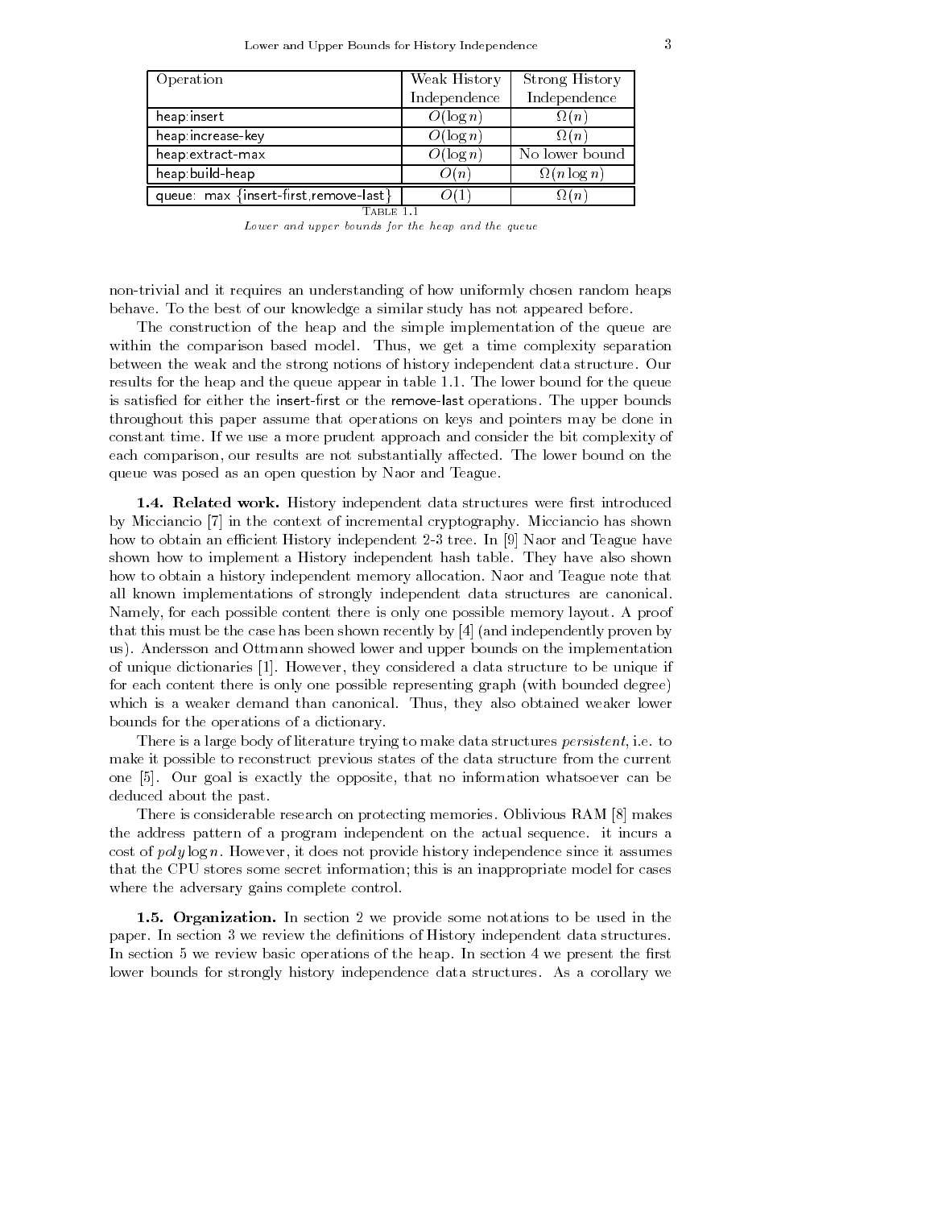| Operation | Weak History Independence | Strong History Independence |
|---|---|---|
| heap:insert | $O(\log n)$ | $\Omega(n)$ |
| heap:increase-key | $O(\log n)$ | $\Omega(n)$ |
| heap:extract-max | $O(\log n)$ | No lower bound |
| heap:build-heap | $O(n)$ | $\Omega(n \log n)$ |
| queue: max {insert-first,remove-last} | $O(1)$ | $\Omega(n)$ |

Table 1.1

*Lower and upper bounds for the heap and the queue*

non-trivial and it requires an understanding of how uniformly chosen random heaps behave. To the best of our knowledge a similar study has not appeared before.

The construction of the heap and the simple implementation of the queue are within the comparison based model. Thus, we get a time complexity separation between the weak and the strong notions of history independent data structure. Our results for the heap and the queue appear in table 1.1. The lower bound for the queue is satisfied for either the insert-first or the remove-last operations. The upper bounds throughout this paper assume that operations on keys and pointers may be done in constant time. If we use a more prudent approach and consider the bit complexity of each comparison, our results are not substantially affected. The lower bound on the queue was posed as an open question by Naor and Teague.

**1.4. Related work.** History independent data structures were first introduced by Micciancio [7] in the context of incremental cryptography. Micciancio has shown how to obtain an efficient History independent 2-3 tree. In [9] Naor and Teague have shown how to implement a History independent hash table. They have also shown how to obtain a history independent memory allocation. Naor and Teague note that all known implementations of strongly independent data structures are canonical. Namely, for each possible content there is only one possible memory layout. A proof that this must be the case has been shown recently by [4] (and independently proven by us). Andersson and Ottmann showed lower and upper bounds on the implementation of unique dictionaries [1]. However, they considered a data structure to be unique if for each content there is only one possible representing graph (with bounded degree) which is a weaker demand than canonical. Thus, they also obtained weaker lower bounds for the operations of a dictionary.

There is a large body of literature trying to make data structures *persistent*, i.e. to make it possible to reconstruct previous states of the data structure from the current one [5]. Our goal is exactly the opposite, that no information whatsoever can be deduced about the past.

There is considerable research on protecting memories. Oblivious RAM [8] makes the address pattern of a program independent on the actual sequence. it incurs a cost of $poly \log n$. However, it does not provide history independence since it assumes that the CPU stores some secret information; this is an inappropriate model for cases where the adversary gains complete control.

**1.5. Organization.** In section 2 we provide some notations to be used in the paper. In section 3 we review the definitions of History independent data structures. In section 5 we review basic operations of the heap. In section 4 we present the first lower bounds for strongly history independence data structures. As a corollary we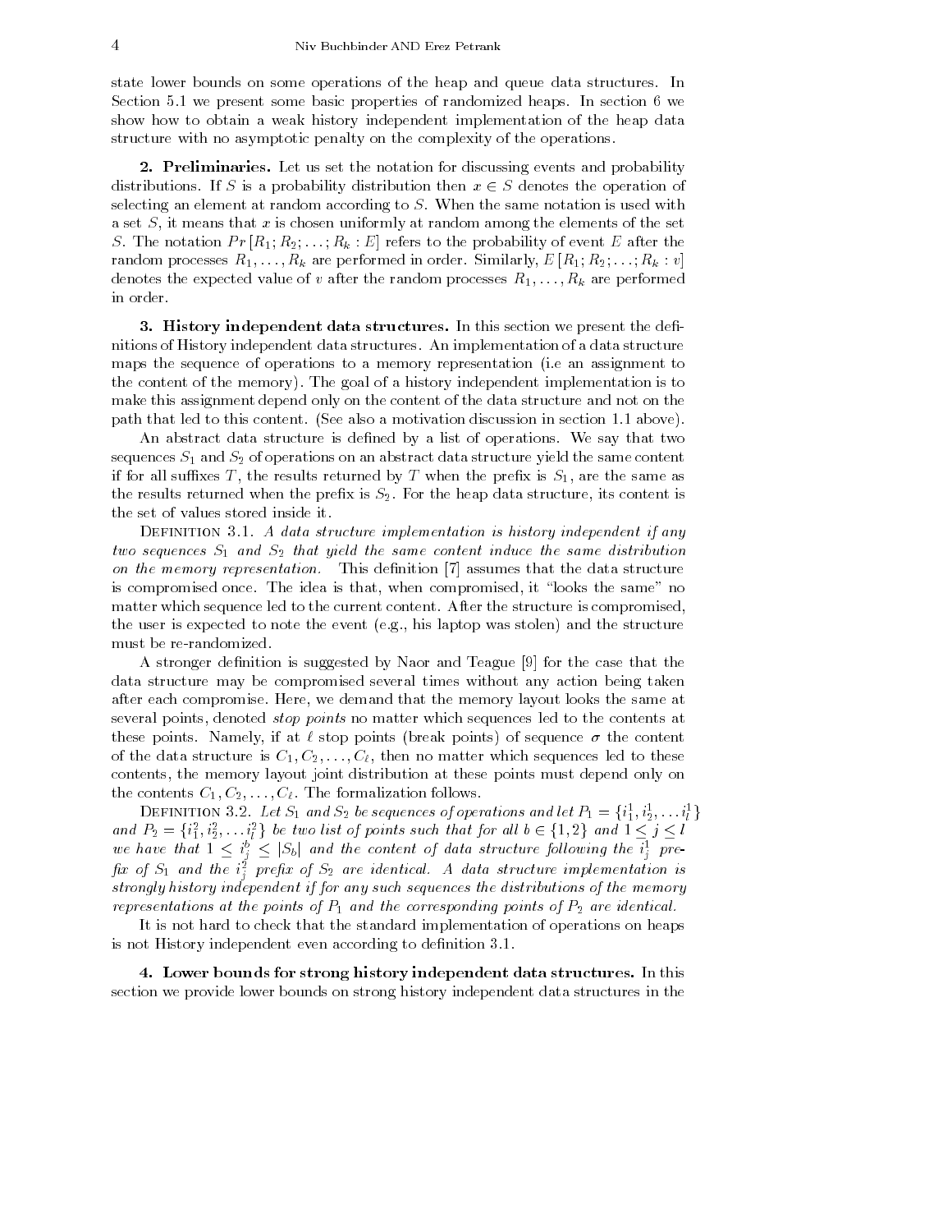state lower bounds on some operations of the heap and queue data structures. In Section 5.1 we present some basic properties of randomized heaps. In section 6 we show how to obtain a weak history independent implementation of the heap data structure with no asymptotic penalty on the complexity of the operations.

## 2. Preliminaries.

Let us set the notation for discussing events and probability distributions. If $S$ is a probability distribution then $x \in S$ denotes the operation of selecting an element at random according to $S$. When the same notation is used with a set $S$, it means that $x$ is chosen uniformly at random among the elements of the set $S$. The notation $Pr[R_1; R_2; \ldots; R_k : E]$ refers to the probability of event $E$ after the random processes $R_1, \ldots, R_k$ are performed in order. Similarly, $E[R_1; R_2; \ldots; R_k : v]$ denotes the expected value of $v$ after the random processes $R_1, \ldots, R_k$ are performed in order.

## 3. History independent data structures.

In this section we present the definitions of History independent data structures. An implementation of a data structure maps the sequence of operations to a memory representation (i.e an assignment to the content of the memory). The goal of a history independent implementation is to make this assignment depend only on the content of the data structure and not on the path that led to this content. (See also a motivation discussion in section 1.1 above).

An abstract data structure is defined by a list of operations. We say that two sequences $S_1$ and $S_2$ of operations on an abstract data structure yield the same content if for all suffixes $T$, the results returned by $T$ when the prefix is $S_1$, are the same as the results returned when the prefix is $S_2$. For the heap data structure, its content is the set of values stored inside it.

Definition 3.1. *A data structure implementation is history independent if any two sequences $S_1$ and $S_2$ that yield the same content induce the same distribution on the memory representation.* This definition [7] assumes that the data structure is compromised once. The idea is that, when compromised, it "looks the same" no matter which sequence led to the current content. After the structure is compromised, the user is expected to note the event (e.g., his laptop was stolen) and the structure must be re-randomized.

A stronger definition is suggested by Naor and Teague [9] for the case that the data structure may be compromised several times without any action being taken after each compromise. Here, we demand that the memory layout looks the same at several points, denoted *stop points* no matter which sequences led to the contents at these points. Namely, if at $\ell$ stop points (break points) of sequence $\sigma$ the content of the data structure is $C_1, C_2, \ldots, C_\ell$, then no matter which sequences led to these contents, the memory layout joint distribution at these points must depend only on the contents $C_1, C_2, \ldots, C_\ell$. The formalization follows.

Definition 3.2. *Let $S_1$ and $S_2$ be sequences of operations and let $P_1 = \{i^1_1, i^1_2, \ldots i^1_l\}$ and $P_2 = \{i^2_1, i^2_2, \ldots i^2_l\}$ be two list of points such that for all $b \in \{1, 2\}$ and $1 \le j \le l$ we have that $1 \le i^b_j \le |S_b|$ and the content of data structure following the $i^1_j$ prefix of $S_1$ and the $i^2_j$ prefix of $S_2$ are identical. A data structure implementation is strongly history independent if for any such sequences the distributions of the memory representations at the points of $P_1$ and the corresponding points of $P_2$ are identical.*

It is not hard to check that the standard implementation of operations on heaps is not History independent even according to definition 3.1.

## 4. Lower bounds for strong history independent data structures.

In this section we provide lower bounds on strong history independent data structures in the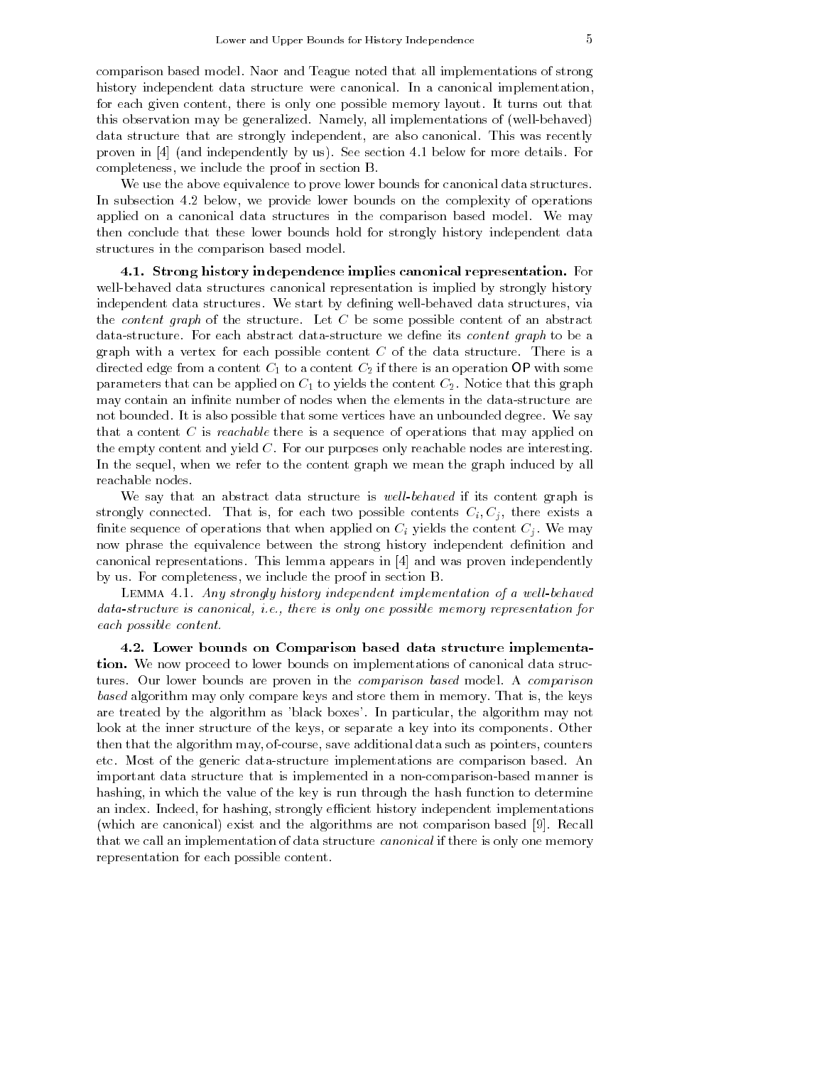comparison based model. Naor and Teague noted that all implementations of strong history independent data structure were canonical. In a canonical implementation, for each given content, there is only one possible memory layout. It turns out that this observation may be generalized. Namely, all implementations of (well-behaved) data structure that are strongly independent, are also canonical. This was recently proven in [4] (and independently by us). See section 4.1 below for more details. For completeness, we include the proof in section B.

We use the above equivalence to prove lower bounds for canonical data structures. In subsection 4.2 below, we provide lower bounds on the complexity of operations applied on a canonical data structures in the comparison based model. We may then conclude that these lower bounds hold for strongly history independent data structures in the comparison based model.

**4.1. Strong history independence implies canonical representation.** For well-behaved data structures canonical representation is implied by strongly history independent data structures. We start by defining well-behaved data structures, via the *content graph* of the structure. Let $C$ be some possible content of an abstract data-structure. For each abstract data-structure we define its *content graph* to be a graph with a vertex for each possible content $C$ of the data structure. There is a directed edge from a content $C_1$ to a content $C_2$ if there is an operation OP with some parameters that can be applied on $C_1$ to yields the content $C_2$. Notice that this graph may contain an infinite number of nodes when the elements in the data-structure are not bounded. It is also possible that some vertices have an unbounded degree. We say that a content $C$ is *reachable* there is a sequence of operations that may applied on the empty content and yield $C$. For our purposes only reachable nodes are interesting. In the sequel, when we refer to the content graph we mean the graph induced by all reachable nodes.

We say that an abstract data structure is *well-behaved* if its content graph is strongly connected. That is, for each two possible contents $C_i, C_j$, there exists a finite sequence of operations that when applied on $C_i$ yields the content $C_j$. We may now phrase the equivalence between the strong history independent definition and canonical representations. This lemma appears in [4] and was proven independently by us. For completeness, we include the proof in section B.

Lemma 4.1. *Any strongly history independent implementation of a well-behaved data-structure is canonical, i.e., there is only one possible memory representation for each possible content.*

**4.2. Lower bounds on Comparison based data structure implementation.** We now proceed to lower bounds on implementations of canonical data structures. Our lower bounds are proven in the *comparison based* model. A *comparison based* algorithm may only compare keys and store them in memory. That is, the keys are treated by the algorithm as 'black boxes'. In particular, the algorithm may not look at the inner structure of the keys, or separate a key into its components. Other then that the algorithm may, of-course, save additional data such as pointers, counters etc. Most of the generic data-structure implementations are comparison based. An important data structure that is implemented in a non-comparison-based manner is hashing, in which the value of the key is run through the hash function to determine an index. Indeed, for hashing, strongly efficient history independent implementations (which are canonical) exist and the algorithms are not comparison based [9]. Recall that we call an implementation of data structure *canonical* if there is only one memory representation for each possible content.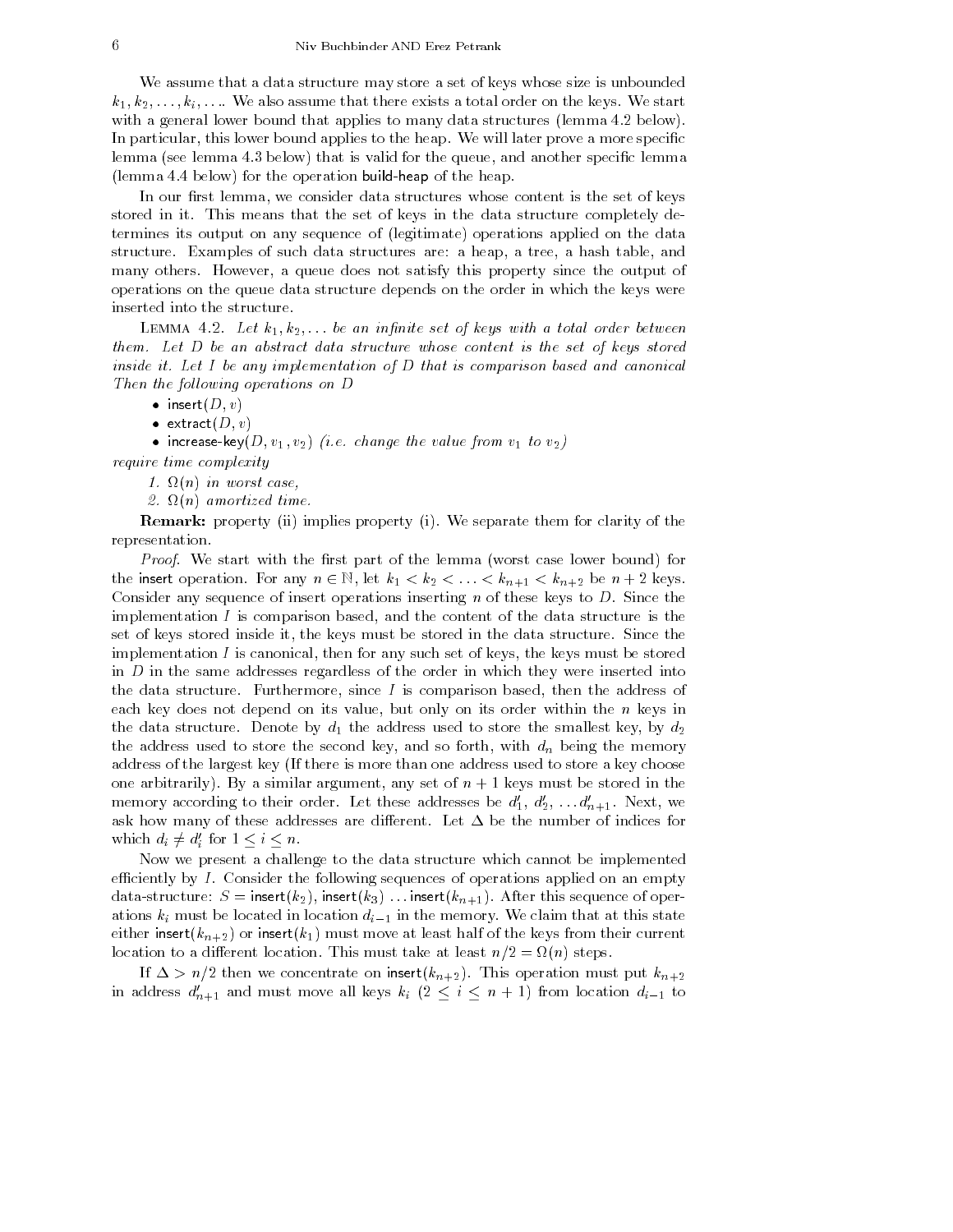We assume that a data structure may store a set of keys whose size is unbounded $k_1, k_2, \ldots, k_i, \ldots$. We also assume that there exists a total order on the keys. We start with a general lower bound that applies to many data structures (lemma 4.2 below). In particular, this lower bound applies to the heap. We will later prove a more specific lemma (see lemma 4.3 below) that is valid for the queue, and another specific lemma (lemma 4.4 below) for the operation build-heap of the heap.

In our first lemma, we consider data structures whose content is the set of keys stored in it. This means that the set of keys in the data structure completely determines its output on any sequence of (legitimate) operations applied on the data structure. Examples of such data structures are: a heap, a tree, a hash table, and many others. However, a queue does not satisfy this property since the output of operations on the queue data structure depends on the order in which the keys were inserted into the structure.

Lemma 4.2. *Let $k_1, k_2, \ldots$ be an infinite set of keys with a total order between them. Let $D$ be an abstract data structure whose content is the set of keys stored inside it. Let $I$ be any implementation of $D$ that is comparison based and canonical Then the following operations on $D$*

- insert$(D, v)$
- extract$(D, v)$
- increase-key$(D, v_1, v_2)$ *(i.e. change the value from $v_1$ to $v_2$)*

*require time complexity*

1. *$\Omega(n)$ in worst case,*
2. *$\Omega(n)$ amortized time.*

**Remark:** property (ii) implies property (i). We separate them for clarity of the representation.

*Proof.* We start with the first part of the lemma (worst case lower bound) for the insert operation. For any $n \in \mathbb{N}$, let $k_1 < k_2 < \ldots < k_{n+1} < k_{n+2}$ be $n+2$ keys. Consider any sequence of insert operations inserting $n$ of these keys to $D$. Since the implementation $I$ is comparison based, and the content of the data structure is the set of keys stored inside it, the keys must be stored in the data structure. Since the implementation $I$ is canonical, then for any such set of keys, the keys must be stored in $D$ in the same addresses regardless of the order in which they were inserted into the data structure. Furthermore, since $I$ is comparison based, then the address of each key does not depend on its value, but only on its order within the $n$ keys in the data structure. Denote by $d_1$ the address used to store the smallest key, by $d_2$ the address used to store the second key, and so forth, with $d_n$ being the memory address of the largest key (If there is more than one address used to store a key choose one arbitrarily). By a similar argument, any set of $n+1$ keys must be stored in the memory according to their order. Let these addresses be $d'_1$, $d'_2$, $\ldots d'_{n+1}$. Next, we ask how many of these addresses are different. Let $\Delta$ be the number of indices for which $d_i \neq d'_i$ for $1 \leq i \leq n$.

Now we present a challenge to the data structure which cannot be implemented efficiently by $I$. Consider the following sequences of operations applied on an empty data-structure: $S =$ insert$(k_2)$, insert$(k_3)$ $\ldots$ insert$(k_{n+1})$. After this sequence of operations $k_i$ must be located in location $d_{i-1}$ in the memory. We claim that at this state either insert$(k_{n+2})$ or insert$(k_1)$ must move at least half of the keys from their current location to a different location. This must take at least $n/2 = \Omega(n)$ steps.

If $\Delta > n/2$ then we concentrate on insert$(k_{n+2})$. This operation must put $k_{n+2}$ in address $d'_{n+1}$ and must move all keys $k_i$ $(2 \leq i \leq n+1)$ from location $d_{i-1}$ to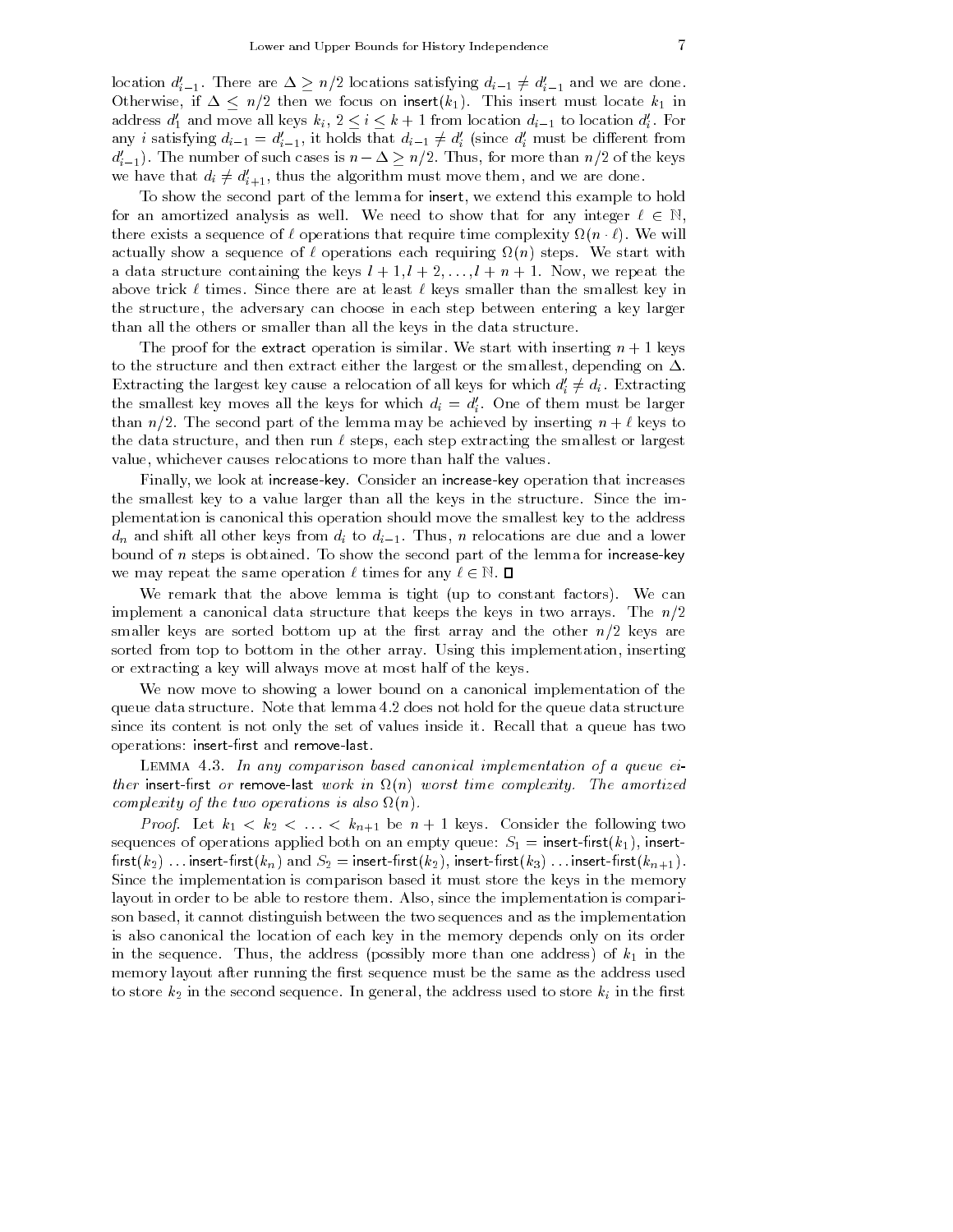location $d'_{i-1}$. There are $\Delta \geq n/2$ locations satisfying $d_{i-1} \neq d'_{i-1}$ and we are done. Otherwise, if $\Delta \leq n/2$ then we focus on insert$(k_1)$. This insert must locate $k_1$ in address $d'_1$ and move all keys $k_i$, $2 \leq i \leq k+1$ from location $d_{i-1}$ to location $d'_i$. For any $i$ satisfying $d_{i-1} = d'_{i-1}$, it holds that $d_{i-1} \neq d'_i$ (since $d'_i$ must be different from $d'_{i-1}$). The number of such cases is $n - \Delta \geq n/2$. Thus, for more than $n/2$ of the keys we have that $d_i \neq d'_{i+1}$, thus the algorithm must move them, and we are done.

To show the second part of the lemma for insert, we extend this example to hold for an amortized analysis as well. We need to show that for any integer $\ell \in \mathbb{N}$, there exists a sequence of $\ell$ operations that require time complexity $\Omega(n \cdot \ell)$. We will actually show a sequence of $\ell$ operations each requiring $\Omega(n)$ steps. We start with a data structure containing the keys $l+1, l+2, \ldots, l+n+1$. Now, we repeat the above trick $\ell$ times. Since there are at least $\ell$ keys smaller than the smallest key in the structure, the adversary can choose in each step between entering a key larger than all the others or smaller than all the keys in the data structure.

The proof for the extract operation is similar. We start with inserting $n+1$ keys to the structure and then extract either the largest or the smallest, depending on $\Delta$. Extracting the largest key cause a relocation of all keys for which $d'_i \neq d_i$. Extracting the smallest key moves all the keys for which $d_i = d'_i$. One of them must be larger than $n/2$. The second part of the lemma may be achieved by inserting $n+\ell$ keys to the data structure, and then run $\ell$ steps, each step extracting the smallest or largest value, whichever causes relocations to more than half the values.

Finally, we look at increase-key. Consider an increase-key operation that increases the smallest key to a value larger than all the keys in the structure. Since the implementation is canonical this operation should move the smallest key to the address $d_n$ and shift all other keys from $d_i$ to $d_{i-1}$. Thus, $n$ relocations are due and a lower bound of $n$ steps is obtained. To show the second part of the lemma for increase-key we may repeat the same operation $\ell$ times for any $\ell \in \mathbb{N}$. ◻

We remark that the above lemma is tight (up to constant factors). We can implement a canonical data structure that keeps the keys in two arrays. The $n/2$ smaller keys are sorted bottom up at the first array and the other $n/2$ keys are sorted from top to bottom in the other array. Using this implementation, inserting or extracting a key will always move at most half of the keys.

We now move to showing a lower bound on a canonical implementation of the queue data structure. Note that lemma 4.2 does not hold for the queue data structure since its content is not only the set of values inside it. Recall that a queue has two operations: insert-first and remove-last.

Lemma 4.3. *In any comparison based canonical implementation of a queue either* insert-first *or* remove-last *work in* $\Omega(n)$ *worst time complexity. The amortized complexity of the two operations is also* $\Omega(n)$.

*Proof.* Let $k_1 < k_2 < \ldots < k_{n+1}$ be $n+1$ keys. Consider the following two sequences of operations applied both on an empty queue: $S_1 =$ insert-first$(k_1)$, insert-first$(k_2)$ … insert-first$(k_n)$ and $S_2 =$ insert-first$(k_2)$, insert-first$(k_3)$ … insert-first$(k_{n+1})$. Since the implementation is comparison based it must store the keys in the memory layout in order to be able to restore them. Also, since the implementation is comparison based, it cannot distinguish between the two sequences and as the implementation is also canonical the location of each key in the memory depends only on its order in the sequence. Thus, the address (possibly more than one address) of $k_1$ in the memory layout after running the first sequence must be the same as the address used to store $k_2$ in the second sequence. In general, the address used to store $k_i$ in the first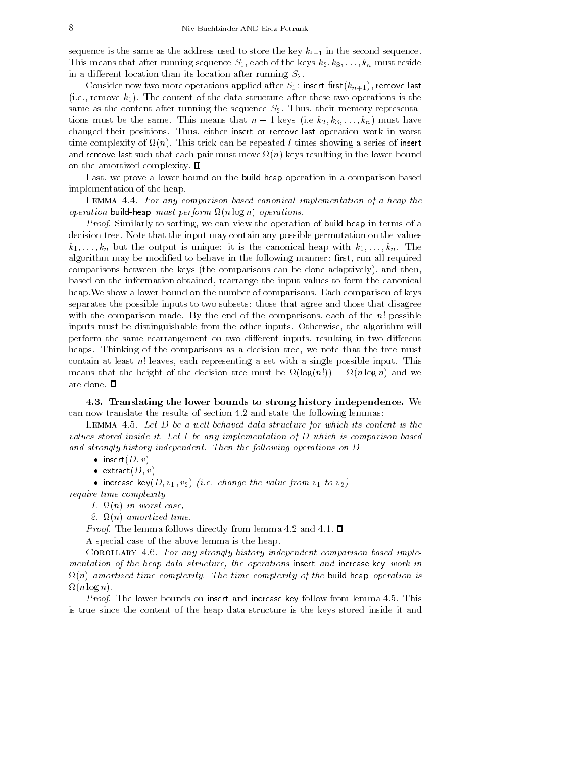sequence is the same as the address used to store the key $k_{i+1}$ in the second sequence. This means that after running sequence $S_1$, each of the keys $k_2, k_3, \ldots, k_n$ must reside in a different location than its location after running $S_2$.

Consider now two more operations applied after $S_1$: insert-first$(k_{n+1})$, remove-last (i.e., remove $k_1$). The content of the data structure after these two operations is the same as the content after running the sequence $S_2$. Thus, their memory representations must be the same. This means that $n-1$ keys (i.e $k_2, k_3, \ldots, k_n$) must have changed their positions. Thus, either insert or remove-last operation work in worst time complexity of $\Omega(n)$. This trick can be repeated $l$ times showing a series of insert and remove-last such that each pair must move $\Omega(n)$ keys resulting in the lower bound on the amortized complexity. ∎

Last, we prove a lower bound on the build-heap operation in a comparison based implementation of the heap.

Lemma 4.4. *For any comparison based canonical implementation of a heap the operation* build-heap *must perform* $\Omega(n \log n)$ *operations.*

*Proof*. Similarly to sorting, we can view the operation of build-heap in terms of a decision tree. Note that the input may contain any possible permutation on the values $k_1, \ldots, k_n$ but the output is unique: it is the canonical heap with $k_1, \ldots, k_n$. The algorithm may be modified to behave in the following manner: first, run all required comparisons between the keys (the comparisons can be done adaptively), and then, based on the information obtained, rearrange the input values to form the canonical heap.We show a lower bound on the number of comparisons. Each comparison of keys separates the possible inputs to two subsets: those that agree and those that disagree with the comparison made. By the end of the comparisons, each of the $n!$ possible inputs must be distinguishable from the other inputs. Otherwise, the algorithm will perform the same rearrangement on two different inputs, resulting in two different heaps. Thinking of the comparisons as a decision tree, we note that the tree must contain at least $n!$ leaves, each representing a set with a single possible input. This means that the height of the decision tree must be $\Omega(\log(n!)) = \Omega(n \log n)$ and we are done. ∎

### 4.3. Translating the lower bounds to strong history independence.

We can now translate the results of section 4.2 and state the following lemmas:

Lemma 4.5. *Let $D$ be a well behaved data structure for which its content is the values stored inside it. Let $I$ be any implementation of $D$ which is comparison based and strongly history independent. Then the following operations on $D$*

- insert$(D, v)$
- extract$(D, v)$
- increase-key$(D, v_1, v_2)$ *(i.e. change the value from $v_1$ to $v_2$)*

*require time complexity*

1. $\Omega(n)$ *in worst case,*
2. $\Omega(n)$ *amortized time.*

*Proof*. The lemma follows directly from lemma 4.2 and 4.1. ∎

A special case of the above lemma is the heap.

Corollary 4.6. *For any strongly history independent comparison based implementation of the heap data structure, the operations* insert *and* increase-key *work in* $\Omega(n)$ *amortized time complexity. The time complexity of the* build-heap *operation is* $\Omega(n \log n)$.

*Proof*. The lower bounds on insert and increase-key follow from lemma 4.5. This is true since the content of the heap data structure is the keys stored inside it and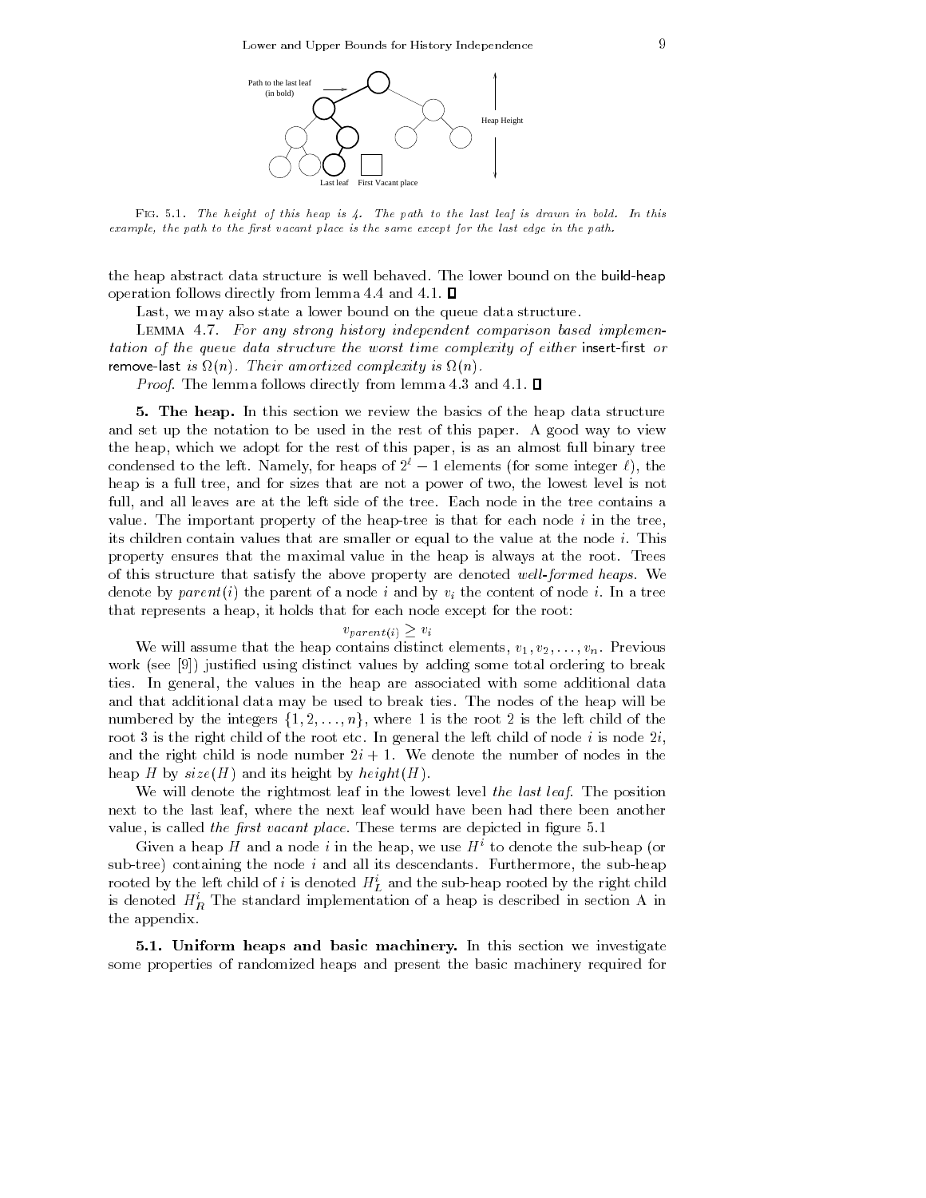Fig. 5.1. *The height of this heap is 4. The path to the last leaf is drawn in bold. In this example, the path to the first vacant place is the same except for the last edge in the path.*

the heap abstract data structure is well behaved. The lower bound on the build-heap operation follows directly from lemma 4.4 and 4.1. ∎

Last, we may also state a lower bound on the queue data structure.

Lemma 4.7. *For any strong history independent comparison based implementation of the queue data structure the worst time complexity of either* insert-first *or* remove-last *is* $\Omega(n)$. *Their amortized complexity is* $\Omega(n)$.

*Proof.* The lemma follows directly from lemma 4.3 and 4.1. ∎

## 5. The heap.

In this section we review the basics of the heap data structure and set up the notation to be used in the rest of this paper. A good way to view the heap, which we adopt for the rest of this paper, is as an almost full binary tree condensed to the left. Namely, for heaps of $2^\ell - 1$ elements (for some integer $\ell$), the heap is a full tree, and for sizes that are not a power of two, the lowest level is not full, and all leaves are at the left side of the tree. Each node in the tree contains a value. The important property of the heap-tree is that for each node $i$ in the tree, its children contain values that are smaller or equal to the value at the node $i$. This property ensures that the maximal value in the heap is always at the root. Trees of this structure that satisfy the above property are denoted *well-formed heaps*. We denote by $parent(i)$ the parent of a node $i$ and by $v_i$ the content of node $i$. In a tree that represents a heap, it holds that for each node except for the root:

$$v_{parent(i)} \geq v_i$$

We will assume that the heap contains distinct elements, $v_1, v_2, \ldots, v_n$. Previous work (see [9]) justified using distinct values by adding some total ordering to break ties. In general, the values in the heap are associated with some additional data and that additional data may be used to break ties. The nodes of the heap will be numbered by the integers $\{1, 2, \ldots, n\}$, where 1 is the root 2 is the left child of the root 3 is the right child of the root etc. In general the left child of node $i$ is node $2i$, and the right child is node number $2i+1$. We denote the number of nodes in the heap $H$ by $size(H)$ and its height by $height(H)$.

We will denote the rightmost leaf in the lowest level *the last leaf*. The position next to the last leaf, where the next leaf would have been had there been another value, is called *the first vacant place*. These terms are depicted in figure 5.1

Given a heap $H$ and a node $i$ in the heap, we use $H^i$ to denote the sub-heap (or sub-tree) containing the node $i$ and all its descendants. Furthermore, the sub-heap rooted by the left child of $i$ is denoted $H^i_L$ and the sub-heap rooted by the right child is denoted $H^i_R$ The standard implementation of a heap is described in section A in the appendix.

### 5.1. Uniform heaps and basic machinery.

In this section we investigate some properties of randomized heaps and present the basic machinery required for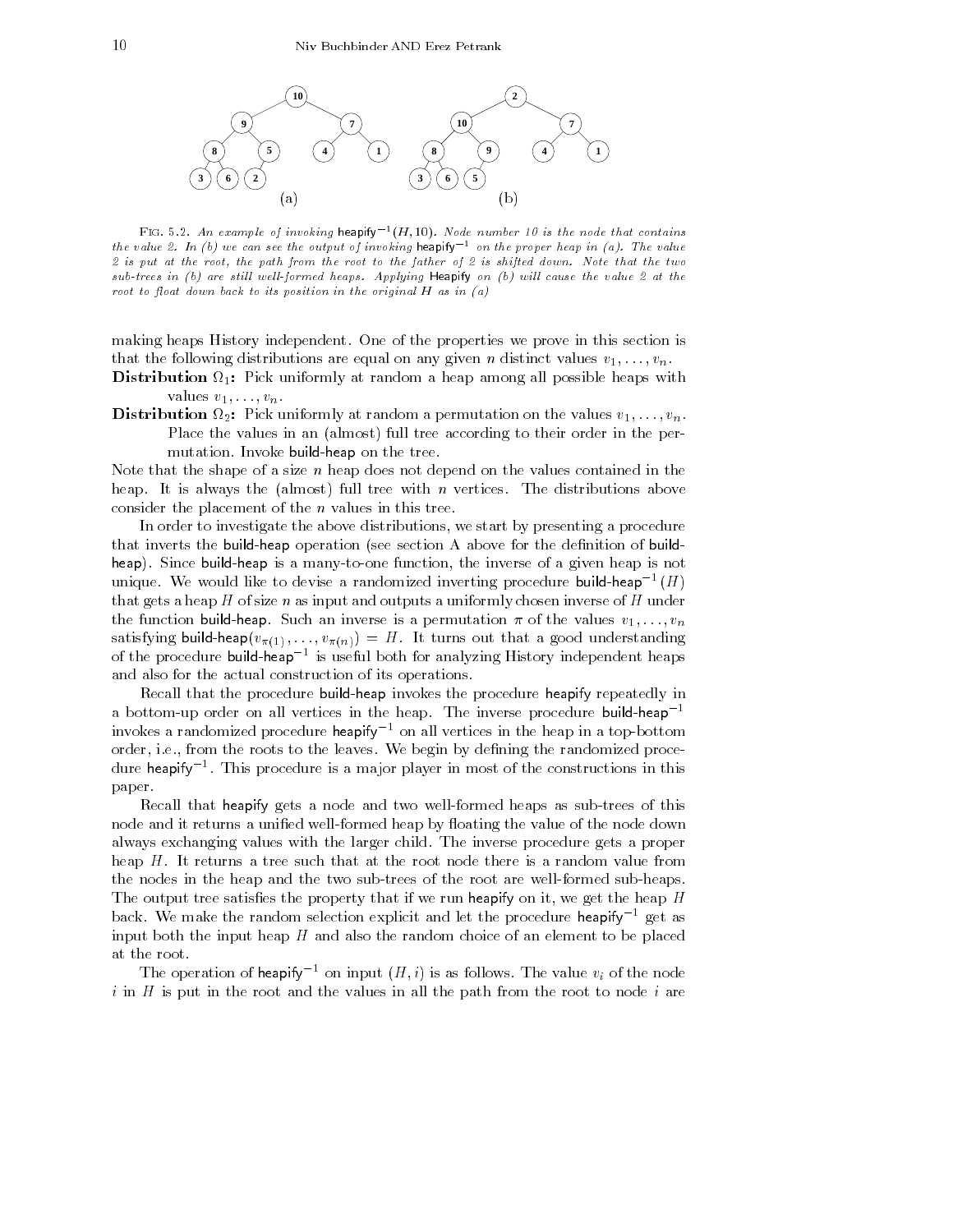(a)

(b)

FIG. 5.2. *An example of invoking* heapify$^{-1}(H, 10)$*. Node number 10 is the node that contains the value 2. In (b) we can see the output of invoking* heapify$^{-1}$ *on the proper heap in (a). The value 2 is put at the root, the path from the root to the father of 2 is shifted down. Note that the two sub-trees in (b) are still well-formed heaps. Applying* Heapify *on (b) will cause the value 2 at the root to float down back to its position in the original H as in (a)*

making heaps History independent. One of the properties we prove in this section is that the following distributions are equal on any given $n$ distinct values $v_1, \ldots, v_n$.

**Distribution $\Omega_1$:** Pick uniformly at random a heap among all possible heaps with values $v_1, \ldots, v_n$.

**Distribution $\Omega_2$:** Pick uniformly at random a permutation on the values $v_1, \ldots, v_n$. Place the values in an (almost) full tree according to their order in the permutation. Invoke build-heap on the tree.

Note that the shape of a size $n$ heap does not depend on the values contained in the heap. It is always the (almost) full tree with $n$ vertices. The distributions above consider the placement of the $n$ values in this tree.

In order to investigate the above distributions, we start by presenting a procedure that inverts the build-heap operation (see section A above for the definition of build-heap). Since build-heap is a many-to-one function, the inverse of a given heap is not unique. We would like to devise a randomized inverting procedure build-heap$^{-1}(H)$ that gets a heap $H$ of size $n$ as input and outputs a uniformly chosen inverse of $H$ under the function build-heap. Such an inverse is a permutation $\pi$ of the values $v_1, \ldots, v_n$ satisfying build-heap$(v_{\pi(1)}, \ldots, v_{\pi(n)}) = H$. It turns out that a good understanding of the procedure build-heap$^{-1}$ is useful both for analyzing History independent heaps and also for the actual construction of its operations.

Recall that the procedure build-heap invokes the procedure heapify repeatedly in a bottom-up order on all vertices in the heap. The inverse procedure build-heap$^{-1}$ invokes a randomized procedure heapify$^{-1}$ on all vertices in the heap in a top-bottom order, i.e., from the roots to the leaves. We begin by defining the randomized procedure heapify$^{-1}$. This procedure is a major player in most of the constructions in this paper.

Recall that heapify gets a node and two well-formed heaps as sub-trees of this node and it returns a unified well-formed heap by floating the value of the node down always exchanging values with the larger child. The inverse procedure gets a proper heap $H$. It returns a tree such that at the root node there is a random value from the nodes in the heap and the two sub-trees of the root are well-formed sub-heaps. The output tree satisfies the property that if we run heapify on it, we get the heap $H$ back. We make the random selection explicit and let the procedure heapify$^{-1}$ get as input both the input heap $H$ and also the random choice of an element to be placed at the root.

The operation of heapify$^{-1}$ on input $(H, i)$ is as follows. The value $v_i$ of the node $i$ in $H$ is put in the root and the values in all the path from the root to node $i$ are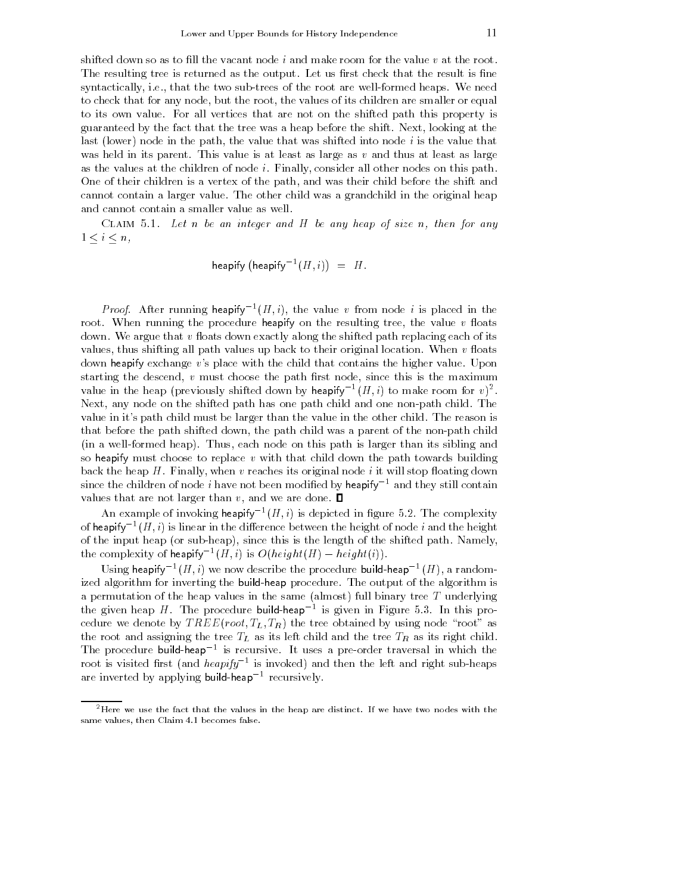shifted down so as to fill the vacant node $i$ and make room for the value $v$ at the root. The resulting tree is returned as the output. Let us first check that the result is fine syntactically, i.e., that the two sub-trees of the root are well-formed heaps. We need to check that for any node, but the root, the values of its children are smaller or equal to its own value. For all vertices that are not on the shifted path this property is guaranteed by the fact that the tree was a heap before the shift. Next, looking at the last (lower) node in the path, the value that was shifted into node $i$ is the value that was held in its parent. This value is at least as large as $v$ and thus at least as large as the values at the children of node $i$. Finally, consider all other nodes on this path. One of their children is a vertex of the path, and was their child before the shift and cannot contain a larger value. The other child was a grandchild in the original heap and cannot contain a smaller value as well.

CLAIM 5.1. *Let $n$ be an integer and $H$ be any heap of size $n$, then for any $1 \leq i \leq n$,*

$$\mathsf{heapify}\left(\mathsf{heapify}^{-1}(H,i)\right) \;=\; H.$$

*Proof.* After running $\mathsf{heapify}^{-1}(H,i)$, the value $v$ from node $i$ is placed in the root. When running the procedure heapify on the resulting tree, the value $v$ floats down. We argue that $v$ floats down exactly along the shifted path replacing each of its values, thus shifting all path values up back to their original location. When $v$ floats down heapify exchange $v$'s place with the child that contains the higher value. Upon starting the descend, $v$ must choose the path first node, since this is the maximum value in the heap (previously shifted down by $\mathsf{heapify}^{-1}(H,i)$ to make room for $v$)[2]. Next, any node on the shifted path has one path child and one non-path child. The value in it's path child must be larger than the value in the other child. The reason is that before the path shifted down, the path child was a parent of the non-path child (in a well-formed heap). Thus, each node on this path is larger than its sibling and so heapify must choose to replace $v$ with that child down the path towards building back the heap $H$. Finally, when $v$ reaches its original node $i$ it will stop floating down since the children of node $i$ have not been modified by $\mathsf{heapify}^{-1}$ and they still contain values that are not larger than $v$, and we are done. ∎

An example of invoking $\mathsf{heapify}^{-1}(H,i)$ is depicted in figure 5.2. The complexity of $\mathsf{heapify}^{-1}(H,i)$ is linear in the difference between the height of node $i$ and the height of the input heap (or sub-heap), since this is the length of the shifted path. Namely, the complexity of $\mathsf{heapify}^{-1}(H,i)$ is $O(height(H) - height(i))$.

Using $\mathsf{heapify}^{-1}(H,i)$ we now describe the procedure $\mathsf{build\text{-}heap}^{-1}(H)$, a randomized algorithm for inverting the build-heap procedure. The output of the algorithm is a permutation of the heap values in the same (almost) full binary tree $T$ underlying the given heap $H$. The procedure $\mathsf{build\text{-}heap}^{-1}$ is given in Figure 5.3. In this procedure we denote by $TREE(root, T_L, T_R)$ the tree obtained by using node "root" as the root and assigning the tree $T_L$ as its left child and the tree $T_R$ as its right child. The procedure $\mathsf{build\text{-}heap}^{-1}$ is recursive. It uses a pre-order traversal in which the root is visited first (and *heapify*$^{-1}$ is invoked) and then the left and right sub-heaps are inverted by applying $\mathsf{build\text{-}heap}^{-1}$ recursively.

---

[2] Here we use the fact that the values in the heap are distinct. If we have two nodes with the same values, then Claim 4.1 becomes false.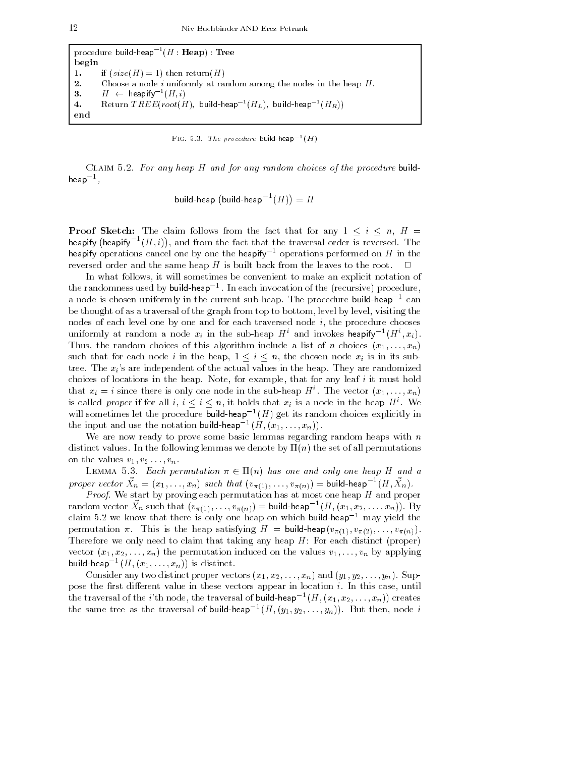```
procedure build-heap^{-1}(H : Heap) : Tree
begin
1.    if (size(H) = 1) then return(H)
2.    Choose a node i uniformly at random among the nodes in the heap H.
3.    H ← heapify^{-1}(H, i)
4.    Return TREE(root(H), build-heap^{-1}(H_L), build-heap^{-1}(H_R))
end
```

Fig. 5.3. *The procedure* build-heap$^{-1}(H)$

Claim 5.2. *For any heap $H$ and for any random choices of the procedure* build-heap$^{-1}$,

$$\text{build-heap}\left(\text{build-heap}^{-1}(H)\right) = H$$

**Proof Sketch:** The claim follows from the fact that for any $1 \leq i \leq n$, $H = \text{heapify}\left(\text{heapify}^{-1}(H, i)\right)$, and from the fact that the traversal order is reversed. The heapify operations cancel one by one the heapify$^{-1}$ operations performed on $H$ in the reversed order and the same heap $H$ is built back from the leaves to the root. □

In what follows, it will sometimes be convenient to make an explicit notation of the randomness used by build-heap$^{-1}$. In each invocation of the (recursive) procedure, a node is chosen uniformly in the current sub-heap. The procedure build-heap$^{-1}$ can be thought of as a traversal of the graph from top to bottom, level by level, visiting the nodes of each level one by one and for each traversed node $i$, the procedure chooses uniformly at random a node $x_i$ in the sub-heap $H^i$ and invokes heapify$^{-1}(H^i, x_i)$. Thus, the random choices of this algorithm include a list of $n$ choices $(x_1, \ldots, x_n)$ such that for each node $i$ in the heap, $1 \leq i \leq n$, the chosen node $x_i$ is in its sub-tree. The $x_i$'s are independent of the actual values in the heap. They are randomized choices of locations in the heap. Note, for example, that for any leaf $i$ it must hold that $x_i = i$ since there is only one node in the sub-heap $H^i$. The vector $(x_1, \ldots, x_n)$ is called *proper* if for all $i$, $i \leq i \leq n$, it holds that $x_i$ is a node in the heap $H^i$. We will sometimes let the procedure build-heap$^{-1}(H)$ get its random choices explicitly in the input and use the notation build-heap$^{-1}(H, (x_1, \ldots, x_n))$.

We are now ready to prove some basic lemmas regarding random heaps with $n$ distinct values. In the following lemmas we denote by $\Pi(n)$ the set of all permutations on the values $v_1, v_2 \ldots, v_n$.

Lemma 5.3. *Each permutation $\pi \in \Pi(n)$ has one and only one heap $H$ and a proper vector $\vec{X}_n = (x_1, \ldots, x_n)$ such that $(v_{\pi(1)}, \ldots, v_{\pi(n)}) = \text{build-heap}^{-1}(H, \vec{X}_n)$.*

*Proof.* We start by proving each permutation has at most one heap $H$ and proper random vector $\vec{X}_n$ such that $(v_{\pi(1)}, \ldots, v_{\pi(n)}) = \text{build-heap}^{-1}(H, (x_1, x_2, \ldots, x_n))$. By claim 5.2 we know that there is only one heap on which build-heap$^{-1}$ may yield the permutation $\pi$. This is the heap satisfying $H = \text{build-heap}(v_{\pi(1)}, v_{\pi(2)}, \ldots, v_{\pi(n)})$. Therefore we only need to claim that taking any heap $H$: For each distinct (proper) vector $(x_1, x_2, \ldots, x_n)$ the permutation induced on the values $v_1, \ldots, v_n$ by applying build-heap$^{-1}(H, (x_1, \ldots, x_n))$ is distinct.

Consider any two distinct proper vectors $(x_1, x_2, \ldots, x_n)$ and $(y_1, y_2, \ldots, y_n)$. Suppose the first different value in these vectors appear in location $i$. In this case, until the traversal of the $i$'th node, the traversal of build-heap$^{-1}(H, (x_1, x_2, \ldots, x_n))$ creates the same tree as the traversal of build-heap$^{-1}(H, (y_1, y_2, \ldots, y_n))$. But then, node $i$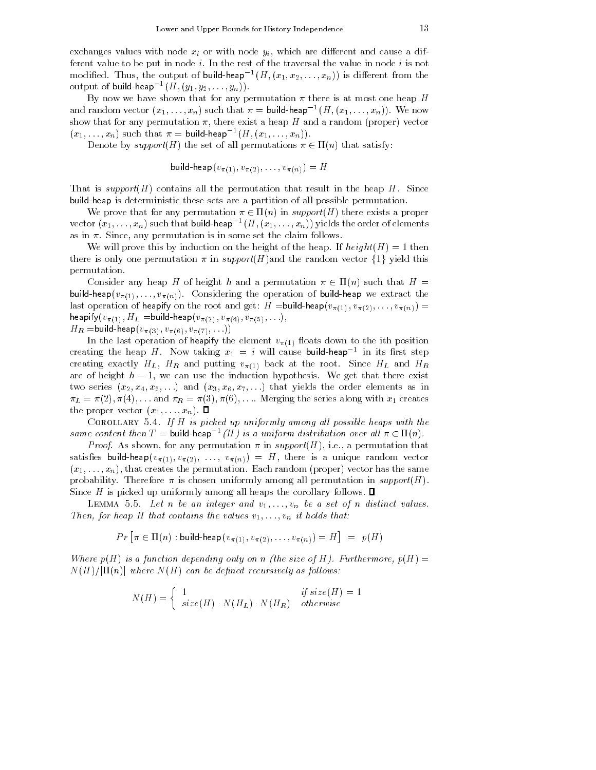exchanges values with node $x_i$ or with node $y_i$, which are different and cause a different value to be put in node $i$. In the rest of the traversal the value in node $i$ is not modified. Thus, the output of $\text{build-heap}^{-1}(H, (x_1, x_2, \ldots, x_n))$ is different from the output of $\text{build-heap}^{-1}(H, (y_1, y_2, \ldots, y_n))$.

By now we have shown that for any permutation $\pi$ there is at most one heap $H$ and random vector $(x_1, \ldots, x_n)$ such that $\pi = \text{build-heap}^{-1}(H, (x_1, \ldots, x_n))$. We now show that for any permutation $\pi$, there exist a heap $H$ and a random (proper) vector $(x_1, \ldots, x_n)$ such that $\pi = \text{build-heap}^{-1}(H, (x_1, \ldots, x_n))$.

Denote by *support*($H$) the set of all permutations $\pi \in \Pi(n)$ that satisfy:

$$\text{build-heap}(v_{\pi(1)}, v_{\pi(2)}, \ldots, v_{\pi(n)}) = H$$

That is *support*($H$) contains all the permutation that result in the heap $H$. Since build-heap is deterministic these sets are a partition of all possible permutation.

We prove that for any permutation $\pi \in \Pi(n)$ in *support*($H$) there exists a proper vector $(x_1, \ldots, x_n)$ such that $\text{build-heap}^{-1}(H, (x_1, \ldots, x_n))$ yields the order of elements as in $\pi$. Since, any permutation is in some set the claim follows.

We will prove this by induction on the height of the heap. If $height(H) = 1$ then there is only one permutation $\pi$ in *support*($H$)and the random vector $\{1\}$ yield this permutation.

Consider any heap $H$ of height $h$ and a permutation $\pi \in \Pi(n)$ such that $H = \text{build-heap}(v_{\pi(1)}, \ldots, v_{\pi(n)})$. Considering the operation of build-heap we extract the last operation of heapify on the root and get: $H = \text{build-heap}(v_{\pi(1)}, v_{\pi(2)}, \ldots, v_{\pi(n)}) = \text{heapify}(v_{\pi(1)}, H_L = \text{build-heap}(v_{\pi(2)}, v_{\pi(4)}, v_{\pi(5)}, \ldots),$
$H_R = \text{build-heap}(v_{\pi(3)}, v_{\pi(6)}, v_{\pi(7)}, \ldots))$

In the last operation of heapify the element $v_{\pi(1)}$ floats down to the ith position creating the heap $H$. Now taking $x_1 = i$ will cause $\text{build-heap}^{-1}$ in its first step creating exactly $H_L$, $H_R$ and putting $v_{\pi(1)}$ back at the root. Since $H_L$ and $H_R$ are of height $h-1$, we can use the induction hypothesis. We get that there exist two series $(x_2, x_4, x_5, \ldots)$ and $(x_3, x_6, x_7, \ldots)$ that yields the order elements as in $\pi_L = \pi(2), \pi(4), \ldots$ and $\pi_R = \pi(3), \pi(6), \ldots$. Merging the series along with $x_1$ creates the proper vector $(x_1, \ldots, x_n)$. ∎

COROLLARY 5.4. *If $H$ is picked up uniformly among all possible heaps with the same content then $T = \text{build-heap}^{-1}(H)$ is a uniform distribution over all $\pi \in \Pi(n)$.*

*Proof.* As shown, for any permutation $\pi$ in *support*($H$), i.e., a permutation that satisfies $\text{build-heap}(v_{\pi(1)}, v_{\pi(2)}, \ldots, v_{\pi(n)}) = H$, there is a unique random vector $(x_1, \ldots, x_n)$, that creates the permutation. Each random (proper) vector has the same probability. Therefore $\pi$ is chosen uniformly among all permutation in *support*($H$). Since $H$ is picked up uniformly among all heaps the corollary follows. ∎

LEMMA 5.5. *Let $n$ be an integer and $v_1, \ldots, v_n$ be a set of $n$ distinct values. Then, for heap $H$ that contains the values $v_1, \ldots, v_n$ it holds that:*

$$Pr\left[\pi \in \Pi(n) : \text{build-heap}(v_{\pi(1)}, v_{\pi(2)}, \ldots, v_{\pi(n)}) = H\right] \;=\; p(H)$$

*Where $p(H)$ is a function depending only on $n$ (the size of $H$). Furthermore, $p(H) = N(H)/|\Pi(n)|$ where $N(H)$ can be defined recursively as follows:*

$$N(H) = \begin{cases} 1 & \text{if } size(H) = 1 \\ size(H) \cdot N(H_L) \cdot N(H_R) & \text{otherwise} \end{cases}$$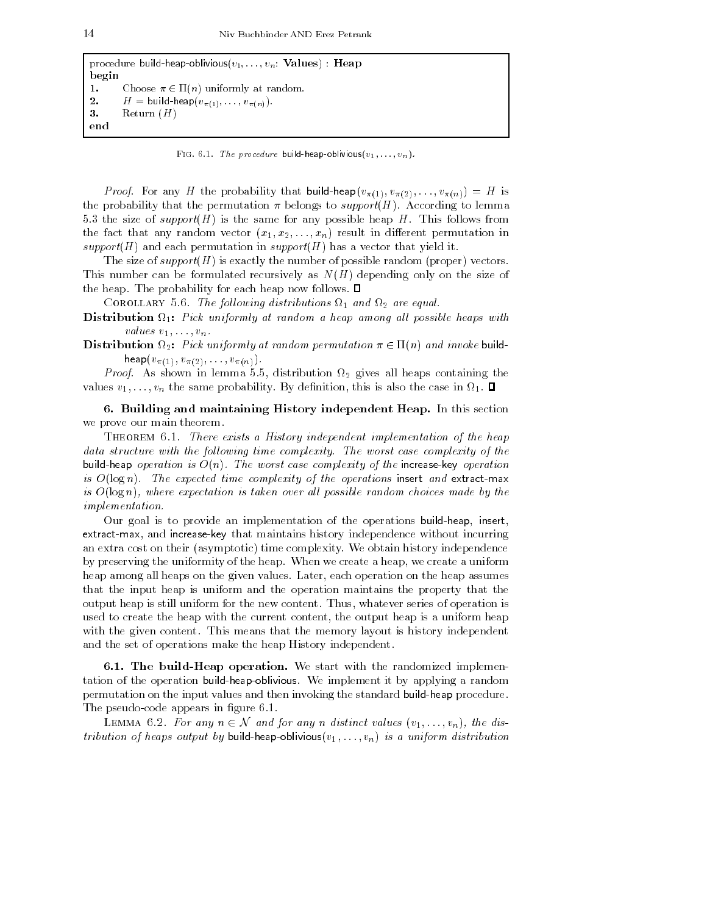```
procedure build-heap-oblivious(v_1, ..., v_n: Values) : Heap
begin
1.    Choose π ∈ Π(n) uniformly at random.
2.    H = build-heap(v_π(1), ..., v_π(n)).
3.    Return (H)
end
```

Fig. 6.1. *The procedure* build-heap-oblivious$(v_1, \ldots, v_n)$.

*Proof.* For any $H$ the probability that build-heap$(v_{\pi(1)}, v_{\pi(2)}, \ldots, v_{\pi(n)}) = H$ is the probability that the permutation $\pi$ belongs to *support*$(H)$. According to lemma 5.3 the size of *support*$(H)$ is the same for any possible heap $H$. This follows from the fact that any random vector $(x_1, x_2, \ldots, x_n)$ result in different permutation in *support*$(H)$ and each permutation in *support*$(H)$ has a vector that yield it.

The size of *support*$(H)$ is exactly the number of possible random (proper) vectors. This number can be formulated recursively as $N(H)$ depending only on the size of the heap. The probability for each heap now follows. ☐

Corollary 5.6. *The following distributions $\Omega_1$ and $\Omega_2$ are equal.*

**Distribution $\Omega_1$:** *Pick uniformly at random a heap among all possible heaps with values $v_1, \ldots, v_n$.*

**Distribution $\Omega_2$:** *Pick uniformly at random permutation $\pi \in \Pi(n)$ and invoke* build-heap$(v_{\pi(1)}, v_{\pi(2)}, \ldots, v_{\pi(n)})$.

*Proof.* As shown in lemma 5.5, distribution $\Omega_2$ gives all heaps containing the values $v_1, \ldots, v_n$ the same probability. By definition, this is also the case in $\Omega_1$. ☐

## 6. Building and maintaining History independent Heap.

In this section we prove our main theorem.

Theorem 6.1. *There exists a History independent implementation of the heap data structure with the following time complexity. The worst case complexity of the* build-heap *operation is $O(n)$. The worst case complexity of the* increase-key *operation is $O(\log n)$. The expected time complexity of the operations* insert *and* extract-max *is $O(\log n)$, where expectation is taken over all possible random choices made by the implementation.*

Our goal is to provide an implementation of the operations build-heap, insert, extract-max, and increase-key that maintains history independence without incurring an extra cost on their (asymptotic) time complexity. We obtain history independence by preserving the uniformity of the heap. When we create a heap, we create a uniform heap among all heaps on the given values. Later, each operation on the heap assumes that the input heap is uniform and the operation maintains the property that the output heap is still uniform for the new content. Thus, whatever series of operation is used to create the heap with the current content, the output heap is a uniform heap with the given content. This means that the memory layout is history independent and the set of operations make the heap History independent.

### 6.1. The build-Heap operation.

We start with the randomized implementation of the operation build-heap-oblivious. We implement it by applying a random permutation on the input values and then invoking the standard build-heap procedure. The pseudo-code appears in figure 6.1.

Lemma 6.2. *For any $n \in \mathcal{N}$ and for any $n$ distinct values $(v_1, \ldots, v_n)$, the distribution of heaps output by* build-heap-oblivious$(v_1, \ldots, v_n)$ *is a uniform distribution*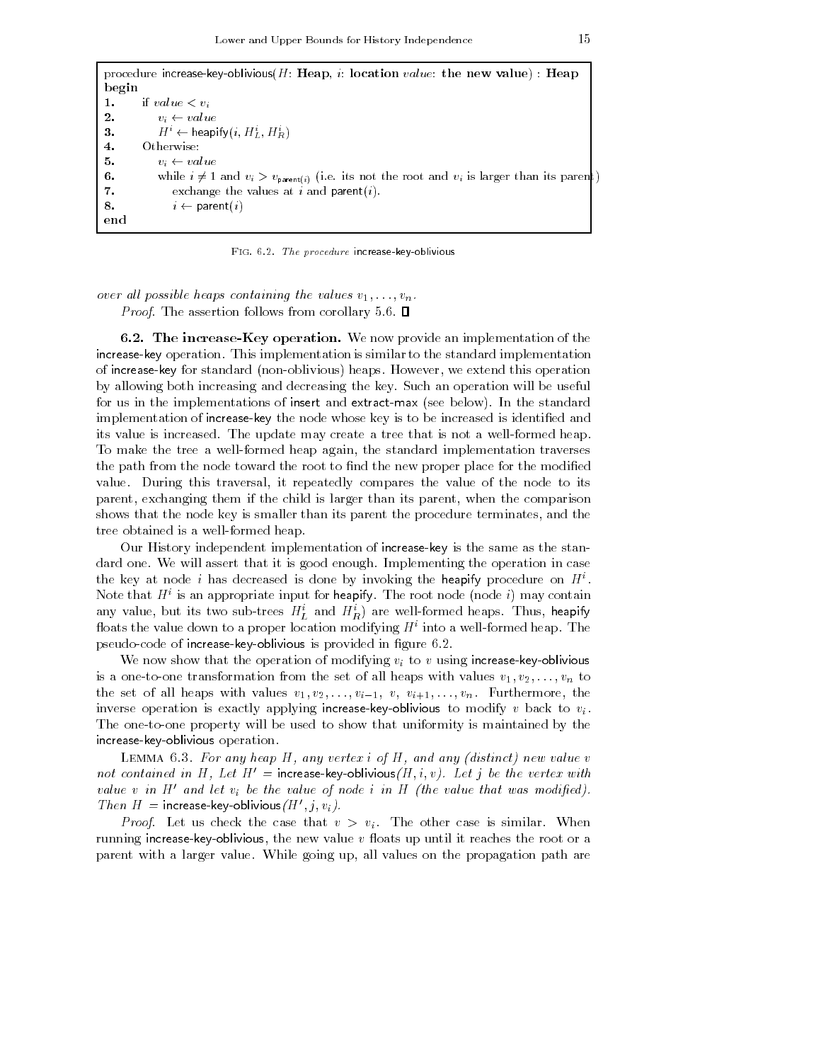```
procedure increase-key-oblivious(H: Heap, i: location value: the new value) : Heap
begin
1.     if value < v_i
2.         v_i ← value
3.         H^i ← heapify(i, H^i_L, H^i_R)
4.     Otherwise:
5.         v_i ← value
6.         while i ≠ 1 and v_i > v_parent(i) (i.e. its not the root and v_i is larger than its parent)
7.             exchange the values at i and parent(i).
8.             i ← parent(i)
end
```

Fig. 6.2. *The procedure* increase-key-oblivious

*over all possible heaps containing the values $v_1, \ldots, v_n$.*

*Proof.* The assertion follows from corollary 5.6. ∎

**6.2. The increase-Key operation.** We now provide an implementation of the increase-key operation. This implementation is similar to the standard implementation of increase-key for standard (non-oblivious) heaps. However, we extend this operation by allowing both increasing and decreasing the key. Such an operation will be useful for us in the implementations of insert and extract-max (see below). In the standard implementation of increase-key the node whose key is to be increased is identified and its value is increased. The update may create a tree that is not a well-formed heap. To make the tree a well-formed heap again, the standard implementation traverses the path from the node toward the root to find the new proper place for the modified value. During this traversal, it repeatedly compares the value of the node to its parent, exchanging them if the child is larger than its parent, when the comparison shows that the node key is smaller than its parent the procedure terminates, and the tree obtained is a well-formed heap.

Our History independent implementation of increase-key is the same as the standard one. We will assert that it is good enough. Implementing the operation in case the key at node $i$ has decreased is done by invoking the heapify procedure on $H^i$. Note that $H^i$ is an appropriate input for heapify. The root node (node $i$) may contain any value, but its two sub-trees $H^i_L$ and $H^i_R$) are well-formed heaps. Thus, heapify floats the value down to a proper location modifying $H^i$ into a well-formed heap. The pseudo-code of increase-key-oblivious is provided in figure 6.2.

We now show that the operation of modifying $v_i$ to $v$ using increase-key-oblivious is a one-to-one transformation from the set of all heaps with values $v_1, v_2, \ldots, v_n$ to the set of all heaps with values $v_1, v_2, \ldots, v_{i-1}, v, v_{i+1}, \ldots, v_n$. Furthermore, the inverse operation is exactly applying increase-key-oblivious to modify $v$ back to $v_i$. The one-to-one property will be used to show that uniformity is maintained by the increase-key-oblivious operation.

Lemma 6.3. *For any heap $H$, any vertex $i$ of $H$, and any (distinct) new value $v$ not contained in $H$, Let $H'$ = increase-key-oblivious$(H, i, v)$. Let $j$ be the vertex with value $v$ in $H'$ and let $v_i$ be the value of node $i$ in $H$ (the value that was modified). Then $H$ = increase-key-oblivious$(H', j, v_i)$.*

*Proof.* Let us check the case that $v > v_i$. The other case is similar. When running increase-key-oblivious, the new value $v$ floats up until it reaches the root or a parent with a larger value. While going up, all values on the propagation path are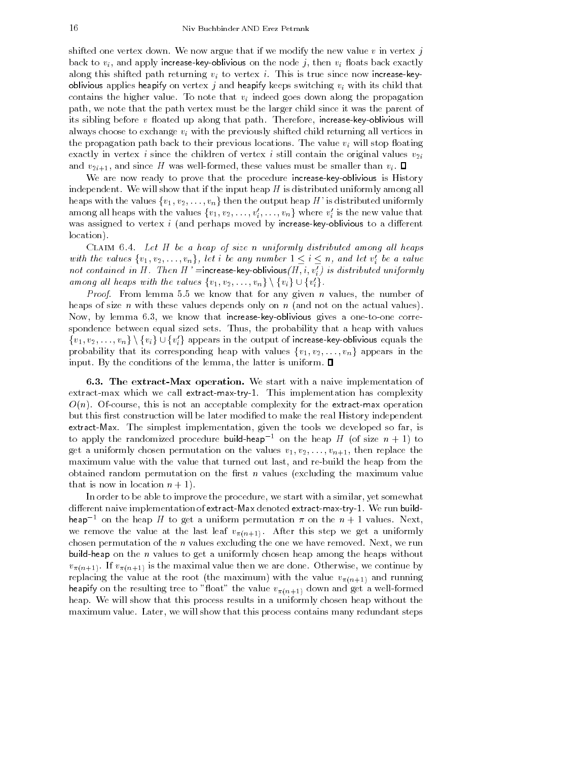shifted one vertex down. We now argue that if we modify the new value $v$ in vertex $j$ back to $v_i$, and apply increase-key-oblivious on the node $j$, then $v_i$ floats back exactly along this shifted path returning $v_i$ to vertex $i$. This is true since now increase-key-oblivious applies heapify on vertex $j$ and heapify keeps switching $v_i$ with its child that contains the higher value. To note that $v_i$ indeed goes down along the propagation path, we note that the path vertex must be the larger child since it was the parent of its sibling before $v$ floated up along that path. Therefore, increase-key-oblivious will always choose to exchange $v_i$ with the previously shifted child returning all vertices in the propagation path back to their previous locations. The value $v_i$ will stop floating exactly in vertex $i$ since the children of vertex $i$ still contain the original values $v_{2i}$ and $v_{2i+1}$, and since $H$ was well-formed, these values must be smaller than $v_i$. ∎

We are now ready to prove that the procedure increase-key-oblivious is History independent. We will show that if the input heap $H$ is distributed uniformly among all heaps with the values $\{v_1, v_2, \ldots, v_n\}$ then the output heap $H'$ is distributed uniformly among all heaps with the values $\{v_1, v_2, \ldots, v_i', \ldots, v_n\}$ where $v_i'$ is the new value that was assigned to vertex $i$ (and perhaps moved by increase-key-oblivious to a different location).

Claim 6.4. *Let $H$ be a heap of size $n$ uniformly distributed among all heaps with the values $\{v_1, v_2, \ldots, v_n\}$, let $i$ be any number $1 \le i \le n$, and let $v_i'$ be a value not contained in $H$. Then $H'$ =increase-key-oblivious$(H, i, v_i')$ is distributed uniformly among all heaps with the values $\{v_1, v_2, \ldots, v_n\} \setminus \{v_i\} \cup \{v_i'\}$.*

*Proof.* From lemma 5.5 we know that for any given $n$ values, the number of heaps of size $n$ with these values depends only on $n$ (and not on the actual values). Now, by lemma 6.3, we know that increase-key-oblivious gives a one-to-one correspondence between equal sized sets. Thus, the probability that a heap with values $\{v_1, v_2, \ldots, v_n\} \setminus \{v_i\} \cup \{v_i'\}$ appears in the output of increase-key-oblivious equals the probability that its corresponding heap with values $\{v_1, v_2, \ldots, v_n\}$ appears in the input. By the conditions of the lemma, the latter is uniform. ∎

**6.3. The extract-Max operation.** We start with a naive implementation of extract-max which we call extract-max-try-1. This implementation has complexity $O(n)$. Of-course, this is not an acceptable complexity for the extract-max operation but this first construction will be later modified to make the real History independent extract-Max. The simplest implementation, given the tools we developed so far, is to apply the randomized procedure build-heap$^{-1}$ on the heap $H$ (of size $n+1$) to get a uniformly chosen permutation on the values $v_1, v_2, \ldots, v_{n+1}$, then replace the maximum value with the value that turned out last, and re-build the heap from the obtained random permutation on the first $n$ values (excluding the maximum value that is now in location $n+1$).

In order to be able to improve the procedure, we start with a similar, yet somewhat different naive implementation of extract-Max denoted extract-max-try-1. We run build-heap$^{-1}$ on the heap $H$ to get a uniform permutation $\pi$ on the $n+1$ values. Next, we remove the value at the last leaf $v_{\pi(n+1)}$. After this step we get a uniformly chosen permutation of the $n$ values excluding the one we have removed. Next, we run build-heap on the $n$ values to get a uniformly chosen heap among the heaps without $v_{\pi(n+1)}$. If $v_{\pi(n+1)}$ is the maximal value then we are done. Otherwise, we continue by replacing the value at the root (the maximum) with the value $v_{\pi(n+1)}$ and running heapify on the resulting tree to "float" the value $v_{\pi(n+1)}$ down and get a well-formed heap. We will show that this process results in a uniformly chosen heap without the maximum value. Later, we will show that this process contains many redundant steps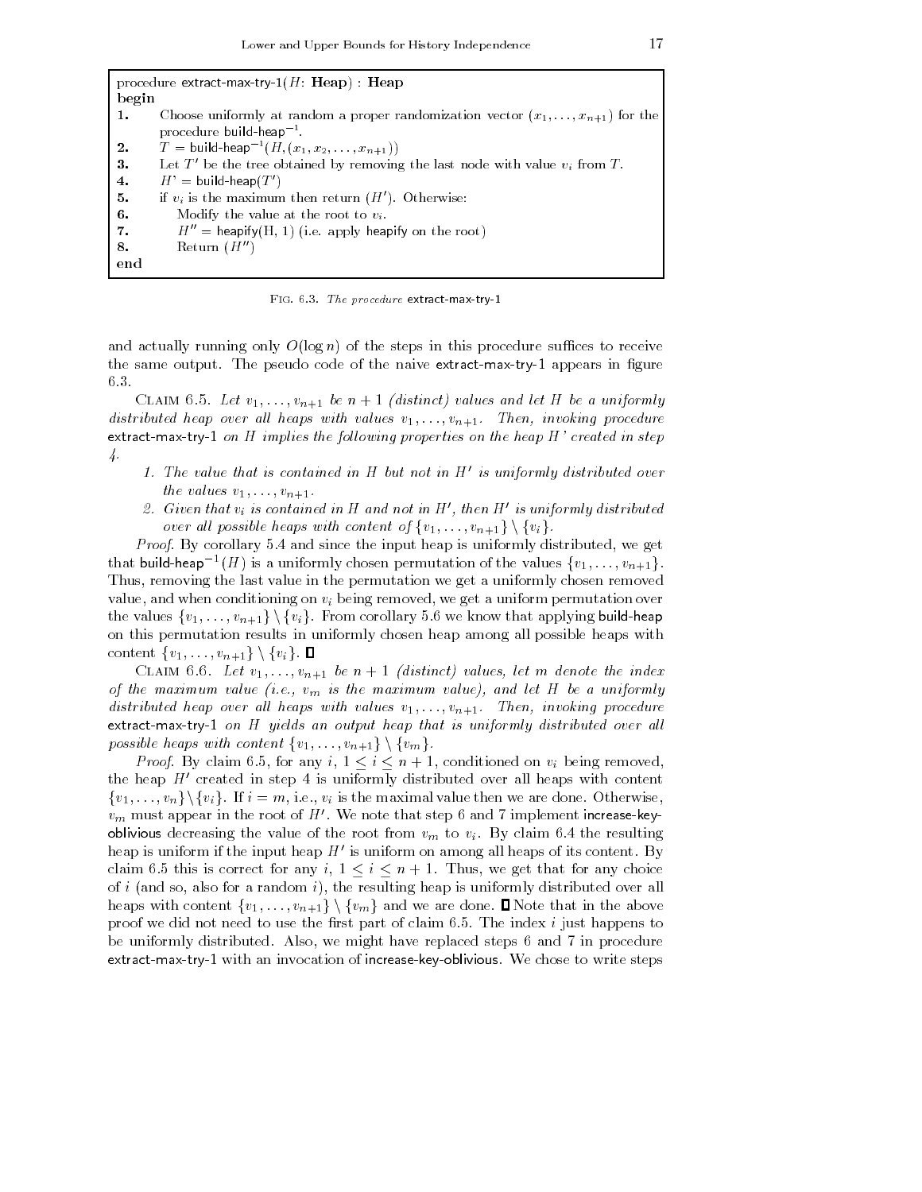```
procedure extract-max-try-1(H: Heap) : Heap
begin
1.    Choose uniformly at random a proper randomization vector (x_1, ..., x_{n+1}) for the
      procedure build-heap^{-1}.
2.    T = build-heap^{-1}(H, (x_1, x_2, ..., x_{n+1}))
3.    Let T' be the tree obtained by removing the last node with value v_i from T.
4.    H' = build-heap(T')
5.    if v_i is the maximum then return (H'). Otherwise:
6.       Modify the value at the root to v_i.
7.       H'' = heapify(H, 1) (i.e. apply heapify on the root)
8.       Return (H'')
end
```

FIG. 6.3. *The procedure* extract-max-try-1

and actually running only $O(\log n)$ of the steps in this procedure suffices to receive the same output. The pseudo code of the naive extract-max-try-1 appears in figure 6.3.

CLAIM 6.5. *Let $v_1, \ldots, v_{n+1}$ be $n+1$ (distinct) values and let $H$ be a uniformly distributed heap over all heaps with values $v_1, \ldots, v_{n+1}$. Then, invoking procedure* extract-max-try-1 *on $H$ implies the following properties on the heap $H'$ created in step 4.*

1. *The value that is contained in $H$ but not in $H'$ is uniformly distributed over the values $v_1, \ldots, v_{n+1}$.*
2. *Given that $v_i$ is contained in $H$ and not in $H'$, then $H'$ is uniformly distributed over all possible heaps with content of $\{v_1, \ldots, v_{n+1}\} \setminus \{v_i\}$.*

*Proof.* By corollary 5.4 and since the input heap is uniformly distributed, we get that build-heap$^{-1}(H)$ is a uniformly chosen permutation of the values $\{v_1, \ldots, v_{n+1}\}$. Thus, removing the last value in the permutation we get a uniformly chosen removed value, and when conditioning on $v_i$ being removed, we get a uniform permutation over the values $\{v_1, \ldots, v_{n+1}\} \setminus \{v_i\}$. From corollary 5.6 we know that applying build-heap on this permutation results in uniformly chosen heap among all possible heaps with content $\{v_1, \ldots, v_{n+1}\} \setminus \{v_i\}$. ∎

CLAIM 6.6. *Let $v_1, \ldots, v_{n+1}$ be $n+1$ (distinct) values, let $m$ denote the index of the maximum value (i.e., $v_m$ is the maximum value), and let $H$ be a uniformly distributed heap over all heaps with values $v_1, \ldots, v_{n+1}$. Then, invoking procedure* extract-max-try-1 *on $H$ yields an output heap that is uniformly distributed over all possible heaps with content $\{v_1, \ldots, v_{n+1}\} \setminus \{v_m\}$.*

*Proof.* By claim 6.5, for any $i$, $1 \leq i \leq n+1$, conditioned on $v_i$ being removed, the heap $H'$ created in step 4 is uniformly distributed over all heaps with content $\{v_1, \ldots, v_n\} \setminus \{v_i\}$. If $i = m$, i.e., $v_i$ is the maximal value then we are done. Otherwise, $v_m$ must appear in the root of $H'$. We note that step 6 and 7 implement increase-key-oblivious decreasing the value of the root from $v_m$ to $v_i$. By claim 6.4 the resulting heap is uniform if the input heap $H'$ is uniform on among all heaps of its content. By claim 6.5 this is correct for any $i$, $1 \leq i \leq n+1$. Thus, we get that for any choice of $i$ (and so, also for a random $i$), the resulting heap is uniformly distributed over all heaps with content $\{v_1, \ldots, v_{n+1}\} \setminus \{v_m\}$ and we are done. ∎ Note that in the above proof we did not need to use the first part of claim 6.5. The index $i$ just happens to be uniformly distributed. Also, we might have replaced steps 6 and 7 in procedure extract-max-try-1 with an invocation of increase-key-oblivious. We chose to write steps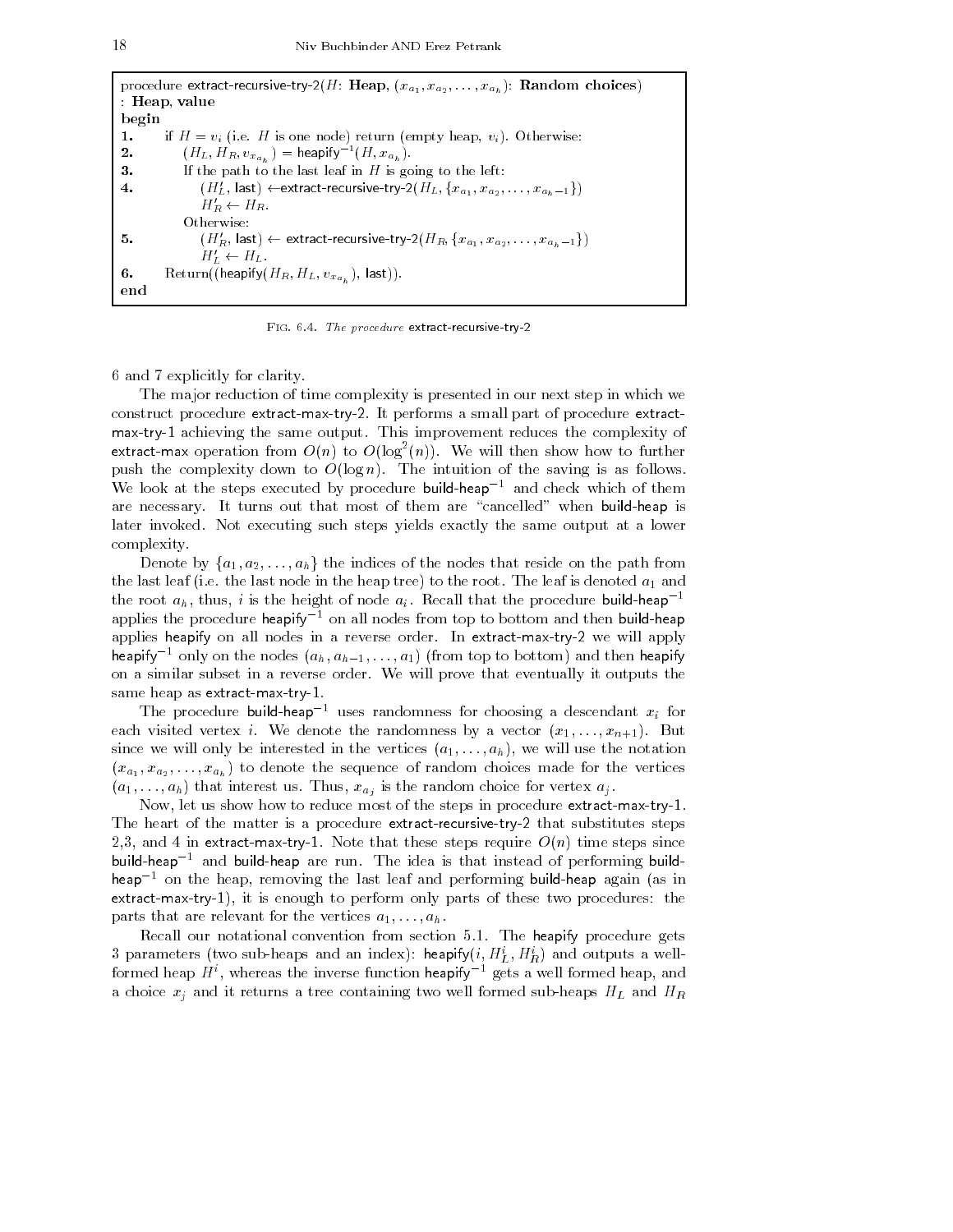```
procedure extract-recursive-try-2(H: Heap, (x_{a_1}, x_{a_2}, ..., x_{a_h}): Random choices)
: Heap, value
begin
1.    if H = v_i (i.e. H is one node) return (empty heap, v_i). Otherwise:
2.        (H_L, H_R, v_{x_{a_h}}) = heapify^{-1}(H, x_{a_h}).
3.        If the path to the last leaf in H is going to the left:
4.            (H'_L, last) <- extract-recursive-try-2(H_L, {x_{a_1}, x_{a_2}, ..., x_{a_h - 1}})
              H'_R <- H_R.
          Otherwise:
5.            (H'_R, last) <- extract-recursive-try-2(H_R, {x_{a_1}, x_{a_2}, ..., x_{a_h - 1}})
              H'_L <- H_L.
6.    Return((heapify(H_R, H_L, v_{x_{a_h}}), last)).
end
```

Fig. 6.4. *The procedure* extract-recursive-try-2

6 and 7 explicitly for clarity.

The major reduction of time complexity is presented in our next step in which we construct procedure extract-max-try-2. It performs a small part of procedure extract-max-try-1 achieving the same output. This improvement reduces the complexity of extract-max operation from $O(n)$ to $O(\log^2(n))$. We will then show how to further push the complexity down to $O(\log n)$. The intuition of the saving is as follows. We look at the steps executed by procedure build-heap$^{-1}$ and check which of them are necessary. It turns out that most of them are "cancelled" when build-heap is later invoked. Not executing such steps yields exactly the same output at a lower complexity.

Denote by $\{a_1, a_2, \ldots, a_h\}$ the indices of the nodes that reside on the path from the last leaf (i.e. the last node in the heap tree) to the root. The leaf is denoted $a_1$ and the root $a_h$, thus, $i$ is the height of node $a_i$. Recall that the procedure build-heap$^{-1}$ applies the procedure heapify$^{-1}$ on all nodes from top to bottom and then build-heap applies heapify on all nodes in a reverse order. In extract-max-try-2 we will apply heapify$^{-1}$ only on the nodes $(a_h, a_{h-1}, \ldots, a_1)$ (from top to bottom) and then heapify on a similar subset in a reverse order. We will prove that eventually it outputs the same heap as extract-max-try-1.

The procedure build-heap$^{-1}$ uses randomness for choosing a descendant $x_i$ for each visited vertex $i$. We denote the randomness by a vector $(x_1, \ldots, x_{n+1})$. But since we will only be interested in the vertices $(a_1, \ldots, a_h)$, we will use the notation $(x_{a_1}, x_{a_2}, \ldots, x_{a_h})$ to denote the sequence of random choices made for the vertices $(a_1, \ldots, a_h)$ that interest us. Thus, $x_{a_j}$ is the random choice for vertex $a_j$.

Now, let us show how to reduce most of the steps in procedure extract-max-try-1. The heart of the matter is a procedure extract-recursive-try-2 that substitutes steps 2,3, and 4 in extract-max-try-1. Note that these steps require $O(n)$ time steps since build-heap$^{-1}$ and build-heap are run. The idea is that instead of performing build-heap$^{-1}$ on the heap, removing the last leaf and performing build-heap again (as in extract-max-try-1), it is enough to perform only parts of these two procedures: the parts that are relevant for the vertices $a_1, \ldots, a_h$.

Recall our notational convention from section 5.1. The heapify procedure gets 3 parameters (two sub-heaps and an index): heapify$(i, H_L^i, H_R^i)$ and outputs a well-formed heap $H^i$, whereas the inverse function heapify$^{-1}$ gets a well formed heap, and a choice $x_j$ and it returns a tree containing two well formed sub-heaps $H_L$ and $H_R$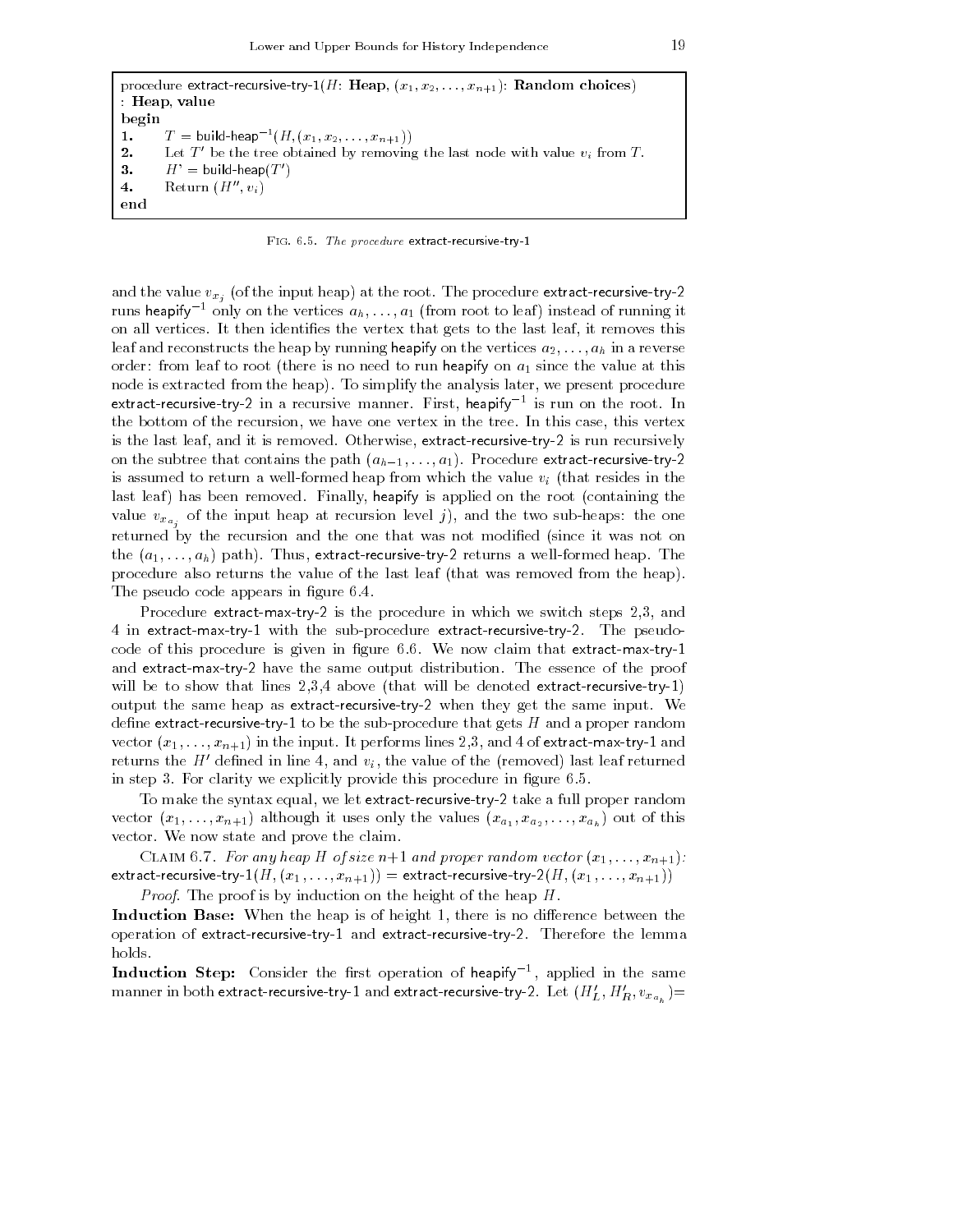```
procedure extract-recursive-try-1(H: Heap, (x_1, x_2, ..., x_{n+1}): Random choices)
: Heap, value
begin
1.    T = build-heap^{-1}(H, (x_1, x_2, ..., x_{n+1}))
2.    Let T' be the tree obtained by removing the last node with value v_i from T.
3.    H' = build-heap(T')
4.    Return (H'', v_i)
end
```

Fig. 6.5. *The procedure* extract-recursive-try-1

and the value $v_{x_j}$ (of the input heap) at the root. The procedure extract-recursive-try-2 runs heapify$^{-1}$ only on the vertices $a_h, \ldots, a_1$ (from root to leaf) instead of running it on all vertices. It then identifies the vertex that gets to the last leaf, it removes this leaf and reconstructs the heap by running heapify on the vertices $a_2, \ldots, a_h$ in a reverse order: from leaf to root (there is no need to run heapify on $a_1$ since the value at this node is extracted from the heap). To simplify the analysis later, we present procedure extract-recursive-try-2 in a recursive manner. First, heapify$^{-1}$ is run on the root. In the bottom of the recursion, we have one vertex in the tree. In this case, this vertex is the last leaf, and it is removed. Otherwise, extract-recursive-try-2 is run recursively on the subtree that contains the path $(a_{h-1}, \ldots, a_1)$. Procedure extract-recursive-try-2 is assumed to return a well-formed heap from which the value $v_i$ (that resides in the last leaf) has been removed. Finally, heapify is applied on the root (containing the value $v_{x_{a_j}}$ of the input heap at recursion level $j$), and the two sub-heaps: the one returned by the recursion and the one that was not modified (since it was not on the $(a_1, \ldots, a_h)$ path). Thus, extract-recursive-try-2 returns a well-formed heap. The procedure also returns the value of the last leaf (that was removed from the heap). The pseudo code appears in figure 6.4.

Procedure extract-max-try-2 is the procedure in which we switch steps 2,3, and 4 in extract-max-try-1 with the sub-procedure extract-recursive-try-2. The pseudo-code of this procedure is given in figure 6.6. We now claim that extract-max-try-1 and extract-max-try-2 have the same output distribution. The essence of the proof will be to show that lines 2,3,4 above (that will be denoted extract-recursive-try-1) output the same heap as extract-recursive-try-2 when they get the same input. We define extract-recursive-try-1 to be the sub-procedure that gets $H$ and a proper random vector $(x_1, \ldots, x_{n+1})$ in the input. It performs lines 2,3, and 4 of extract-max-try-1 and returns the $H'$ defined in line 4, and $v_i$, the value of the (removed) last leaf returned in step 3. For clarity we explicitly provide this procedure in figure 6.5.

To make the syntax equal, we let extract-recursive-try-2 take a full proper random vector $(x_1, \ldots, x_{n+1})$ although it uses only the values $(x_{a_1}, x_{a_2}, \ldots, x_{a_h})$ out of this vector. We now state and prove the claim.

Claim 6.7. *For any heap $H$ of size $n+1$ and proper random vector $(x_1, \ldots, x_{n+1})$:*
extract-recursive-try-1$(H, (x_1, \ldots, x_{n+1}))$ = extract-recursive-try-2$(H, (x_1, \ldots, x_{n+1}))$

*Proof.* The proof is by induction on the height of the heap $H$.

**Induction Base:** When the heap is of height 1, there is no difference between the operation of extract-recursive-try-1 and extract-recursive-try-2. Therefore the lemma holds.

**Induction Step:** Consider the first operation of heapify$^{-1}$, applied in the same manner in both extract-recursive-try-1 and extract-recursive-try-2. Let $(H'_L, H'_R, v_{x_{a_h}})$=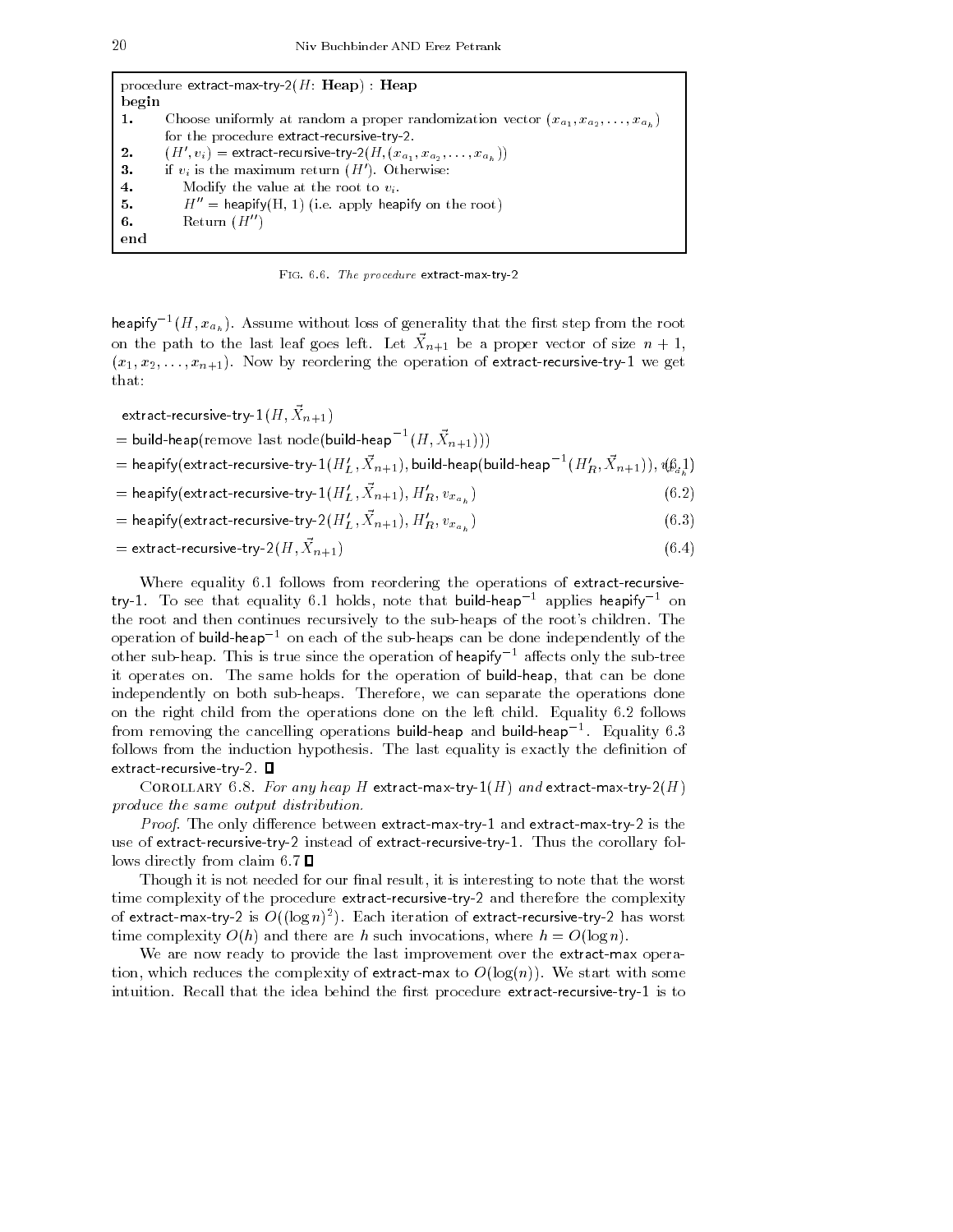```
procedure extract-max-try-2(H: Heap) : Heap
begin
1.    Choose uniformly at random a proper randomization vector (x_{a_1}, x_{a_2}, ..., x_{a_h})
      for the procedure extract-recursive-try-2.
2.    (H', v_i) = extract-recursive-try-2(H, (x_{a_1}, x_{a_2}, ..., x_{a_h}))
3.    if v_i is the maximum return (H'). Otherwise:
4.       Modify the value at the root to v_i.
5.       H'' = heapify(H, 1) (i.e. apply heapify on the root)
6.       Return (H'')
end
```

Fig. 6.6. *The procedure* extract-max-try-2

$\text{heapify}^{-1}(H, x_{a_h})$. Assume without loss of generality that the first step from the root on the path to the last leaf goes left. Let $\vec{X}_{n+1}$ be a proper vector of size $n+1$, $(x_1, x_2, \ldots, x_{n+1})$. Now by reordering the operation of extract-recursive-try-1 we get that:

$$
\begin{aligned}
&\text{extract-recursive-try-1}(H, \vec{X}_{n+1}) \\
&= \text{build-heap}(\text{remove last node}(\text{build-heap}^{-1}(H, \vec{X}_{n+1}))) \\
&= \text{heapify}(\text{extract-recursive-try-1}(H'_L, \vec{X}_{n+1}), \text{build-heap}(\text{build-heap}^{-1}(H'_R, \vec{X}_{n+1})), v_{x_{a_h}}) \quad (6.1)\\
&= \text{heapify}(\text{extract-recursive-try-1}(H'_L, \vec{X}_{n+1}), H'_R, v_{x_{a_h}}) \quad (6.2)\\
&= \text{heapify}(\text{extract-recursive-try-2}(H'_L, \vec{X}_{n+1}), H'_R, v_{x_{a_h}}) \quad (6.3)\\
&= \text{extract-recursive-try-2}(H, \vec{X}_{n+1}) \quad (6.4)
\end{aligned}
$$

Where equality 6.1 follows from reordering the operations of extract-recursive-try-1. To see that equality 6.1 holds, note that $\text{build-heap}^{-1}$ applies $\text{heapify}^{-1}$ on the root and then continues recursively to the sub-heaps of the root's children. The operation of $\text{build-heap}^{-1}$ on each of the sub-heaps can be done independently of the other sub-heap. This is true since the operation of $\text{heapify}^{-1}$ affects only the sub-tree it operates on. The same holds for the operation of build-heap, that can be done independently on both sub-heaps. Therefore, we can separate the operations done on the right child from the operations done on the left child. Equality 6.2 follows from removing the cancelling operations build-heap and $\text{build-heap}^{-1}$. Equality 6.3 follows from the induction hypothesis. The last equality is exactly the definition of extract-recursive-try-2. ∎

Corollary 6.8. *For any heap $H$* extract-max-try-1$(H)$ *and* extract-max-try-2$(H)$ *produce the same output distribution.*

*Proof*. The only difference between extract-max-try-1 and extract-max-try-2 is the use of extract-recursive-try-2 instead of extract-recursive-try-1. Thus the corollary follows directly from claim 6.7 ∎

Though it is not needed for our final result, it is interesting to note that the worst time complexity of the procedure extract-recursive-try-2 and therefore the complexity of extract-max-try-2 is $O((\log n)^2)$. Each iteration of extract-recursive-try-2 has worst time complexity $O(h)$ and there are $h$ such invocations, where $h = O(\log n)$.

We are now ready to provide the last improvement over the extract-max operation, which reduces the complexity of extract-max to $O(\log(n))$. We start with some intuition. Recall that the idea behind the first procedure extract-recursive-try-1 is to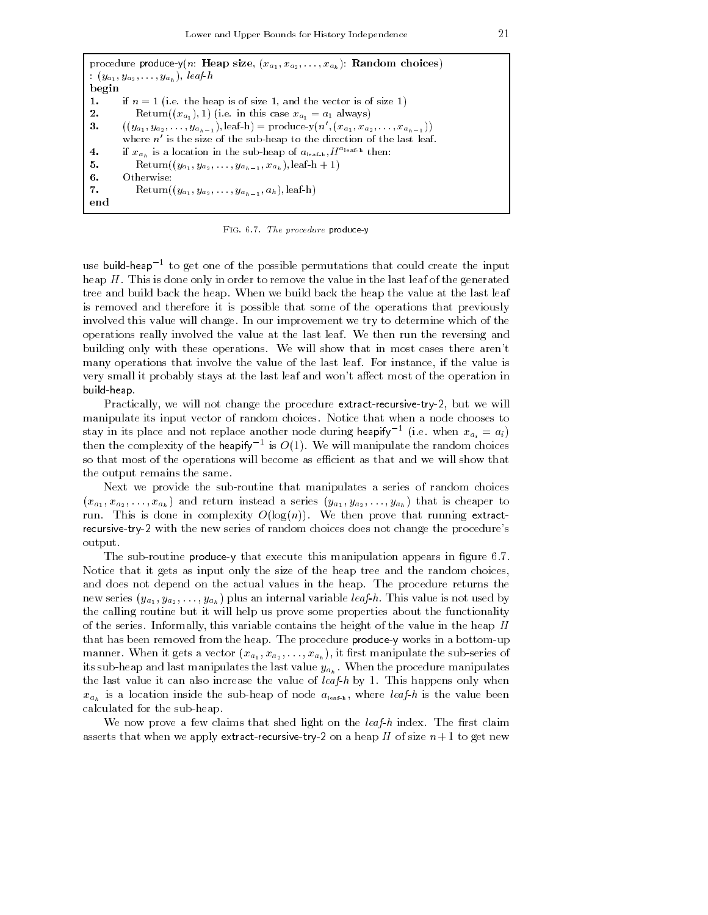```
procedure produce-y(n: Heap size, (x_{a_1}, x_{a_2}, ..., x_{a_h}): Random choices)
: (y_{a_1}, y_{a_2}, ..., y_{a_h}), leaf-h
begin
1.    if n = 1 (i.e. the heap is of size 1, and the vector is of size 1)
2.        Return((x_{a_1}), 1) (i.e. in this case x_{a_1} = a_1 always)
3.    ((y_{a_1}, y_{a_2}, ..., y_{a_{h-1}}), leaf-h) = produce-y(n', (x_{a_1}, x_{a_2}, ..., x_{a_{h-1}}))
      where n' is the size of the sub-heap to the direction of the last leaf.
4.    if x_{a_h} is a location in the sub-heap of a_{leaf-h}, H^{a_{leaf-h}} then:
5.        Return((y_{a_1}, y_{a_2}, ..., y_{a_{h-1}}, x_{a_h}), leaf-h + 1)
6.    Otherwise:
7.        Return((y_{a_1}, y_{a_2}, ..., y_{a_{h-1}}, a_h), leaf-h)
end
```

Fig. 6.7. *The procedure* produce-y

use build-heap$^{-1}$ to get one of the possible permutations that could create the input heap $H$. This is done only in order to remove the value in the last leaf of the generated tree and build back the heap. When we build back the heap the value at the last leaf is removed and therefore it is possible that some of the operations that previously involved this value will change. In our improvement we try to determine which of the operations really involved the value at the last leaf. We then run the reversing and building only with these operations. We will show that in most cases there aren't many operations that involve the value of the last leaf. For instance, if the value is very small it probably stays at the last leaf and won't affect most of the operation in build-heap.

Practically, we will not change the procedure extract-recursive-try-2, but we will manipulate its input vector of random choices. Notice that when a node chooses to stay in its place and not replace another node during heapify$^{-1}$ (i.e. when $x_{a_i} = a_i$) then the complexity of the heapify$^{-1}$ is $O(1)$. We will manipulate the random choices so that most of the operations will become as efficient as that and we will show that the output remains the same.

Next we provide the sub-routine that manipulates a series of random choices $(x_{a_1}, x_{a_2}, \ldots, x_{a_h})$ and return instead a series $(y_{a_1}, y_{a_2}, \ldots, y_{a_h})$ that is cheaper to run. This is done in complexity $O(\log(n))$. We then prove that running extract-recursive-try-2 with the new series of random choices does not change the procedure's output.

The sub-routine produce-y that execute this manipulation appears in figure 6.7. Notice that it gets as input only the size of the heap tree and the random choices, and does not depend on the actual values in the heap. The procedure returns the new series $(y_{a_1}, y_{a_2}, \ldots, y_{a_h})$ plus an internal variable *leaf-h*. This value is not used by the calling routine but it will help us prove some properties about the functionality of the series. Informally, this variable contains the height of the value in the heap $H$ that has been removed from the heap. The procedure produce-y works in a bottom-up manner. When it gets a vector $(x_{a_1}, x_{a_2}, \ldots, x_{a_h})$, it first manipulate the sub-series of its sub-heap and last manipulates the last value $y_{a_h}$. When the procedure manipulates the last value it can also increase the value of *leaf-h* by 1. This happens only when $x_{a_h}$ is a location inside the sub-heap of node $a_{\text{leaf-h}}$, where *leaf-h* is the value been calculated for the sub-heap.

We now prove a few claims that shed light on the *leaf-h* index. The first claim asserts that when we apply extract-recursive-try-2 on a heap $H$ of size $n+1$ to get new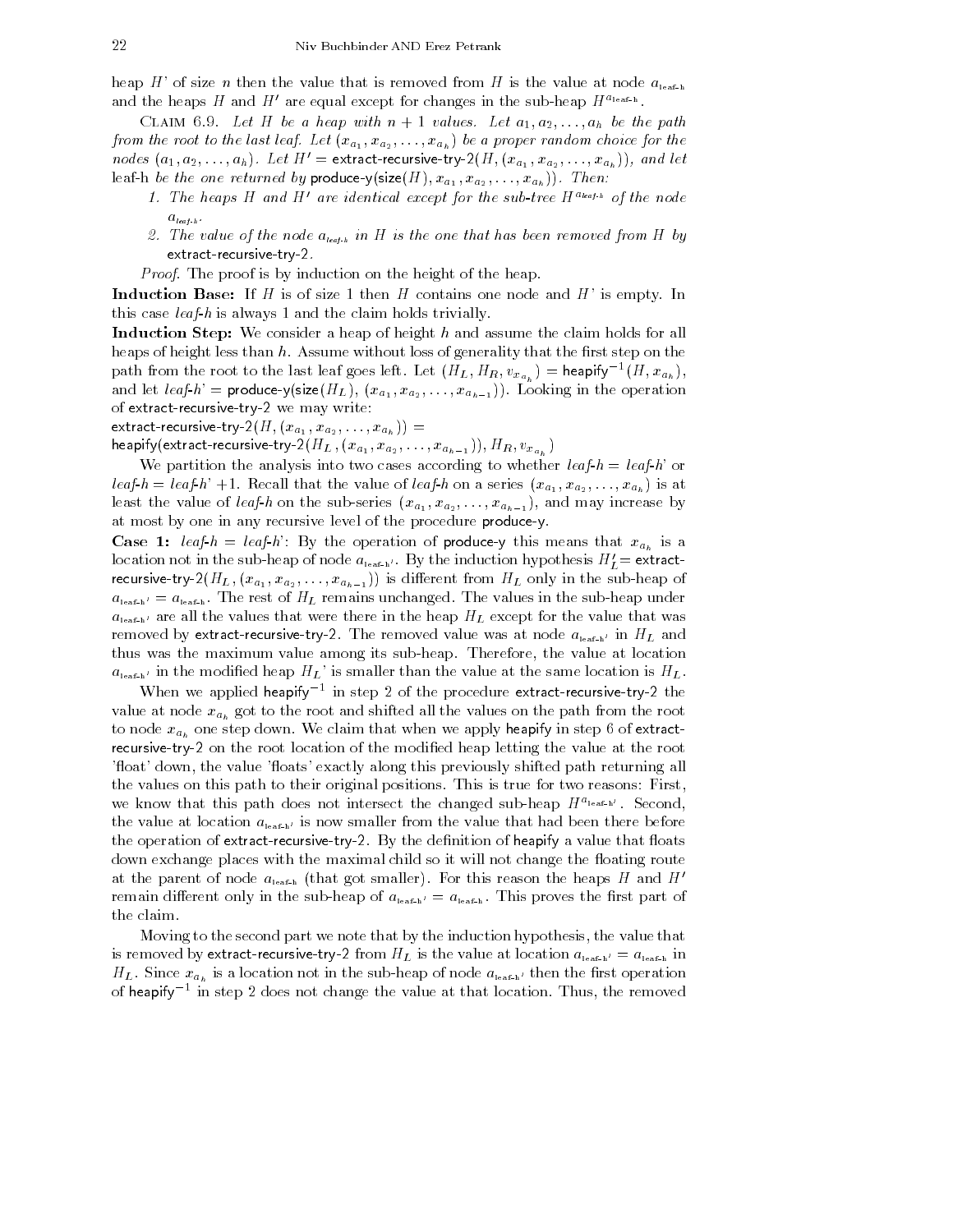heap $H$' of size $n$ then the value that is removed from $H$ is the value at node $a_{\text{leaf-h}}$ and the heaps $H$ and $H'$ are equal except for changes in the sub-heap $H^{a_{\text{leaf-h}}}$.

Claim 6.9. *Let $H$ be a heap with $n+1$ values. Let $a_1, a_2, \ldots, a_h$ be the path from the root to the last leaf. Let $(x_{a_1}, x_{a_2}, \ldots, x_{a_h})$ be a proper random choice for the nodes $(a_1, a_2, \ldots, a_h)$. Let $H' = \text{extract-recursive-try-2}(H, (x_{a_1}, x_{a_2}, \ldots, x_{a_h}))$, and let* leaf-h *be the one returned by* produce-y(size($H$), $x_{a_1}, x_{a_2}, \ldots, x_{a_h}$)). *Then:*

1. *The heaps $H$ and $H'$ are identical except for the sub-tree $H^{a_{\text{leaf-h}}}$ of the node $a_{\text{leaf-h}}$.*
2. *The value of the node $a_{\text{leaf-h}}$ in $H$ is the one that has been removed from $H$ by* extract-recursive-try-2.

*Proof.* The proof is by induction on the height of the heap.

**Induction Base:** If $H$ is of size 1 then $H$ contains one node and $H$' is empty. In this case *leaf-h* is always 1 and the claim holds trivially.

**Induction Step:** We consider a heap of height $h$ and assume the claim holds for all heaps of height less than $h$. Assume without loss of generality that the first step on the path from the root to the last leaf goes left. Let $(H_L, H_R, v_{x_{a_h}}) = \text{heapify}^{-1}(H, x_{a_h})$, and let *leaf-h'* = produce-y(size($H_L$), $(x_{a_1}, x_{a_2}, \ldots, x_{a_{h-1}})$). Looking in the operation of extract-recursive-try-2 we may write:

extract-recursive-try-2$(H, (x_{a_1}, x_{a_2}, \ldots, x_{a_h}))$ =
heapify(extract-recursive-try-2$(H_L, (x_{a_1}, x_{a_2}, \ldots, x_{a_{h-1}}))$, $H_R, v_{x_{a_h}}$)

We partition the analysis into two cases according to whether *leaf-h* = *leaf-h'* or *leaf-h* = *leaf-h'* +1. Recall that the value of *leaf-h* on a series $(x_{a_1}, x_{a_2}, \ldots, x_{a_h})$ is at least the value of *leaf-h* on the sub-series $(x_{a_1}, x_{a_2}, \ldots, x_{a_{h-1}})$, and may increase by at most by one in any recursive level of the procedure produce-y.

**Case 1:** *leaf-h* = *leaf-h'*: By the operation of produce-y this means that $x_{a_h}$ is a location not in the sub-heap of node $a_{\text{leaf-h}'}$. By the induction hypothesis $H_L'$= extract-recursive-try-2$(H_L, (x_{a_1}, x_{a_2}, \ldots, x_{a_{h-1}}))$ is different from $H_L$ only in the sub-heap of $a_{\text{leaf-h}'} = a_{\text{leaf-h}}$. The rest of $H_L$ remains unchanged. The values in the sub-heap under $a_{\text{leaf-h}'}$ are all the values that were there in the heap $H_L$ except for the value that was removed by extract-recursive-try-2. The removed value was at node $a_{\text{leaf-h}'}$ in $H_L$ and thus was the maximum value among its sub-heap. Therefore, the value at location $a_{\text{leaf-h}'}$ in the modified heap $H_L$' is smaller than the value at the same location is $H_L$.

When we applied heapify$^{-1}$ in step 2 of the procedure extract-recursive-try-2 the value at node $x_{a_h}$ got to the root and shifted all the values on the path from the root to node $x_{a_h}$ one step down. We claim that when we apply heapify in step 6 of extract-recursive-try-2 on the root location of the modified heap letting the value at the root 'float' down, the value 'floats' exactly along this previously shifted path returning all the values on this path to their original positions. This is true for two reasons: First, we know that this path does not intersect the changed sub-heap $H^{a_{\text{leaf-h}'}}$. Second, the value at location $a_{\text{leaf-h}'}$ is now smaller from the value that had been there before the operation of extract-recursive-try-2. By the definition of heapify a value that floats down exchange places with the maximal child so it will not change the floating route at the parent of node $a_{\text{leaf-h}}$ (that got smaller). For this reason the heaps $H$ and $H'$ remain different only in the sub-heap of $a_{\text{leaf-h}'} = a_{\text{leaf-h}}$. This proves the first part of the claim.

Moving to the second part we note that by the induction hypothesis, the value that is removed by extract-recursive-try-2 from $H_L$ is the value at location $a_{\text{leaf-h}'} = a_{\text{leaf-h}}$ in $H_L$. Since $x_{a_h}$ is a location not in the sub-heap of node $a_{\text{leaf-h}'}$ then the first operation of heapify$^{-1}$ in step 2 does not change the value at that location. Thus, the removed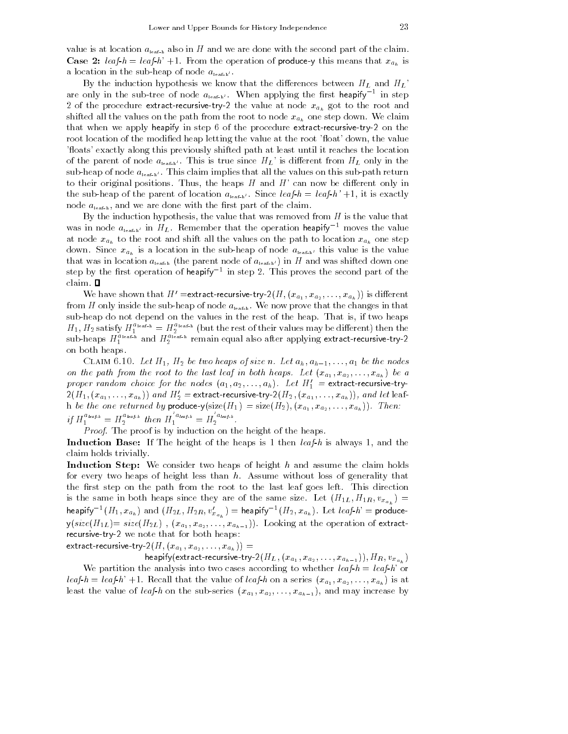value is at location $a_{\text{leaf-h}}$ also in $H$ and we are done with the second part of the claim.

**Case 2:** *leaf-h* = *leaf-h'* +1. From the operation of produce-y this means that $x_{a_h}$ is a location in the sub-heap of node $a_{\text{leaf-h'}}$.

By the induction hypothesis we know that the differences between $H_L$ and $H_L$' are only in the sub-tree of node $a_{\text{leaf-h'}}$. When applying the first heapify$^{-1}$ in step 2 of the procedure extract-recursive-try-2 the value at node $x_{a_h}$ got to the root and shifted all the values on the path from the root to node $x_{a_h}$ one step down. We claim that when we apply heapify in step 6 of the procedure extract-recursive-try-2 on the root location of the modified heap letting the value at the root 'float' down, the value 'floats' exactly along this previously shifted path at least until it reaches the location of the parent of node $a_{\text{leaf-h'}}$. This is true since $H_L$' is different from $H_L$ only in the sub-heap of node $a_{\text{leaf-h'}}$. This claim implies that all the values on this sub-path return to their original positions. Thus, the heaps $H$ and $H$' can now be different only in the sub-heap of the parent of location $a_{\text{leaf-h'}}$. Since *leaf-h* = *leaf-h'* +1, it is exactly node $a_{\text{leaf-h}}$, and we are done with the first part of the claim.

By the induction hypothesis, the value that was removed from $H$ is the value that was in node $a_{\text{leaf-h'}}$ in $H_L$. Remember that the operation heapify$^{-1}$ moves the value at node $x_{a_h}$ to the root and shift all the values on the path to location $x_{a_h}$ one step down. Since $x_{a_h}$ is a location in the sub-heap of node $a_{\text{leaf-h'}}$ this value is the value that was in location $a_{\text{leaf-h}}$ (the parent node of $a_{\text{leaf-h'}}$) in $H$ and was shifted down one step by the first operation of heapify$^{-1}$ in step 2. This proves the second part of the claim. ∎

We have shown that $H'$ =extract-recursive-try-2$(H, (x_{a_1}, x_{a_2}, \ldots, x_{a_h}))$ is different from $H$ only inside the sub-heap of node $a_{\text{leaf-h}}$. We now prove that the changes in that sub-heap do not depend on the values in the rest of the heap. That is, if two heaps $H_1, H_2$ satisfy $H_1^{a_{\text{leaf-h}}} = H_2^{a_{\text{leaf-h}}}$ (but the rest of their values may be different) then the sub-heaps $H_1^{a_{\text{leaf-h}}}$ and $H_2^{a_{\text{leaf-h}}}$ remain equal also after applying extract-recursive-try-2 on both heaps.

Claim 6.10. *Let $H_1$, $H_2$ be two heaps of size n. Let $a_h, a_{h-1}, \ldots, a_1$ be the nodes on the path from the root to the last leaf in both heaps. Let $(x_{a_1}, x_{a_2}, \ldots, x_{a_h})$ be a proper random choice for the nodes $(a_1, a_2, \ldots, a_h)$. Let $H_1'$ =* extract-recursive-try-2$(H_1, (x_{a_1}, \ldots, x_{a_h}))$ *and $H_2'$ =* extract-recursive-try-2$(H_2, (x_{a_1}, \ldots, x_{a_h}))$, *and let* leaf-h *be the one returned by* produce-y(size$(H_1)$ = size$(H_2)$, $(x_{a_1}, x_{a_2}, \ldots, x_{a_h})$). *Then: if $H_1^{a_{\text{leaf-h}}} = H_2^{a_{\text{leaf-h}}}$ then $H_1'^{a_{\text{leaf-h}}} = H_2'^{a_{\text{leaf-h}}}$.*

*Proof.* The proof is by induction on the height of the heaps.

**Induction Base:** If The height of the heaps is 1 then *leaf-h* is always 1, and the claim holds trivially.

**Induction Step:** We consider two heaps of height $h$ and assume the claim holds for every two heaps of height less than $h$. Assume without loss of generality that the first step on the path from the root to the last leaf goes left. This direction is the same in both heaps since they are of the same size. Let $(H_{1L}, H_{1R}, v_{x_{a_h}})$ = heapify$^{-1}(H_1, x_{a_h})$ and $(H_{2L}, H_{2R}, v'_{x_{a_h}})$ = heapify$^{-1}(H_2, x_{a_h})$. Let *leaf-h'* = produce-y(*size*$(H_{1L})$= *size*$(H_{2L})$ , $(x_{a_1}, x_{a_2}, \ldots, x_{a_{h-1}})$). Looking at the operation of extract-recursive-try-2 we note that for both heaps:

extract-recursive-try-2$(H, (x_{a_1}, x_{a_2}, \ldots, x_{a_h}))$ =

heapify(extract-recursive-try-2$(H_L, (x_{a_1}, x_{a_2}, \ldots, x_{a_{h-1}}))$, $H_R$, $v_{x_{a_h}}$)

We partition the analysis into two cases according to whether *leaf-h* = *leaf-h'* or *leaf-h* = *leaf-h'* +1. Recall that the value of *leaf-h* on a series $(x_{a_1}, x_{a_2}, \ldots, x_{a_h})$ is at least the value of *leaf-h* on the sub-series $(x_{a_1}, x_{a_2}, \ldots, x_{a_{h-1}})$, and may increase by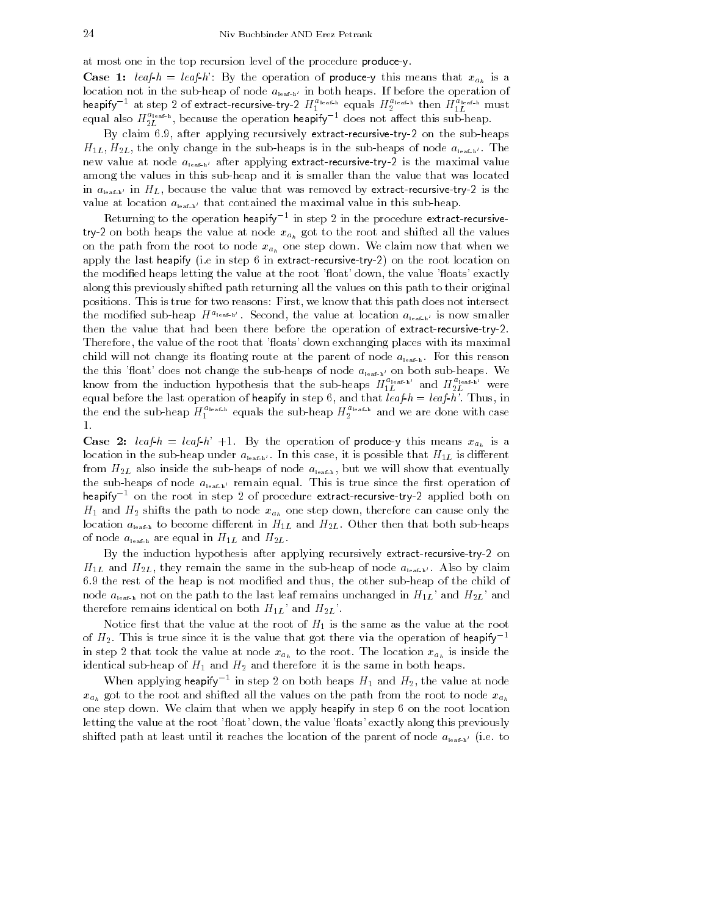at most one in the top recursion level of the procedure produce-y.

**Case 1:** *leaf-h* = *leaf-h*': By the operation of produce-y this means that $x_{a_h}$ is a location not in the sub-heap of node $a_{\text{leaf-h}'}$ in both heaps. If before the operation of heapify$^{-1}$ at step 2 of extract-recursive-try-2 $H_1^{a_{\text{leaf-h}}}$ equals $H_2^{a_{\text{leaf-h}}}$ then $H_{1L}^{a_{\text{leaf-h}}}$ must equal also $H_{2L}^{a_{\text{leaf-h}}}$, because the operation heapify$^{-1}$ does not affect this sub-heap.

By claim 6.9, after applying recursively extract-recursive-try-2 on the sub-heaps $H_{1L}$, $H_{2L}$, the only change in the sub-heaps is in the sub-heaps of node $a_{\text{leaf-h}'}$. The new value at node $a_{\text{leaf-h}'}$ after applying extract-recursive-try-2 is the maximal value among the values in this sub-heap and it is smaller than the value that was located in $a_{\text{leaf-h}'}$ in $H_L$, because the value that was removed by extract-recursive-try-2 is the value at location $a_{\text{leaf-h}'}$ that contained the maximal value in this sub-heap.

Returning to the operation heapify$^{-1}$ in step 2 in the procedure extract-recursive-try-2 on both heaps the value at node $x_{a_h}$ got to the root and shifted all the values on the path from the root to node $x_{a_h}$ one step down. We claim now that when we apply the last heapify (i.e in step 6 in extract-recursive-try-2) on the root location on the modified heaps letting the value at the root 'float' down, the value 'floats' exactly along this previously shifted path returning all the values on this path to their original positions. This is true for two reasons: First, we know that this path does not intersect the modified sub-heap $H^{a_{\text{leaf-h}'}}$. Second, the value at location $a_{\text{leaf-h}'}$ is now smaller then the value that had been there before the operation of extract-recursive-try-2. Therefore, the value of the root that 'floats' down exchanging places with its maximal child will not change its floating route at the parent of node $a_{\text{leaf-h}}$. For this reason the this 'float' does not change the sub-heaps of node $a_{\text{leaf-h}'}$ on both sub-heaps. We know from the induction hypothesis that the sub-heaps $H_{1L}^{a_{\text{leaf-h}'}}$ and $H_{2L}^{a_{\text{leaf-h}'}}$ were equal before the last operation of heapify in step 6, and that *leaf-h* = *leaf-h*'. Thus, in the end the sub-heap $H_1^{a_{\text{leaf-h}}}$ equals the sub-heap $H_2^{a_{\text{leaf-h}}}$ and we are done with case 1.

**Case 2:** *leaf-h* = *leaf-h*' +1. By the operation of produce-y this means $x_{a_h}$ is a location in the sub-heap under $a_{\text{leaf-h}'}$. In this case, it is possible that $H_{1L}$ is different from $H_{2L}$ also inside the sub-heaps of node $a_{\text{leaf-h}}$, but we will show that eventually the sub-heaps of node $a_{\text{leaf-h}'}$ remain equal. This is true since the first operation of heapify$^{-1}$ on the root in step 2 of procedure extract-recursive-try-2 applied both on $H_1$ and $H_2$ shifts the path to node $x_{a_h}$ one step down, therefore can cause only the location $a_{\text{leaf-h}}$ to become different in $H_{1L}$ and $H_{2L}$. Other then that both sub-heaps of node $a_{\text{leaf-h}}$ are equal in $H_{1L}$ and $H_{2L}$.

By the induction hypothesis after applying recursively extract-recursive-try-2 on $H_{1L}$ and $H_{2L}$, they remain the same in the sub-heap of node $a_{\text{leaf-h}'}$. Also by claim 6.9 the rest of the heap is not modified and thus, the other sub-heap of the child of node $a_{\text{leaf-h}}$ not on the path to the last leaf remains unchanged in $H_{1L}$' and $H_{2L}$' and therefore remains identical on both $H_{1L}$' and $H_{2L}$'.

Notice first that the value at the root of $H_1$ is the same as the value at the root of $H_2$. This is true since it is the value that got there via the operation of heapify$^{-1}$ in step 2 that took the value at node $x_{a_h}$ to the root. The location $x_{a_h}$ is inside the identical sub-heap of $H_1$ and $H_2$ and therefore it is the same in both heaps.

When applying heapify$^{-1}$ in step 2 on both heaps $H_1$ and $H_2$, the value at node $x_{a_h}$ got to the root and shifted all the values on the path from the root to node $x_{a_h}$ one step down. We claim that when we apply heapify in step 6 on the root location letting the value at the root 'float' down, the value 'floats' exactly along this previously shifted path at least until it reaches the location of the parent of node $a_{\text{leaf-h}'}$ (i.e. to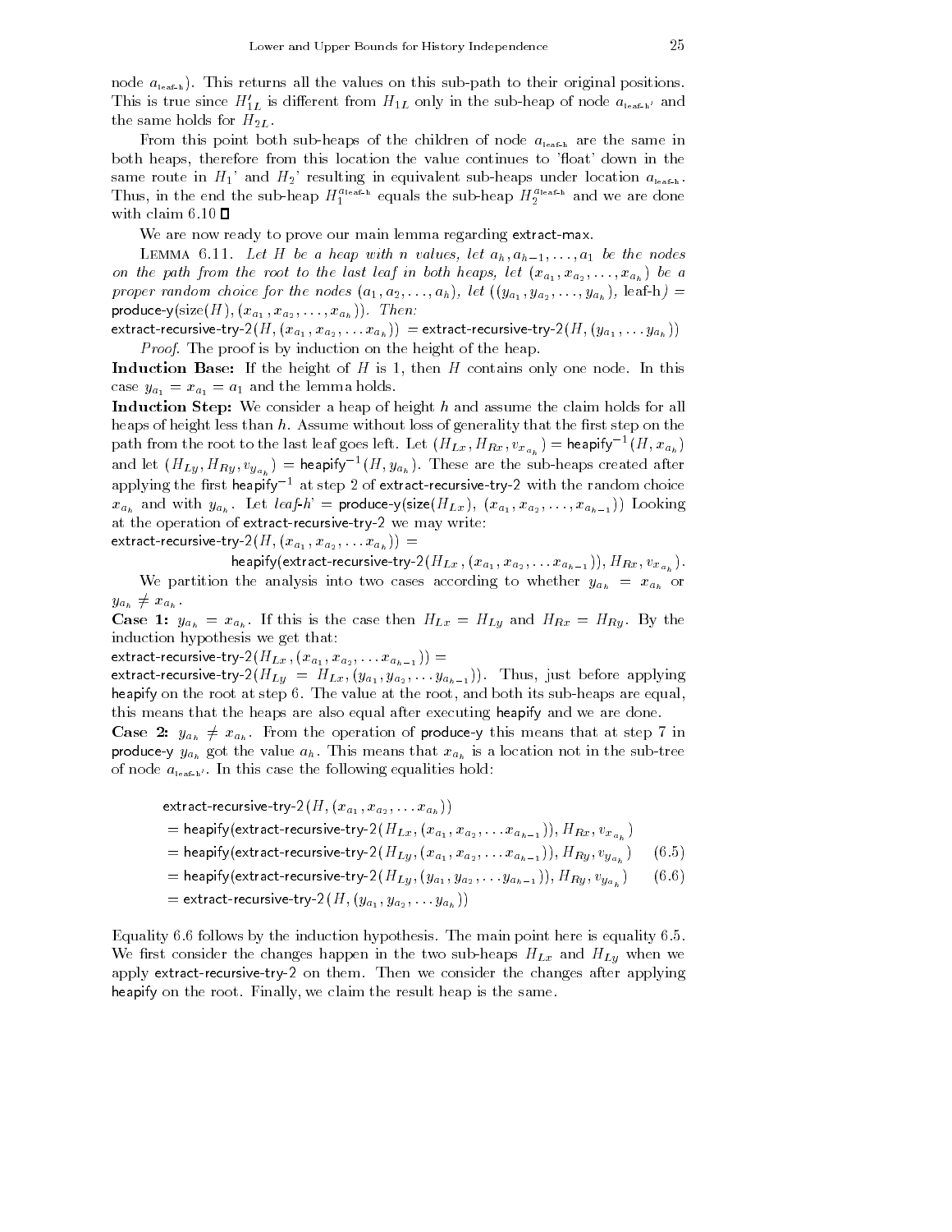node $a_{\text{leaf-h}}$). This returns all the values on this sub-path to their original positions. This is true since $H'_{1L}$ is different from $H_{1L}$ only in the sub-heap of node $a_{\text{leaf-h}'}$ and the same holds for $H_{2L}$.

From this point both sub-heaps of the children of node $a_{\text{leaf-h}}$ are the same in both heaps, therefore from this location the value continues to 'float' down in the same route in $H_1$' and $H_2$' resulting in equivalent sub-heaps under location $a_{\text{leaf-h}}$. Thus, in the end the sub-heap $H_1^{a_{\text{leaf-h}}}$ equals the sub-heap $H_2^{a_{\text{leaf-h}}}$ and we are done with claim 6.10 ☐

We are now ready to prove our main lemma regarding extract-max.

Lemma 6.11. *Let $H$ be a heap with $n$ values, let $a_h, a_{h-1}, \ldots, a_1$ be the nodes on the path from the root to the last leaf in both heaps, let $(x_{a_1}, x_{a_2}, \ldots, x_{a_h})$ be a proper random choice for the nodes $(a_1, a_2, \ldots, a_h)$, let $((y_{a_1}, y_{a_2}, \ldots, y_{a_h}), \text{leaf-h}) =$ produce-y(size($H$), $(x_{a_1}, x_{a_2}, \ldots, x_{a_h})$). Then:*
extract-recursive-try-2$(H, (x_{a_1}, x_{a_2}, \ldots x_{a_h}))$ = extract-recursive-try-2$(H, (y_{a_1}, \ldots y_{a_h}))$

*Proof.* The proof is by induction on the height of the heap.

**Induction Base:** If the height of $H$ is 1, then $H$ contains only one node. In this case $y_{a_1} = x_{a_1} = a_1$ and the lemma holds.

**Induction Step:** We consider a heap of height $h$ and assume the claim holds for all heaps of height less than $h$. Assume without loss of generality that the first step on the path from the root to the last leaf goes left. Let $(H_{Lx}, H_{Rx}, v_{x_{a_h}}) = \text{heapify}^{-1}(H, x_{a_h})$ and let $(H_{Ly}, H_{Ry}, v_{y_{a_h}}) = \text{heapify}^{-1}(H, y_{a_h})$. These are the sub-heaps created after applying the first heapify$^{-1}$ at step 2 of extract-recursive-try-2 with the random choice $x_{a_h}$ and with $y_{a_h}$. Let *leaf-h'* = produce-y(size($H_{Lx}$), $(x_{a_1}, x_{a_2}, \ldots, x_{a_{h-1}})$) Looking at the operation of extract-recursive-try-2 we may write:
extract-recursive-try-2$(H, (x_{a_1}, x_{a_2}, \ldots x_{a_h}))$ =

heapify(extract-recursive-try-2$(H_{Lx}, (x_{a_1}, x_{a_2}, \ldots x_{a_{h-1}}))$, $H_{Rx}$, $v_{x_{a_h}}$).

We partition the analysis into two cases according to whether $y_{a_h} = x_{a_h}$ or $y_{a_h} \neq x_{a_h}$.

**Case 1:** $y_{a_h} = x_{a_h}$. If this is the case then $H_{Lx} = H_{Ly}$ and $H_{Rx} = H_{Ry}$. By the induction hypothesis we get that:
extract-recursive-try-2$(H_{Lx}, (x_{a_1}, x_{a_2}, \ldots x_{a_{h-1}}))$ =
extract-recursive-try-2$(H_{Ly} = H_{Lx}, (y_{a_1}, y_{a_2}, \ldots y_{a_{h-1}}))$. Thus, just before applying heapify on the root at step 6. The value at the root, and both its sub-heaps are equal, this means that the heaps are also equal after executing heapify and we are done.

**Case 2:** $y_{a_h} \neq x_{a_h}$. From the operation of produce-y this means that at step 7 in produce-y $y_{a_h}$ got the value $a_h$. This means that $x_{a_h}$ is a location not in the sub-tree of node $a_{\text{leaf-h}'}$. In this case the following equalities hold:

$$
\begin{aligned}
&\text{extract-recursive-try-2}(H, (x_{a_1}, x_{a_2}, \ldots x_{a_h})) \\
&= \text{heapify}(\text{extract-recursive-try-2}(H_{Lx}, (x_{a_1}, x_{a_2}, \ldots x_{a_{h-1}})), H_{Rx}, v_{x_{a_h}}) \\
&= \text{heapify}(\text{extract-recursive-try-2}(H_{Ly}, (x_{a_1}, x_{a_2}, \ldots x_{a_{h-1}})), H_{Ry}, v_{y_{a_h}}) \qquad (6.5) \\
&= \text{heapify}(\text{extract-recursive-try-2}(H_{Ly}, (y_{a_1}, y_{a_2}, \ldots y_{a_{h-1}})), H_{Ry}, v_{y_{a_h}}) \qquad (6.6) \\
&= \text{extract-recursive-try-2}(H, (y_{a_1}, y_{a_2}, \ldots y_{a_h}))
\end{aligned}
$$

Equality 6.6 follows by the induction hypothesis. The main point here is equality 6.5. We first consider the changes happen in the two sub-heaps $H_{Lx}$ and $H_{Ly}$ when we apply extract-recursive-try-2 on them. Then we consider the changes after applying heapify on the root. Finally, we claim the result heap is the same.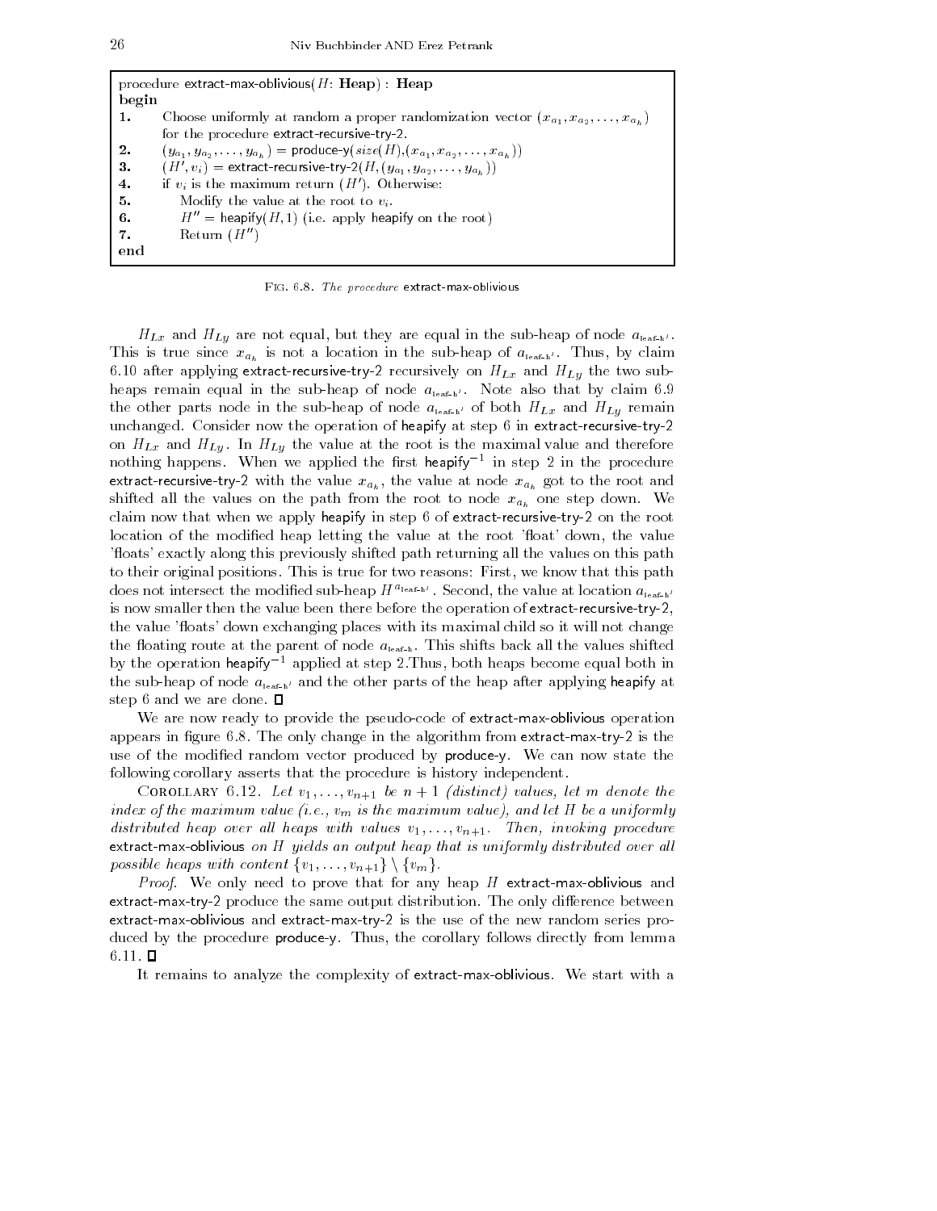```
procedure extract-max-oblivious(H: Heap) : Heap
begin
1.   Choose uniformly at random a proper randomization vector (x_{a_1}, x_{a_2}, ..., x_{a_h})
     for the procedure extract-recursive-try-2.
2.   (y_{a_1}, y_{a_2}, ..., y_{a_h}) = produce-y(size(H), (x_{a_1}, x_{a_2}, ..., x_{a_h}))
3.   (H', v_i) = extract-recursive-try-2(H, (y_{a_1}, y_{a_2}, ..., y_{a_h}))
4.   if v_i is the maximum return (H'). Otherwise:
5.       Modify the value at the root to v_i.
6.       H'' = heapify(H, 1) (i.e. apply heapify on the root)
7.       Return (H'')
end
```

Fig. 6.8. *The procedure* extract-max-oblivious

$H_{Lx}$ and $H_{Ly}$ are not equal, but they are equal in the sub-heap of node $a_{\text{leaf-h}'}$. This is true since $x_{a_h}$ is not a location in the sub-heap of $a_{\text{leaf-h}'}$. Thus, by claim 6.10 after applying extract-recursive-try-2 recursively on $H_{Lx}$ and $H_{Ly}$ the two sub-heaps remain equal in the sub-heap of node $a_{\text{leaf-h}'}$. Note also that by claim 6.9 the other parts node in the sub-heap of node $a_{\text{leaf-h}'}$ of both $H_{Lx}$ and $H_{Ly}$ remain unchanged. Consider now the operation of heapify at step 6 in extract-recursive-try-2 on $H_{Lx}$ and $H_{Ly}$. In $H_{Ly}$ the value at the root is the maximal value and therefore nothing happens. When we applied the first $\text{heapify}^{-1}$ in step 2 in the procedure extract-recursive-try-2 with the value $x_{a_h}$, the value at node $x_{a_h}$ got to the root and shifted all the values on the path from the root to node $x_{a_h}$ one step down. We claim now that when we apply heapify in step 6 of extract-recursive-try-2 on the root location of the modified heap letting the value at the root 'float' down, the value 'floats' exactly along this previously shifted path returning all the values on this path to their original positions. This is true for two reasons: First, we know that this path does not intersect the modified sub-heap $H^{a_{\text{leaf-h}'}}$. Second, the value at location $a_{\text{leaf-h}'}$ is now smaller then the value been there before the operation of extract-recursive-try-2, the value 'floats' down exchanging places with its maximal child so it will not change the floating route at the parent of node $a_{\text{leaf-h}}$. This shifts back all the values shifted by the operation $\text{heapify}^{-1}$ applied at step 2.Thus, both heaps become equal both in the sub-heap of node $a_{\text{leaf-h}'}$ and the other parts of the heap after applying heapify at step 6 and we are done. ∎

We are now ready to provide the pseudo-code of extract-max-oblivious operation appears in figure 6.8. The only change in the algorithm from extract-max-try-2 is the use of the modified random vector produced by produce-y. We can now state the following corollary asserts that the procedure is history independent.

Corollary 6.12. *Let $v_1, \ldots, v_{n+1}$ be $n+1$ (distinct) values, let $m$ denote the index of the maximum value (i.e., $v_m$ is the maximum value), and let $H$ be a uniformly distributed heap over all heaps with values $v_1, \ldots, v_{n+1}$. Then, invoking procedure* extract-max-oblivious *on $H$ yields an output heap that is uniformly distributed over all possible heaps with content $\{v_1, \ldots, v_{n+1}\} \setminus \{v_m\}$.*

*Proof*. We only need to prove that for any heap $H$ extract-max-oblivious and extract-max-try-2 produce the same output distribution. The only difference between extract-max-oblivious and extract-max-try-2 is the use of the new random series produced by the procedure produce-y. Thus, the corollary follows directly from lemma 6.11. ∎

It remains to analyze the complexity of extract-max-oblivious. We start with a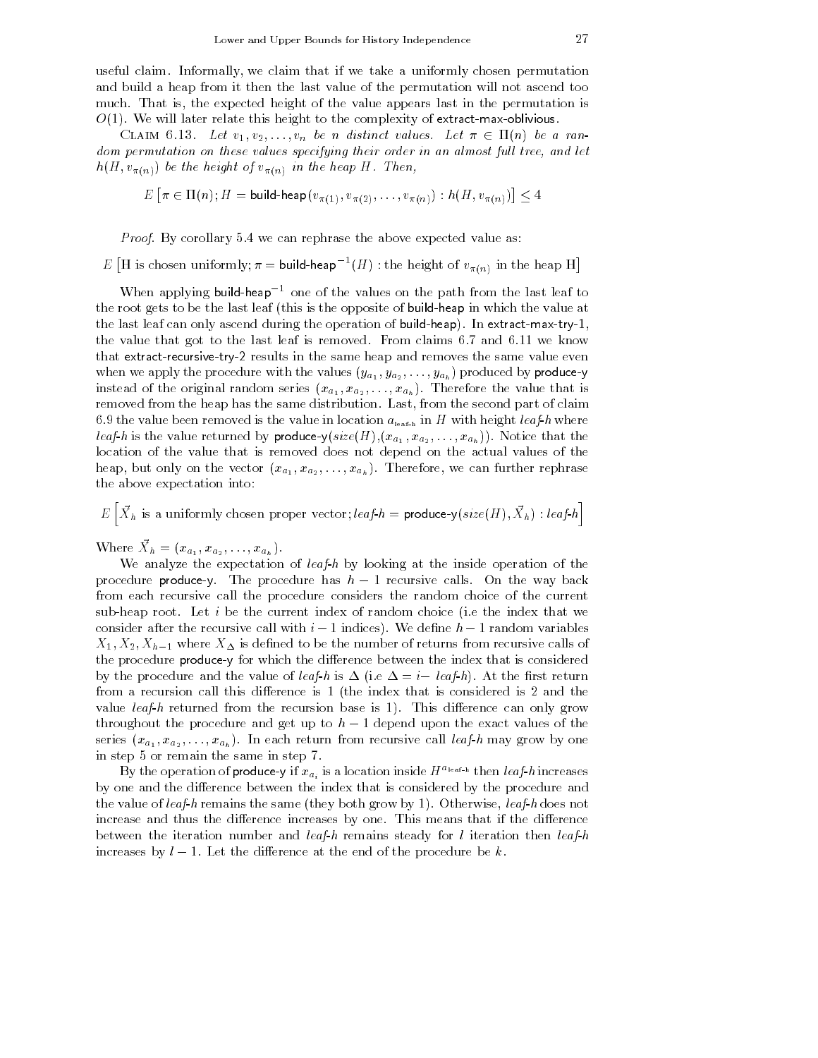useful claim. Informally, we claim that if we take a uniformly chosen permutation and build a heap from it then the last value of the permutation will not ascend too much. That is, the expected height of the value appears last in the permutation is $O(1)$. We will later relate this height to the complexity of extract-max-oblivious.

Claim 6.13. *Let $v_1, v_2, \ldots, v_n$ be $n$ distinct values. Let $\pi \in \Pi(n)$ be a random permutation on these values specifying their order in an almost full tree, and let $h(H, v_{\pi(n)})$ be the height of $v_{\pi(n)}$ in the heap $H$. Then,*

$$E\left[\pi \in \Pi(n); H = \textsf{build-heap}(v_{\pi(1)}, v_{\pi(2)}, \ldots, v_{\pi(n)}) : h(H, v_{\pi(n)})\right] \leq 4$$

*Proof.* By corollary 5.4 we can rephrase the above expected value as:

$$E\left[\text{H is chosen uniformly}; \pi = \textsf{build-heap}^{-1}(H) : \text{the height of } v_{\pi(n)} \text{ in the heap H}\right]$$

When applying $\textsf{build-heap}^{-1}$ one of the values on the path from the last leaf to the root gets to be the last leaf (this is the opposite of build-heap in which the value at the last leaf can only ascend during the operation of build-heap). In extract-max-try-1, the value that got to the last leaf is removed. From claims 6.7 and 6.11 we know that extract-recursive-try-2 results in the same heap and removes the same value even when we apply the procedure with the values $(y_{a_1}, y_{a_2}, \ldots, y_{a_h})$ produced by produce-y instead of the original random series $(x_{a_1}, x_{a_2}, \ldots, x_{a_h})$. Therefore the value that is removed from the heap has the same distribution. Last, from the second part of claim 6.9 the value been removed is the value in location $a_{\text{leaf-h}}$ in $H$ with height *leaf-h* where *leaf-h* is the value returned by produce-y($size(H)$,$(x_{a_1}, x_{a_2}, \ldots, x_{a_h})$). Notice that the location of the value that is removed does not depend on the actual values of the heap, but only on the vector $(x_{a_1}, x_{a_2}, \ldots, x_{a_h})$. Therefore, we can further rephrase the above expectation into:

$$E\left[\vec{X}_h \text{ is a uniformly chosen proper vector}; \textit{leaf-h} = \textsf{produce-y}(size(H), \vec{X}_h) : \textit{leaf-h}\right]$$

Where $\vec{X}_h = (x_{a_1}, x_{a_2}, \ldots, x_{a_h})$.

We analyze the expectation of *leaf-h* by looking at the inside operation of the procedure produce-y. The procedure has $h-1$ recursive calls. On the way back from each recursive call the procedure considers the random choice of the current sub-heap root. Let $i$ be the current index of random choice (i.e the index that we consider after the recursive call with $i-1$ indices). We define $h-1$ random variables $X_1, X_2, X_{h-1}$ where $X_\Delta$ is defined to be the number of returns from recursive calls of the procedure produce-y for which the difference between the index that is considered by the procedure and the value of *leaf-h* is $\Delta$ (i.e $\Delta = i-$ *leaf-h*). At the first return from a recursion this difference is 1 (the index that is considered is 2 and the value *leaf-h* returned from the recursion base is 1). This difference can only grow throughout the procedure and get up to $h-1$ depend upon the exact values of the series $(x_{a_1}, x_{a_2}, \ldots, x_{a_h})$. In each return from recursive call *leaf-h* may grow by one in step 5 or remain the same in step 7.

By the operation of produce-y if $x_{a_i}$ is a location inside $H^{a_{\text{leaf-h}}}$ then *leaf-h* increases by one and the difference between the index that is considered by the procedure and the value of *leaf-h* remains the same (they both grow by 1). Otherwise, *leaf-h* does not increase and thus the difference increases by one. This means that if the difference between the iteration number and *leaf-h* remains steady for $l$ iteration then *leaf-h* increases by $l-1$. Let the difference at the end of the procedure be $k$.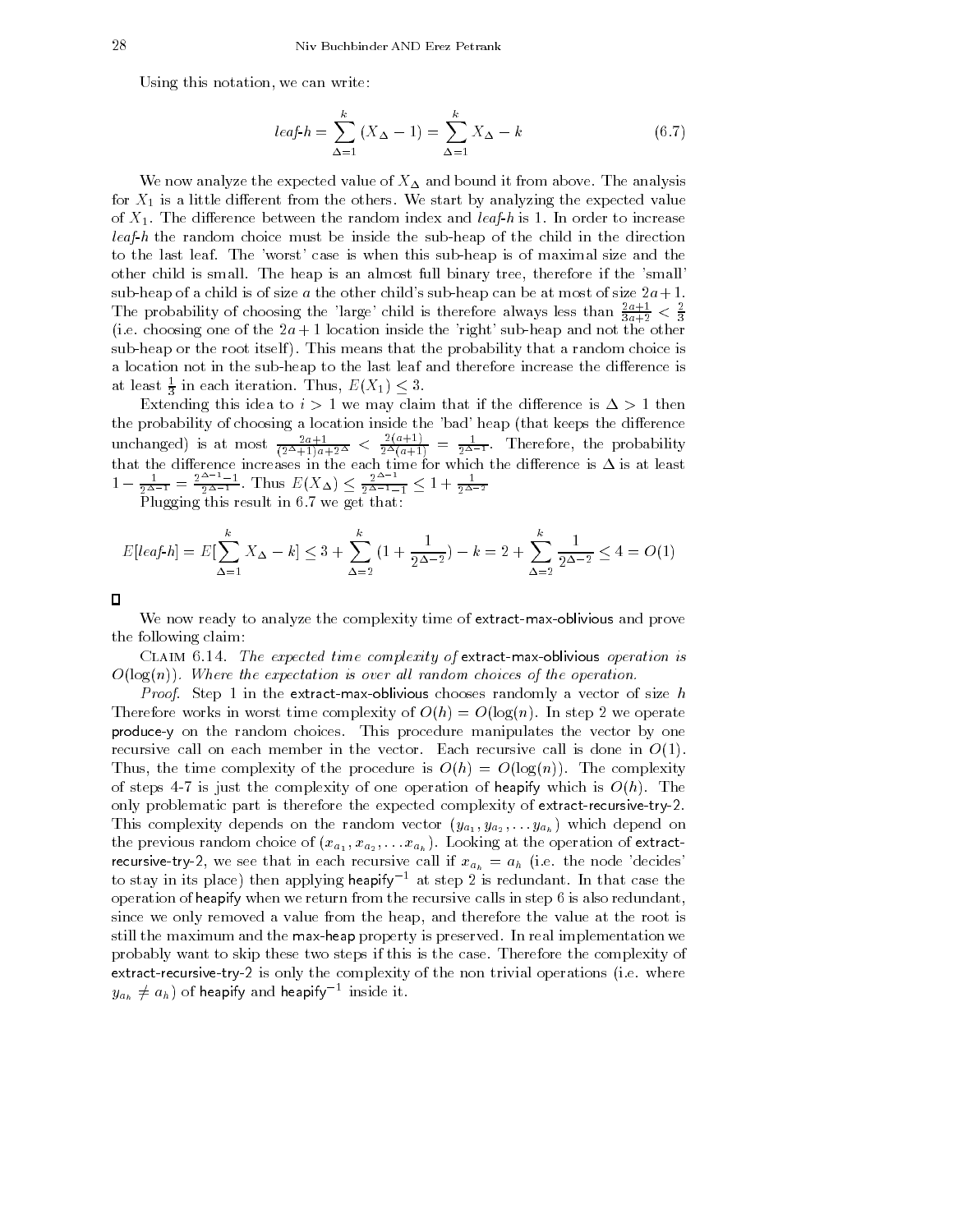Using this notation, we can write:

$$leaf\text{-}h = \sum_{\Delta=1}^{k} (X_\Delta - 1) = \sum_{\Delta=1}^{k} X_\Delta - k \tag{6.7}$$

We now analyze the expected value of $X_\Delta$ and bound it from above. The analysis for $X_1$ is a little different from the others. We start by analyzing the expected value of $X_1$. The difference between the random index and *leaf-h* is 1. In order to increase *leaf-h* the random choice must be inside the sub-heap of the child in the direction to the last leaf. The 'worst' case is when this sub-heap is of maximal size and the other child is small. The heap is an almost full binary tree, therefore if the 'small' sub-heap of a child is of size $a$ the other child's sub-heap can be at most of size $2a+1$. The probability of choosing the 'large' child is therefore always less than $\frac{2a+1}{3a+2} < \frac{2}{3}$ (i.e. choosing one of the $2a+1$ location inside the 'right' sub-heap and not the other sub-heap or the root itself). This means that the probability that a random choice is a location not in the sub-heap to the last leaf and therefore increase the difference is at least $\frac{1}{3}$ in each iteration. Thus, $E(X_1) \le 3$.

Extending this idea to $i > 1$ we may claim that if the difference is $\Delta > 1$ then the probability of choosing a location inside the 'bad' heap (that keeps the difference unchanged) is at most $\frac{2a+1}{(2^\Delta+1)a+2^\Delta} < \frac{2(a+1)}{2^\Delta(a+1)} = \frac{1}{2^{\Delta-1}}$. Therefore, the probability that the difference increases in the each time for which the difference is $\Delta$ is at least $1 - \frac{1}{2^{\Delta-1}} = \frac{2^{\Delta-1}-1}{2^{\Delta-1}}$. Thus $E(X_\Delta) \le \frac{2^{\Delta-1}}{2^{\Delta-1}-1} \le 1 + \frac{1}{2^{\Delta-2}}$

Plugging this result in 6.7 we get that:

$$E[leaf\text{-}h] = E[\sum_{\Delta=1}^{k} X_\Delta - k] \le 3 + \sum_{\Delta=2}^{k} (1 + \frac{1}{2^{\Delta-2}}) - k = 2 + \sum_{\Delta=2}^{k} \frac{1}{2^{\Delta-2}} \le 4 = O(1)$$

□

We now ready to analyze the complexity time of extract-max-oblivious and prove the following claim:

CLAIM 6.14. *The expected time complexity of* extract-max-oblivious *operation is* $O(\log(n))$*. Where the expectation is over all random choices of the operation.*

*Proof.* Step 1 in the extract-max-oblivious chooses randomly a vector of size $h$ Therefore works in worst time complexity of $O(h) = O(\log(n)$. In step 2 we operate produce-y on the random choices. This procedure manipulates the vector by one recursive call on each member in the vector. Each recursive call is done in $O(1)$. Thus, the time complexity of the procedure is $O(h) = O(\log(n))$. The complexity of steps 4-7 is just the complexity of one operation of heapify which is $O(h)$. The only problematic part is therefore the expected complexity of extract-recursive-try-2. This complexity depends on the random vector $(y_{a_1}, y_{a_2}, \ldots y_{a_h})$ which depend on the previous random choice of $(x_{a_1}, x_{a_2}, \ldots x_{a_h})$. Looking at the operation of extract-recursive-try-2, we see that in each recursive call if $x_{a_h} = a_h$ (i.e. the node 'decides' to stay in its place) then applying heapify$^{-1}$ at step 2 is redundant. In that case the operation of heapify when we return from the recursive calls in step 6 is also redundant, since we only removed a value from the heap, and therefore the value at the root is still the maximum and the max-heap property is preserved. In real implementation we probably want to skip these two steps if this is the case. Therefore the complexity of extract-recursive-try-2 is only the complexity of the non trivial operations (i.e. where $y_{a_h} \ne a_h$) of heapify and heapify$^{-1}$ inside it.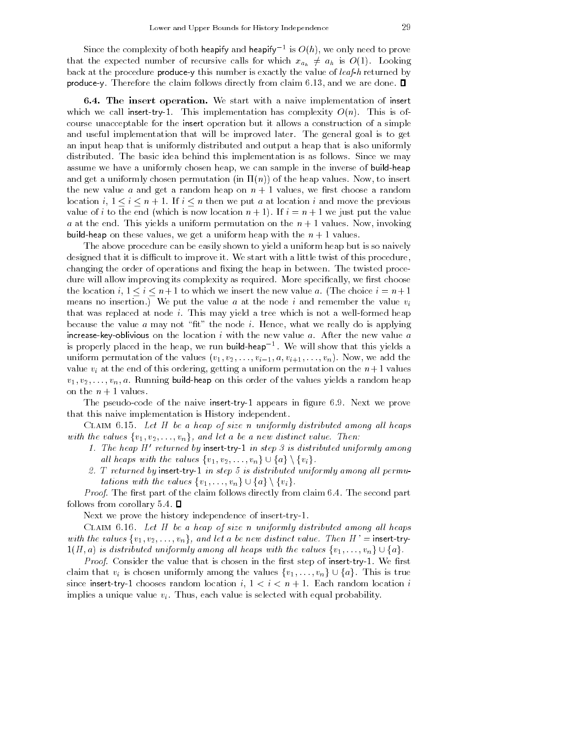Since the complexity of both heapify and heapify$^{-1}$ is $O(h)$, we only need to prove that the expected number of recursive calls for which $x_{a_h} \neq a_h$ is $O(1)$. Looking back at the procedure produce-y this number is exactly the value of *leaf-h* returned by produce-y. Therefore the claim follows directly from claim 6.13, and we are done. $\square$

**6.4. The insert operation.** We start with a naive implementation of insert which we call insert-try-1. This implementation has complexity $O(n)$. This is of-course unacceptable for the insert operation but it allows a construction of a simple and useful implementation that will be improved later. The general goal is to get an input heap that is uniformly distributed and output a heap that is also uniformly distributed. The basic idea behind this implementation is as follows. Since we may assume we have a uniformly chosen heap, we can sample in the inverse of build-heap and get a uniformly chosen permutation (in $\Pi(n)$) of the heap values. Now, to insert the new value $a$ and get a random heap on $n+1$ values, we first choose a random location $i$, $1 \leq i \leq n+1$. If $i \leq n$ then we put $a$ at location $i$ and move the previous value of $i$ to the end (which is now location $n+1$). If $i = n+1$ we just put the value $a$ at the end. This yields a uniform permutation on the $n+1$ values. Now, invoking build-heap on these values, we get a uniform heap with the $n+1$ values.

The above procedure can be easily shown to yield a uniform heap but is so naively designed that it is difficult to improve it. We start with a little twist of this procedure, changing the order of operations and fixing the heap in between. The twisted procedure will allow improving its complexity as required. More specifically, we first choose the location $i$, $1 \leq i \leq n+1$ to which we insert the new value $a$. (The choice $i = n+1$ means no insertion.) We put the value $a$ at the node $i$ and remember the value $v_i$ that was replaced at node $i$. This may yield a tree which is not a well-formed heap because the value $a$ may not "fit" the node $i$. Hence, what we really do is applying increase-key-oblivious on the location $i$ with the new value $a$. After the new value $a$ is properly placed in the heap, we run build-heap$^{-1}$. We will show that this yields a uniform permutation of the values $(v_1, v_2, \ldots, v_{i-1}, a, v_{i+1}, \ldots, v_n)$. Now, we add the value $v_i$ at the end of this ordering, getting a uniform permutation on the $n+1$ values $v_1, v_2, \ldots, v_n, a$. Running build-heap on this order of the values yields a random heap on the $n+1$ values.

The pseudo-code of the naive insert-try-1 appears in figure 6.9. Next we prove that this naive implementation is History independent.

Claim 6.15. *Let $H$ be a heap of size $n$ uniformly distributed among all heaps with the values $\{v_1, v_2, \ldots, v_n\}$, and let $a$ be a new distinct value. Then:*

1. *The heap $H'$ returned by* insert-try-1 *in step 3 is distributed uniformly among all heaps with the values $\{v_1, v_2, \ldots, v_n\} \cup \{a\} \setminus \{v_i\}$.*
2. *$T$ returned by* insert-try-1 *in step 5 is distributed uniformly among all permutations with the values $\{v_1, \ldots, v_n\} \cup \{a\} \setminus \{v_i\}$.*

*Proof*. The first part of the claim follows directly from claim 6.4. The second part follows from corollary 5.4. $\square$

Next we prove the history independence of insert-try-1.

Claim 6.16. *Let $H$ be a heap of size $n$ uniformly distributed among all heaps with the values $\{v_1, v_2, \ldots, v_n\}$, and let $a$ be new distinct value. Then $H' =$* insert-try-1*$(H, a)$ is distributed uniformly among all heaps with the values $\{v_1, \ldots, v_n\} \cup \{a\}$.*

*Proof*. Consider the value that is chosen in the first step of insert-try-1. We first claim that $v_i$ is chosen uniformly among the values $\{v_1, \ldots, v_n\} \cup \{a\}$. This is true since insert-try-1 chooses random location $i$, $1 < i < n+1$. Each random location $i$ implies a unique value $v_i$. Thus, each value is selected with equal probability.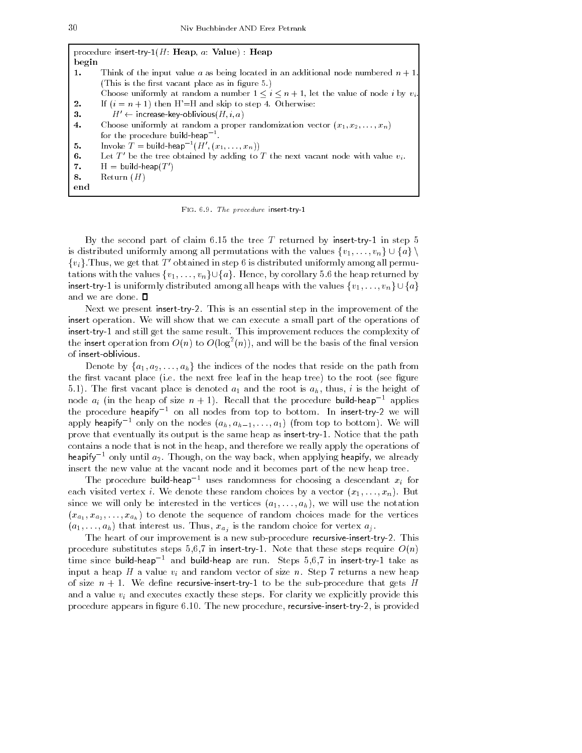```
procedure insert-try-1(H: Heap, a: Value) : Heap
begin
1.    Think of the input value a as being located in an additional node numbered n + 1.
      (This is the first vacant place as in figure 5.)
      Choose uniformly at random a number 1 ≤ i ≤ n + 1, let the value of node i by v_i.
2.    If (i = n + 1) then H'=H and skip to step 4. Otherwise:
3.       H' ← increase-key-oblivious(H, i, a)
4.    Choose uniformly at random a proper randomization vector (x_1, x_2, ..., x_n)
      for the procedure build-heap^{-1}.
5.    Invoke T = build-heap^{-1}(H', (x_1, ..., x_n))
6.    Let T' be the tree obtained by adding to T the next vacant node with value v_i.
7.    H = build-heap(T')
8.    Return (H)
end
```

Fig. 6.9. *The procedure* insert-try-1

By the second part of claim 6.15 the tree $T$ returned by insert-try-1 in step 5 is distributed uniformly among all permutations with the values $\{v_1, \ldots, v_n\} \cup \{a\} \setminus \{v_i\}$.Thus, we get that $T'$ obtained in step 6 is distributed uniformly among all permutations with the values $\{v_1, \ldots, v_n\} \cup \{a\}$. Hence, by corollary 5.6 the heap returned by insert-try-1 is uniformly distributed among all heaps with the values $\{v_1, \ldots, v_n\} \cup \{a\}$ and we are done. ∎

Next we present insert-try-2. This is an essential step in the improvement of the insert operation. We will show that we can execute a small part of the operations of insert-try-1 and still get the same result. This improvement reduces the complexity of the insert operation from $O(n)$ to $O(\log^2(n))$, and will be the basis of the final version of insert-oblivious.

Denote by $\{a_1, a_2, \ldots, a_h\}$ the indices of the nodes that reside on the path from the first vacant place (i.e. the next free leaf in the heap tree) to the root (see figure 5.1). The first vacant place is denoted $a_1$ and the root is $a_h$, thus, $i$ is the height of node $a_i$ (in the heap of size $n+1$). Recall that the procedure build-heap$^{-1}$ applies the procedure heapify$^{-1}$ on all nodes from top to bottom. In insert-try-2 we will apply heapify$^{-1}$ only on the nodes $(a_h, a_{h-1}, \ldots, a_1)$ (from top to bottom). We will prove that eventually its output is the same heap as insert-try-1. Notice that the path contains a node that is not in the heap, and therefore we really apply the operations of heapify$^{-1}$ only until $a_2$. Though, on the way back, when applying heapify, we already insert the new value at the vacant node and it becomes part of the new heap tree.

The procedure build-heap$^{-1}$ uses randomness for choosing a descendant $x_i$ for each visited vertex $i$. We denote these random choices by a vector $(x_1, \ldots, x_n)$. But since we will only be interested in the vertices $(a_1, \ldots, a_h)$, we will use the notation $(x_{a_1}, x_{a_2}, \ldots, x_{a_h})$ to denote the sequence of random choices made for the vertices $(a_1, \ldots, a_h)$ that interest us. Thus, $x_{a_j}$ is the random choice for vertex $a_j$.

The heart of our improvement is a new sub-procedure recursive-insert-try-2. This procedure substitutes steps 5,6,7 in insert-try-1. Note that these steps require $O(n)$ time since build-heap$^{-1}$ and build-heap are run. Steps 5,6,7 in insert-try-1 take as input a heap $H$ a value $v_i$ and random vector of size $n$. Step 7 returns a new heap of size $n+1$. We define recursive-insert-try-1 to be the sub-procedure that gets $H$ and a value $v_i$ and executes exactly these steps. For clarity we explicitly provide this procedure appears in figure 6.10. The new procedure, recursive-insert-try-2, is provided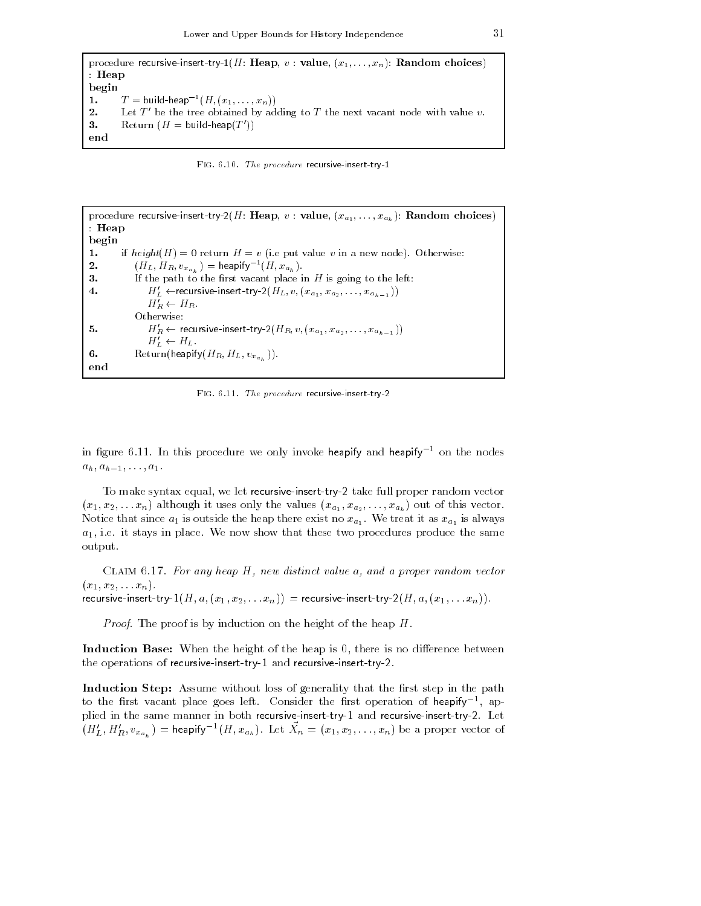```
procedure recursive-insert-try-1(H: Heap, v : value, (x_1, ..., x_n): Random choices)
: Heap
begin
1.    T = build-heap^{-1}(H, (x_1, ..., x_n))
2.    Let T' be the tree obtained by adding to T the next vacant node with value v.
3.    Return (H = build-heap(T'))
end
```

Fig. 6.10. *The procedure* recursive-insert-try-1

```
procedure recursive-insert-try-2(H: Heap, v : value, (x_{a_1}, ..., x_{a_h}): Random choices)
: Heap
begin
1.    if height(H) = 0 return H = v (i.e put value v in a new node). Otherwise:
2.        (H_L, H_R, v_{x_{a_h}}) = heapify^{-1}(H, x_{a_h}).
3.        If the path to the first vacant place in H is going to the left:
4.            H'_L <- recursive-insert-try-2(H_L, v, (x_{a_1}, x_{a_2}, ..., x_{a_{h-1}}))
              H'_R <- H_R.
          Otherwise:
5.            H'_R <- recursive-insert-try-2(H_R, v, (x_{a_1}, x_{a_2}, ..., x_{a_{h-1}}))
              H'_L <- H_L.
6.        Return(heapify(H_R, H_L, v_{x_{a_h}})).
end
```

Fig. 6.11. *The procedure* recursive-insert-try-2

in figure 6.11. In this procedure we only invoke heapify and $\text{heapify}^{-1}$ on the nodes $a_h, a_{h-1}, \ldots, a_1$.

To make syntax equal, we let recursive-insert-try-2 take full proper random vector $(x_1, x_2, \ldots x_n)$ although it uses only the values $(x_{a_1}, x_{a_2}, \ldots, x_{a_h})$ out of this vector. Notice that since $a_1$ is outside the heap there exist no $x_{a_1}$. We treat it as $x_{a_1}$ is always $a_1$, i.e. it stays in place. We now show that these two procedures produce the same output.

Claim 6.17. *For any heap $H$, new distinct value $a$, and a proper random vector $(x_1, x_2, \ldots x_n)$.*
recursive-insert-try-1$(H, a, (x_1, x_2, \ldots x_n))$ = recursive-insert-try-2$(H, a, (x_1, \ldots x_n))$.

*Proof*. The proof is by induction on the height of the heap $H$.

**Induction Base:** When the height of the heap is 0, there is no difference between the operations of recursive-insert-try-1 and recursive-insert-try-2.

**Induction Step:** Assume without loss of generality that the first step in the path to the first vacant place goes left. Consider the first operation of $\text{heapify}^{-1}$, applied in the same manner in both recursive-insert-try-1 and recursive-insert-try-2. Let $(H'_L, H'_R, v_{x_{a_h}}) = \text{heapify}^{-1}(H, x_{a_h})$. Let $\vec{X}_n = (x_1, x_2, \ldots, x_n)$ be a proper vector of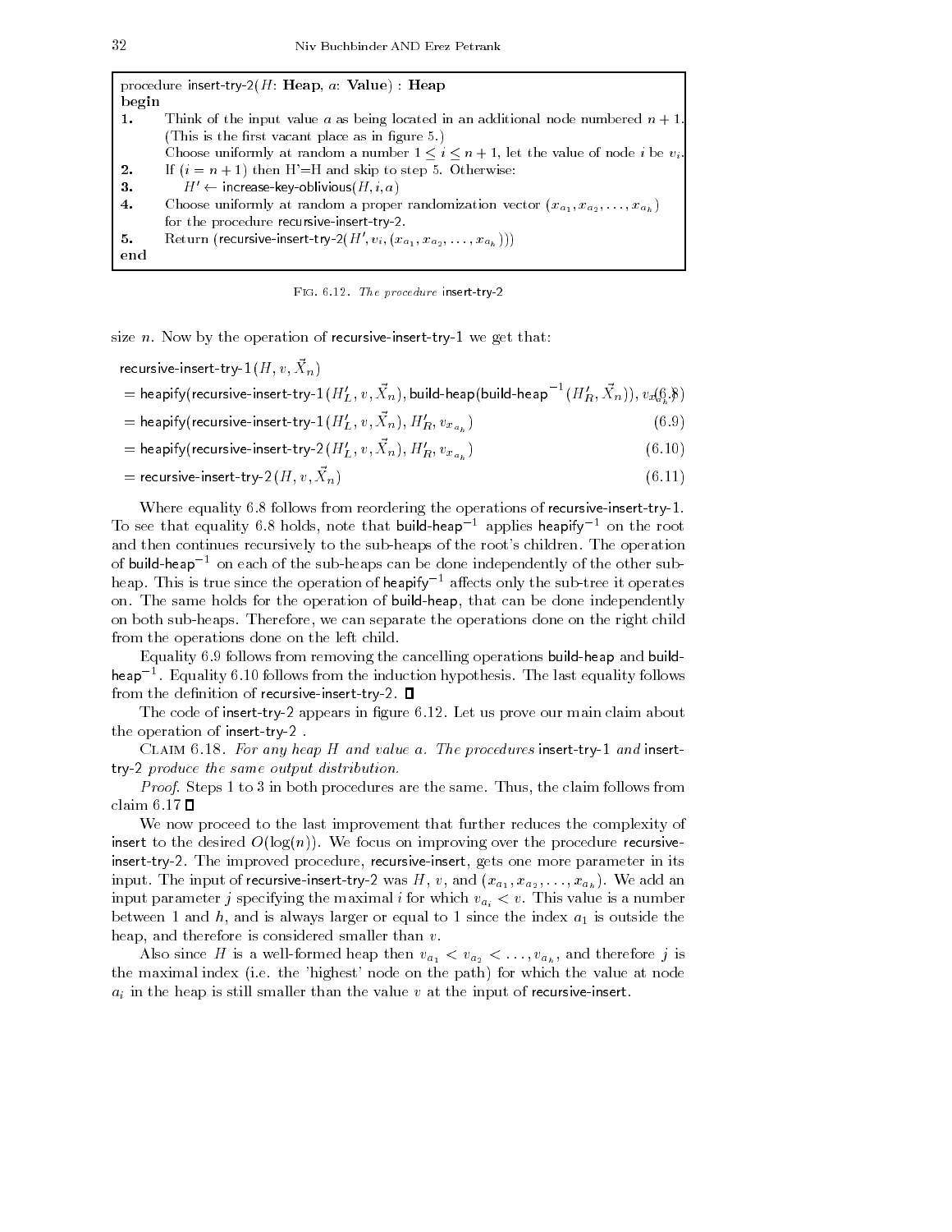```
procedure insert-try-2(H: Heap, a: Value) : Heap
begin
1.    Think of the input value a as being located in an additional node numbered n + 1.
      (This is the first vacant place as in figure 5.)
      Choose uniformly at random a number 1 ≤ i ≤ n + 1, let the value of node i be v_i.
2.    If (i = n + 1) then H'=H and skip to step 5. Otherwise:
3.        H' ← increase-key-oblivious(H, i, a)
4.    Choose uniformly at random a proper randomization vector (x_{a_1}, x_{a_2}, ..., x_{a_h})
      for the procedure recursive-insert-try-2.
5.    Return (recursive-insert-try-2(H', v_i, (x_{a_1}, x_{a_2}, ..., x_{a_h})))
end
```

Fig. 6.12. *The procedure* insert-try-2

size $n$. Now by the operation of recursive-insert-try-1 we get that:

$$\text{recursive-insert-try-1}(H, v, \vec{X}_n)$$

$$= \text{heapify}(\text{recursive-insert-try-1}(H'_L, v, \vec{X}_n), \text{build-heap}(\text{build-heap}^{-1}(H'_R, \vec{X}_n)), v_{x_{a_h}}) \quad (6.8)$$

$$= \text{heapify}(\text{recursive-insert-try-1}(H'_L, v, \vec{X}_n), H'_R, v_{x_{a_h}}) \quad (6.9)$$

$$= \text{heapify}(\text{recursive-insert-try-2}(H'_L, v, \vec{X}_n), H'_R, v_{x_{a_h}}) \quad (6.10)$$

$$= \text{recursive-insert-try-2}(H, v, \vec{X}_n) \quad (6.11)$$

Where equality 6.8 follows from reordering the operations of recursive-insert-try-1. To see that equality 6.8 holds, note that build-heap$^{-1}$ applies heapify$^{-1}$ on the root and then continues recursively to the sub-heaps of the root's children. The operation of build-heap$^{-1}$ on each of the sub-heaps can be done independently of the other sub-heap. This is true since the operation of heapify$^{-1}$ affects only the sub-tree it operates on. The same holds for the operation of build-heap, that can be done independently on both sub-heaps. Therefore, we can separate the operations done on the right child from the operations done on the left child.

Equality 6.9 follows from removing the cancelling operations build-heap and build-heap$^{-1}$. Equality 6.10 follows from the induction hypothesis. The last equality follows from the definition of recursive-insert-try-2. ∎

The code of insert-try-2 appears in figure 6.12. Let us prove our main claim about the operation of insert-try-2 .

Claim 6.18. *For any heap $H$ and value $a$. The procedures* insert-try-1 *and* insert-try-2 *produce the same output distribution.*

*Proof.* Steps 1 to 3 in both procedures are the same. Thus, the claim follows from claim 6.17 ∎

We now proceed to the last improvement that further reduces the complexity of insert to the desired $O(\log(n))$. We focus on improving over the procedure recursive-insert-try-2. The improved procedure, recursive-insert, gets one more parameter in its input. The input of recursive-insert-try-2 was $H$, $v$, and $(x_{a_1}, x_{a_2}, \ldots, x_{a_h})$. We add an input parameter $j$ specifying the maximal $i$ for which $v_{a_i} < v$. This value is a number between 1 and $h$, and is always larger or equal to 1 since the index $a_1$ is outside the heap, and therefore is considered smaller than $v$.

Also since $H$ is a well-formed heap then $v_{a_1} < v_{a_2} < \ldots, v_{a_h}$, and therefore $j$ is the maximal index (i.e. the 'highest' node on the path) for which the value at node $a_i$ in the heap is still smaller than the value $v$ at the input of recursive-insert.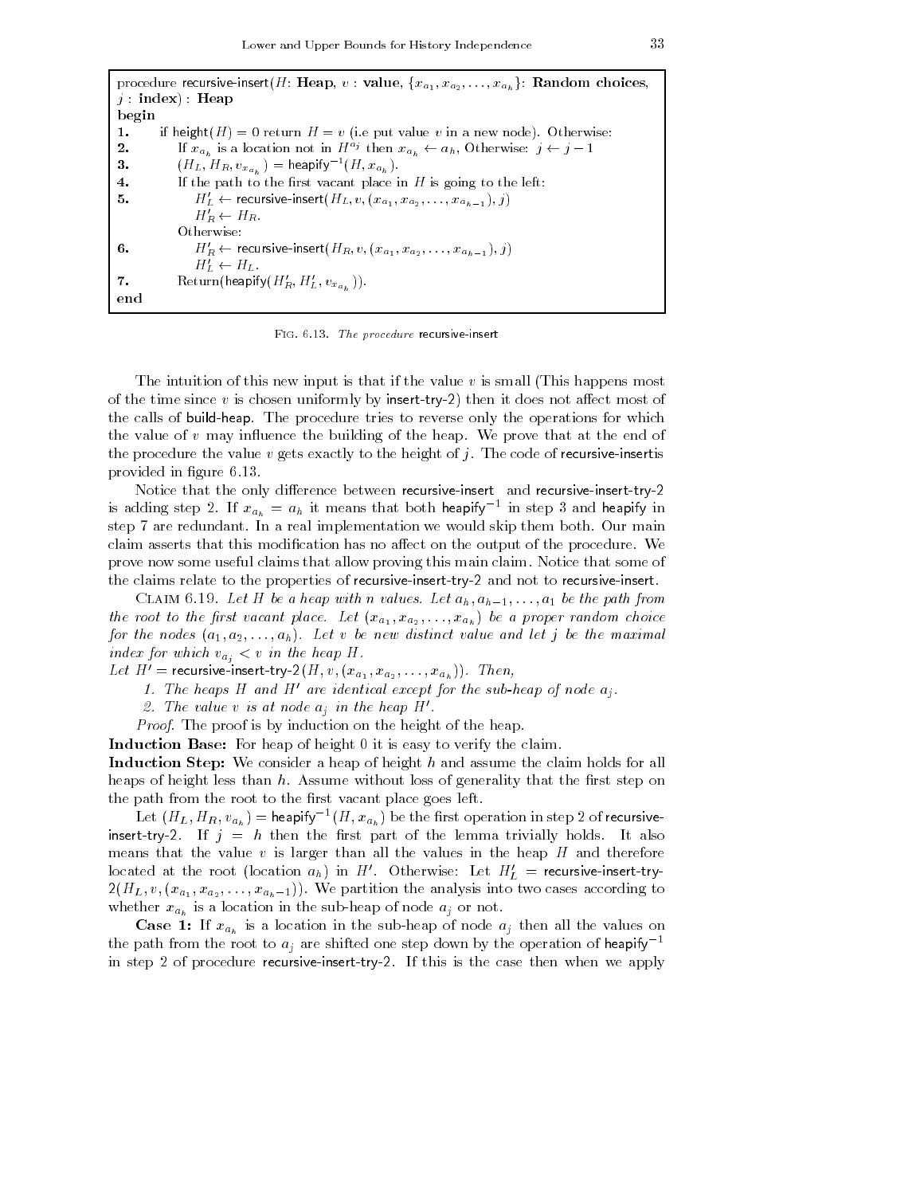```
procedure recursive-insert(H: Heap, v : value, {x_{a_1}, x_{a_2}, ..., x_{a_h}}: Random choices,
j : index) : Heap
begin
1.      if height(H) = 0 return H = v (i.e put value v in a new node). Otherwise:
2.          If x_{a_h} is a location not in H^{a_j} then x_{a_h} ← a_h, Otherwise: j ← j − 1
3.          (H_L, H_R, v_{x_{a_h}}) = heapify^{-1}(H, x_{a_h}).
4.          If the path to the first vacant place in H is going to the left:
5.              H'_L ← recursive-insert(H_L, v, (x_{a_1}, x_{a_2}, ..., x_{a_{h-1}}), j)
                H'_R ← H_R.
            Otherwise:
6.              H'_R ← recursive-insert(H_R, v, (x_{a_1}, x_{a_2}, ..., x_{a_{h-1}}), j)
                H'_L ← H_L.
7.          Return(heapify(H'_R, H'_L, v_{x_{a_h}})).
end
```

Fig. 6.13. *The procedure* recursive-insert

The intuition of this new input is that if the value $v$ is small (This happens most of the time since $v$ is chosen uniformly by insert-try-2) then it does not affect most of the calls of build-heap. The procedure tries to reverse only the operations for which the value of $v$ may influence the building of the heap. We prove that at the end of the procedure the value $v$ gets exactly to the height of $j$. The code of recursive-insertis provided in figure 6.13.

Notice that the only difference between recursive-insert and recursive-insert-try-2 is adding step 2. If $x_{a_h} = a_h$ it means that both $\text{heapify}^{-1}$ in step 3 and heapify in step 7 are redundant. In a real implementation we would skip them both. Our main claim asserts that this modification has no affect on the output of the procedure. We prove now some useful claims that allow proving this main claim. Notice that some of the claims relate to the properties of recursive-insert-try-2 and not to recursive-insert.

Claim 6.19. *Let $H$ be a heap with $n$ values. Let $a_h, a_{h-1}, \ldots, a_1$ be the path from the root to the first vacant place. Let $(x_{a_1}, x_{a_2}, \ldots, x_{a_h})$ be a proper random choice for the nodes $(a_1, a_2, \ldots, a_h)$. Let $v$ be new distinct value and let $j$ be the maximal index for which $v_{a_j} < v$ in the heap $H$.*
*Let $H' = \text{recursive-insert-try-2}(H, v, (x_{a_1}, x_{a_2}, \ldots, x_{a_h}))$. Then,*

1. *The heaps $H$ and $H'$ are identical except for the sub-heap of node $a_j$.*
2. *The value $v$ is at node $a_j$ in the heap $H'$.*

*Proof*. The proof is by induction on the height of the heap.

**Induction Base:** For heap of height 0 it is easy to verify the claim.

**Induction Step:** We consider a heap of height $h$ and assume the claim holds for all heaps of height less than $h$. Assume without loss of generality that the first step on the path from the root to the first vacant place goes left.

Let $(H_L, H_R, v_{a_h}) = \text{heapify}^{-1}(H, x_{a_h})$ be the first operation in step 2 of recursive-insert-try-2. If $j = h$ then the first part of the lemma trivially holds. It also means that the value $v$ is larger than all the values in the heap $H$ and therefore located at the root (location $a_h$) in $H'$. Otherwise: Let $H'_L = \text{recursive-insert-try-2}(H_L, v, (x_{a_1}, x_{a_2}, \ldots, x_{a_h-1}))$. We partition the analysis into two cases according to whether $x_{a_h}$ is a location in the sub-heap of node $a_j$ or not.

**Case 1:** If $x_{a_h}$ is a location in the sub-heap of node $a_j$ then all the values on the path from the root to $a_j$ are shifted one step down by the operation of $\text{heapify}^{-1}$ in step 2 of procedure recursive-insert-try-2. If this is the case then when we apply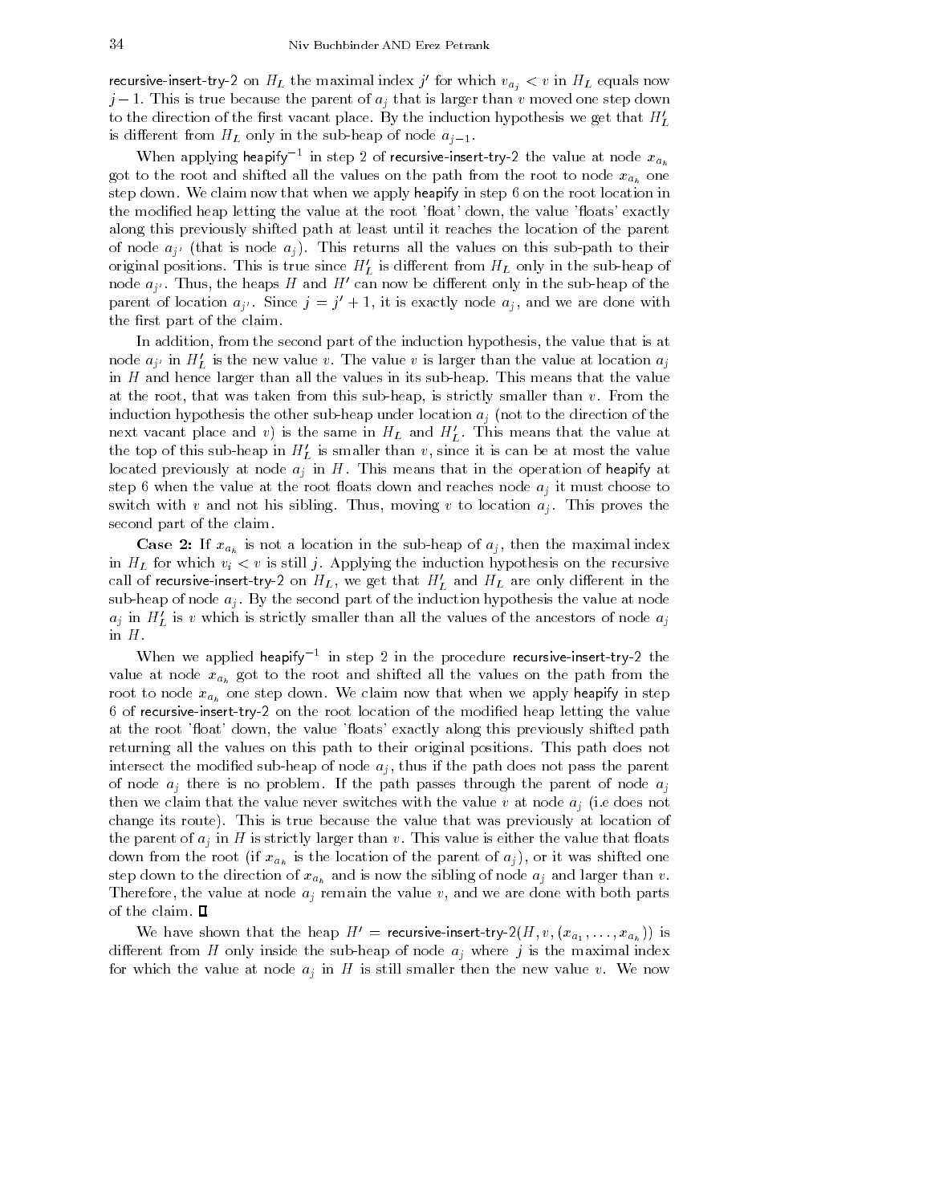recursive-insert-try-2 on $H_L$ the maximal index $j'$ for which $v_{a_j} < v$ in $H_L$ equals now $j-1$. This is true because the parent of $a_j$ that is larger than $v$ moved one step down to the direction of the first vacant place. By the induction hypothesis we get that $H'_L$ is different from $H_L$ only in the sub-heap of node $a_{j-1}$.

When applying heapify$^{-1}$ in step 2 of recursive-insert-try-2 the value at node $x_{a_h}$ got to the root and shifted all the values on the path from the root to node $x_{a_h}$ one step down. We claim now that when we apply heapify in step 6 on the root location in the modified heap letting the value at the root 'float' down, the value 'floats' exactly along this previously shifted path at least until it reaches the location of the parent of node $a_{j'}$ (that is node $a_j$). This returns all the values on this sub-path to their original positions. This is true since $H'_L$ is different from $H_L$ only in the sub-heap of node $a_{j'}$. Thus, the heaps $H$ and $H'$ can now be different only in the sub-heap of the parent of location $a_{j'}$. Since $j = j'+1$, it is exactly node $a_j$, and we are done with the first part of the claim.

In addition, from the second part of the induction hypothesis, the value that is at node $a_{j'}$ in $H'_L$ is the new value $v$. The value $v$ is larger than the value at location $a_j$ in $H$ and hence larger than all the values in its sub-heap. This means that the value at the root, that was taken from this sub-heap, is strictly smaller than $v$. From the induction hypothesis the other sub-heap under location $a_j$ (not to the direction of the next vacant place and $v$) is the same in $H_L$ and $H'_L$. This means that the value at the top of this sub-heap in $H'_L$ is smaller than $v$, since it is can be at most the value located previously at node $a_j$ in $H$. This means that in the operation of heapify at step 6 when the value at the root floats down and reaches node $a_j$ it must choose to switch with $v$ and not his sibling. Thus, moving $v$ to location $a_j$. This proves the second part of the claim.

**Case 2:** If $x_{a_h}$ is not a location in the sub-heap of $a_j$, then the maximal index in $H_L$ for which $v_i < v$ is still $j$. Applying the induction hypothesis on the recursive call of recursive-insert-try-2 on $H_L$, we get that $H'_L$ and $H_L$ are only different in the sub-heap of node $a_j$. By the second part of the induction hypothesis the value at node $a_j$ in $H'_L$ is $v$ which is strictly smaller than all the values of the ancestors of node $a_j$ in $H$.

When we applied heapify$^{-1}$ in step 2 in the procedure recursive-insert-try-2 the value at node $x_{a_h}$ got to the root and shifted all the values on the path from the root to node $x_{a_h}$ one step down. We claim now that when we apply heapify in step 6 of recursive-insert-try-2 on the root location of the modified heap letting the value at the root 'float' down, the value 'floats' exactly along this previously shifted path returning all the values on this path to their original positions. This path does not intersect the modified sub-heap of node $a_j$, thus if the path does not pass the parent of node $a_j$ there is no problem. If the path passes through the parent of node $a_j$ then we claim that the value never switches with the value $v$ at node $a_j$ (i.e does not change its route). This is true because the value that was previously at location of the parent of $a_j$ in $H$ is strictly larger than $v$. This value is either the value that floats down from the root (if $x_{a_h}$ is the location of the parent of $a_j$), or it was shifted one step down to the direction of $x_{a_h}$ and is now the sibling of node $a_j$ and larger than $v$. Therefore, the value at node $a_j$ remain the value $v$, and we are done with both parts of the claim. □

We have shown that the heap $H' = $ recursive-insert-try-2$(H, v, (x_{a_1}, \ldots, x_{a_h}))$ is different from $H$ only inside the sub-heap of node $a_j$ where $j$ is the maximal index for which the value at node $a_j$ in $H$ is still smaller then the new value $v$. We now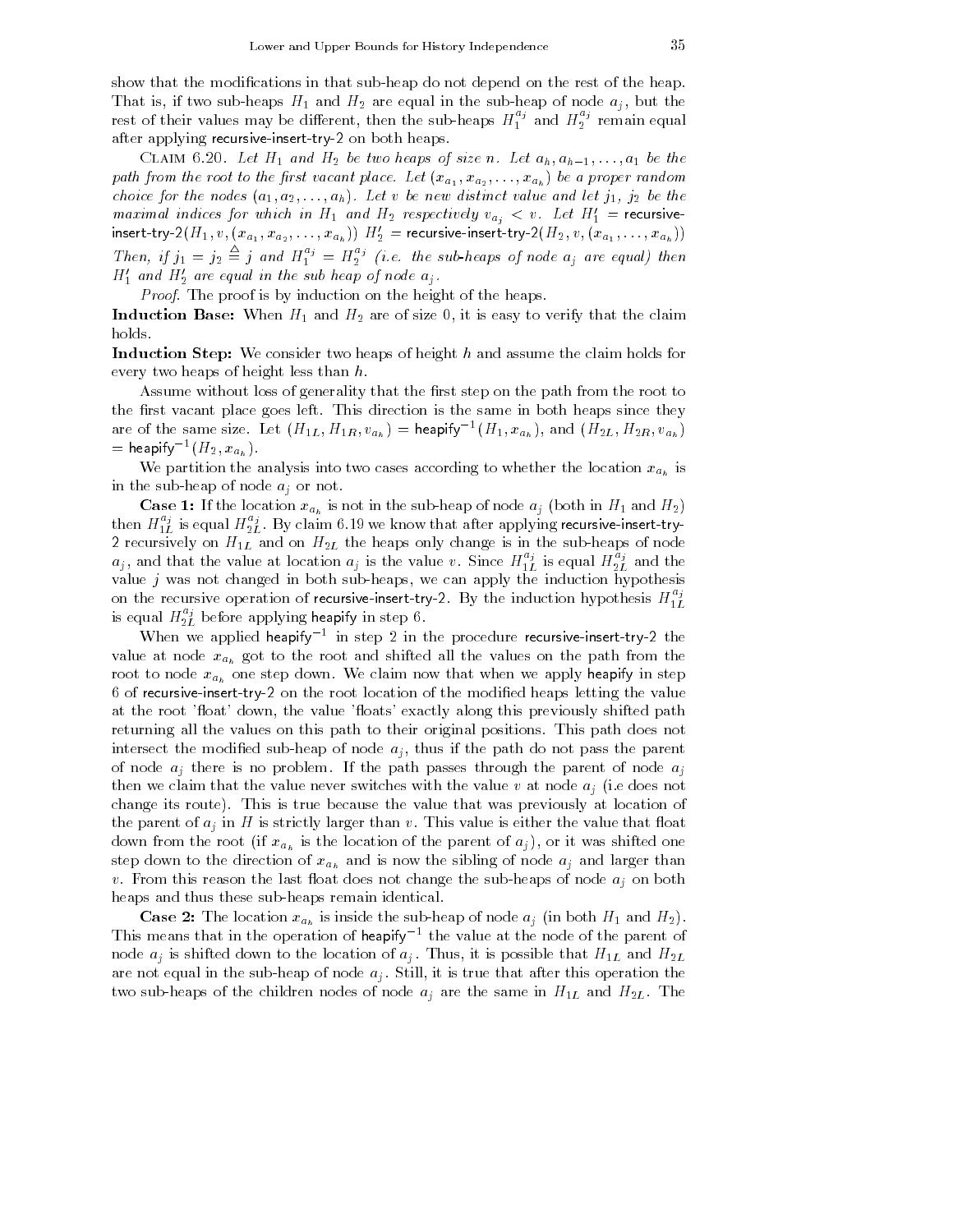show that the modifications in that sub-heap do not depend on the rest of the heap. That is, if two sub-heaps $H_1$ and $H_2$ are equal in the sub-heap of node $a_j$, but the rest of their values may be different, then the sub-heaps $H_1^{a_j}$ and $H_2^{a_j}$ remain equal after applying recursive-insert-try-2 on both heaps.

Claim 6.20. *Let $H_1$ and $H_2$ be two heaps of size $n$. Let $a_h, a_{h-1}, \ldots, a_1$ be the path from the root to the first vacant place. Let $(x_{a_1}, x_{a_2}, \ldots, x_{a_h})$ be a proper random choice for the nodes $(a_1, a_2, \ldots, a_h)$. Let $v$ be new distinct value and let $j_1$, $j_2$ be the maximal indices for which in $H_1$ and $H_2$ respectively $v_{a_j} < v$. Let $H_1'$ =* recursive-insert-try-2$(H_1, v, (x_{a_1}, x_{a_2}, \ldots, x_{a_h}))$ $H_2'$ = recursive-insert-try-2$(H_2, v, (x_{a_1}, \ldots, x_{a_h}))$ *Then, if $j_1 = j_2 \triangleq j$ and $H_1^{a_j} = H_2^{a_j}$ (i.e. the sub-heaps of node $a_j$ are equal) then $H_1'$ and $H_2'$ are equal in the sub heap of node $a_j$.*

*Proof.* The proof is by induction on the height of the heaps.

**Induction Base:** When $H_1$ and $H_2$ are of size 0, it is easy to verify that the claim holds.

**Induction Step:** We consider two heaps of height $h$ and assume the claim holds for every two heaps of height less than $h$.

Assume without loss of generality that the first step on the path from the root to the first vacant place goes left. This direction is the same in both heaps since they are of the same size. Let $(H_{1L}, H_{1R}, v_{a_h})$ = heapify$^{-1}(H_1, x_{a_h})$, and $(H_{2L}, H_{2R}, v_{a_h})$ = heapify$^{-1}(H_2, x_{a_h})$.

We partition the analysis into two cases according to whether the location $x_{a_h}$ is in the sub-heap of node $a_j$ or not.

**Case 1:** If the location $x_{a_h}$ is not in the sub-heap of node $a_j$ (both in $H_1$ and $H_2$) then $H_{1L}^{a_j}$ is equal $H_{2L}^{a_j}$. By claim 6.19 we know that after applying recursive-insert-try-2 recursively on $H_{1L}$ and on $H_{2L}$ the heaps only change is in the sub-heaps of node $a_j$, and that the value at location $a_j$ is the value $v$. Since $H_{1L}^{a_j}$ is equal $H_{2L}^{a_j}$ and the value $j$ was not changed in both sub-heaps, we can apply the induction hypothesis on the recursive operation of recursive-insert-try-2. By the induction hypothesis $H_{1L}^{a_j}$ is equal $H_{2L}^{a_j}$ before applying heapify in step 6.

When we applied heapify$^{-1}$ in step 2 in the procedure recursive-insert-try-2 the value at node $x_{a_h}$ got to the root and shifted all the values on the path from the root to node $x_{a_h}$ one step down. We claim now that when we apply heapify in step 6 of recursive-insert-try-2 on the root location of the modified heaps letting the value at the root 'float' down, the value 'floats' exactly along this previously shifted path returning all the values on this path to their original positions. This path does not intersect the modified sub-heap of node $a_j$, thus if the path do not pass the parent of node $a_j$ there is no problem. If the path passes through the parent of node $a_j$ then we claim that the value never switches with the value $v$ at node $a_j$ (i.e does not change its route). This is true because the value that was previously at location of the parent of $a_j$ in $H$ is strictly larger than $v$. This value is either the value that float down from the root (if $x_{a_h}$ is the location of the parent of $a_j$), or it was shifted one step down to the direction of $x_{a_h}$ and is now the sibling of node $a_j$ and larger than $v$. From this reason the last float does not change the sub-heaps of node $a_j$ on both heaps and thus these sub-heaps remain identical.

**Case 2:** The location $x_{a_h}$ is inside the sub-heap of node $a_j$ (in both $H_1$ and $H_2$). This means that in the operation of heapify$^{-1}$ the value at the node of the parent of node $a_j$ is shifted down to the location of $a_j$. Thus, it is possible that $H_{1L}$ and $H_{2L}$ are not equal in the sub-heap of node $a_j$. Still, it is true that after this operation the two sub-heaps of the children nodes of node $a_j$ are the same in $H_{1L}$ and $H_{2L}$. The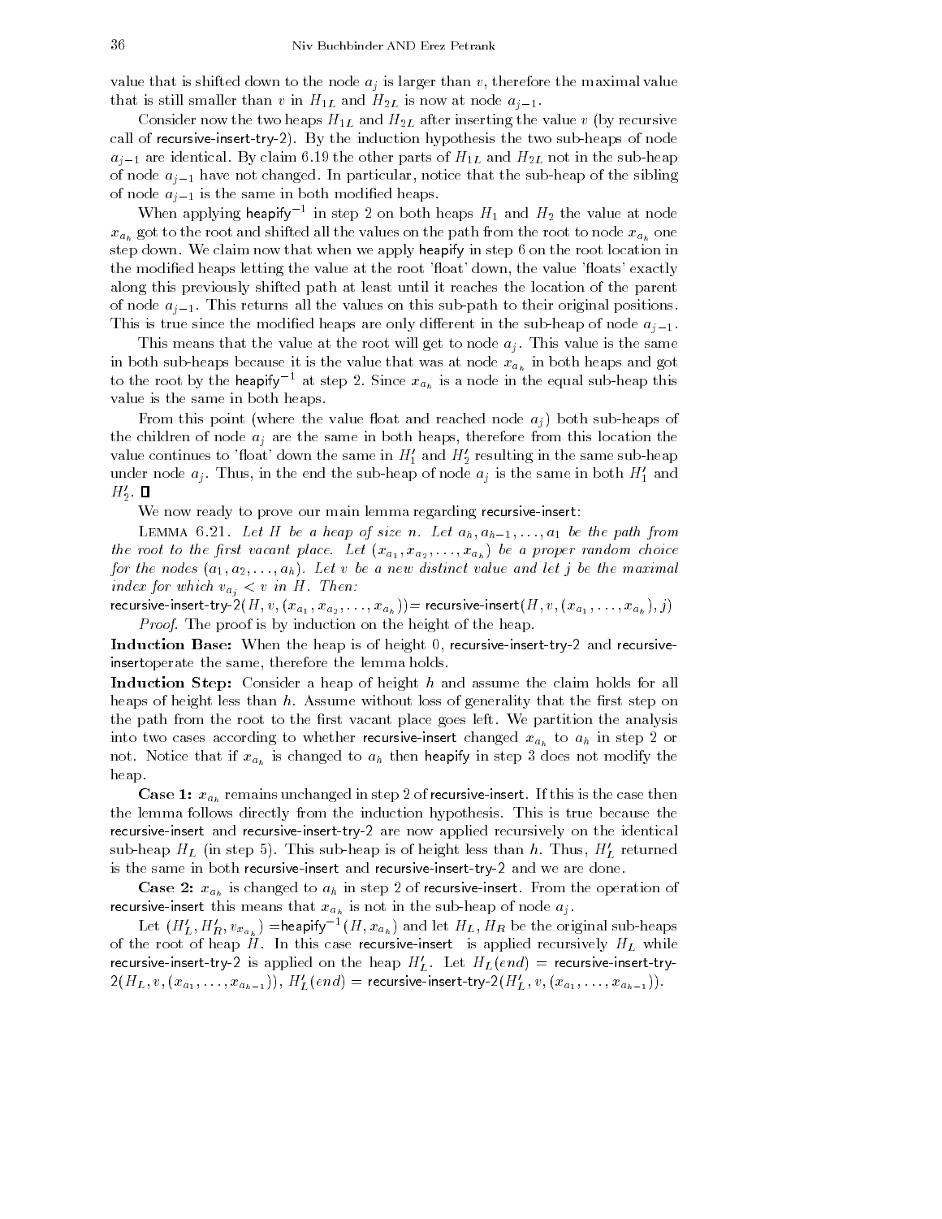value that is shifted down to the node $a_j$ is larger than $v$, therefore the maximal value that is still smaller than $v$ in $H_{1L}$ and $H_{2L}$ is now at node $a_{j-1}$.

Consider now the two heaps $H_{1L}$ and $H_{2L}$ after inserting the value $v$ (by recursive call of recursive-insert-try-2). By the induction hypothesis the two sub-heaps of node $a_{j-1}$ are identical. By claim 6.19 the other parts of $H_{1L}$ and $H_{2L}$ not in the sub-heap of node $a_{j-1}$ have not changed. In particular, notice that the sub-heap of the sibling of node $a_{j-1}$ is the same in both modified heaps.

When applying heapify$^{-1}$ in step 2 on both heaps $H_1$ and $H_2$ the value at node $x_{a_h}$ got to the root and shifted all the values on the path from the root to node $x_{a_h}$ one step down. We claim now that when we apply heapify in step 6 on the root location in the modified heaps letting the value at the root 'float' down, the value 'floats' exactly along this previously shifted path at least until it reaches the location of the parent of node $a_{j-1}$. This returns all the values on this sub-path to their original positions. This is true since the modified heaps are only different in the sub-heap of node $a_{j-1}$.

This means that the value at the root will get to node $a_j$. This value is the same in both sub-heaps because it is the value that was at node $x_{a_h}$ in both heaps and got to the root by the heapify$^{-1}$ at step 2. Since $x_{a_h}$ is a node in the equal sub-heap this value is the same in both heaps.

From this point (where the value float and reached node $a_j$) both sub-heaps of the children of node $a_j$ are the same in both heaps, therefore from this location the value continues to 'float' down the same in $H_1'$ and $H_2'$ resulting in the same sub-heap under node $a_j$. Thus, in the end the sub-heap of node $a_j$ is the same in both $H_1'$ and $H_2'$. ∎

We now ready to prove our main lemma regarding recursive-insert:

LEMMA 6.21. *Let $H$ be a heap of size $n$. Let $a_h, a_{h-1}, \ldots, a_1$ be the path from the root to the first vacant place. Let $(x_{a_1}, x_{a_2}, \ldots, x_{a_h})$ be a proper random choice for the nodes $(a_1, a_2, \ldots, a_h)$. Let $v$ be a new distinct value and let $j$ be the maximal index for which $v_{a_j} < v$ in $H$. Then:*

recursive-insert-try-2$(H, v, (x_{a_1}, x_{a_2}, \ldots, x_{a_h}))=$ recursive-insert$(H, v, (x_{a_1}, \ldots, x_{a_h}), j)$

*Proof.* The proof is by induction on the height of the heap.

**Induction Base:** When the heap is of height 0, recursive-insert-try-2 and recursive-insertoperate the same, therefore the lemma holds.

**Induction Step:** Consider a heap of height $h$ and assume the claim holds for all heaps of height less than $h$. Assume without loss of generality that the first step on the path from the root to the first vacant place goes left. We partition the analysis into two cases according to whether recursive-insert changed $x_{a_h}$ to $a_h$ in step 2 or not. Notice that if $x_{a_h}$ is changed to $a_h$ then heapify in step 3 does not modify the heap.

**Case 1:** $x_{a_h}$ remains unchanged in step 2 of recursive-insert. If this is the case then the lemma follows directly from the induction hypothesis. This is true because the recursive-insert and recursive-insert-try-2 are now applied recursively on the identical sub-heap $H_L$ (in step 5). This sub-heap is of height less than $h$. Thus, $H_L'$ returned is the same in both recursive-insert and recursive-insert-try-2 and we are done.

**Case 2:** $x_{a_h}$ is changed to $a_h$ in step 2 of recursive-insert. From the operation of recursive-insert this means that $x_{a_h}$ is not in the sub-heap of node $a_j$.

Let $(H_L', H_R', v_{x_{a_h}})$ =heapify$^{-1}(H, x_{a_h})$ and let $H_L, H_R$ be the original sub-heaps of the root of heap $H$. In this case recursive-insert is applied recursively $H_L$ while recursive-insert-try-2 is applied on the heap $H_L'$. Let $H_L(end)$ = recursive-insert-try-2$(H_L, v, (x_{a_1}, \ldots, x_{a_{h-1}}))$, $H_L'(end)$ = recursive-insert-try-2$(H_L', v, (x_{a_1}, \ldots, x_{a_{h-1}}))$.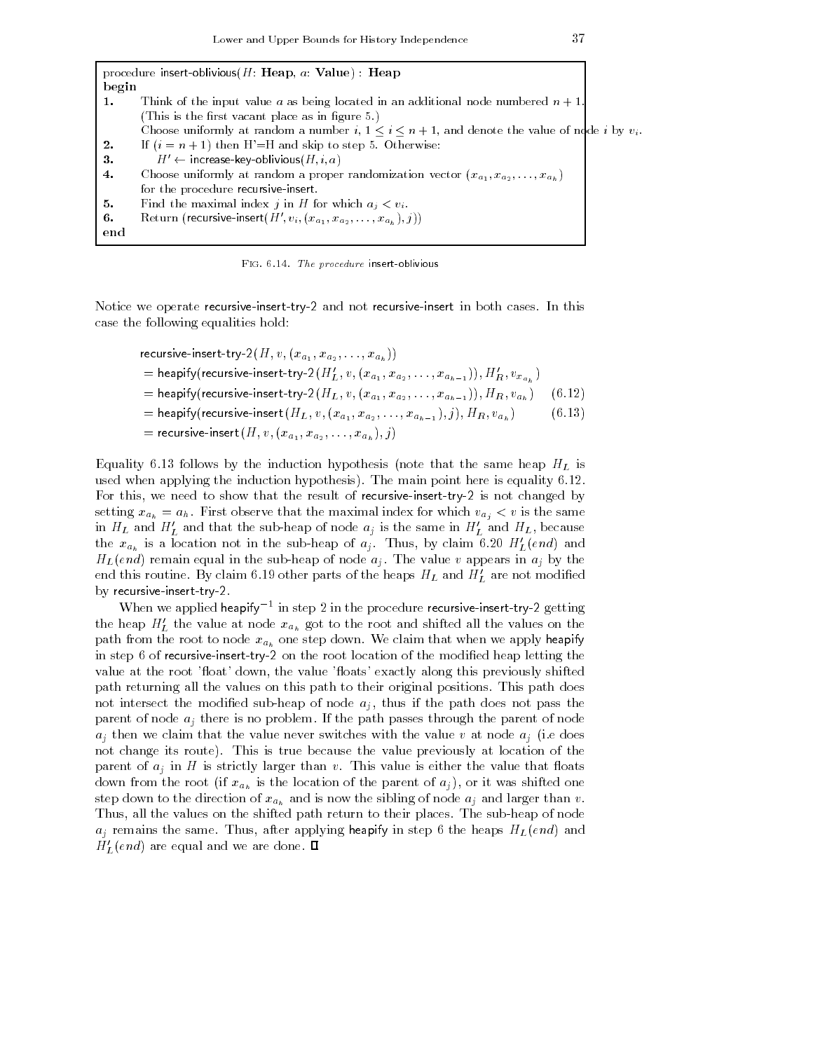```
procedure insert-oblivious(H: Heap, a: Value) : Heap
begin
1.    Think of the input value a as being located in an additional node numbered n + 1.
      (This is the first vacant place as in figure 5.)
      Choose uniformly at random a number i, 1 ≤ i ≤ n + 1, and denote the value of node i by v_i.
2.    If (i = n + 1) then H'=H and skip to step 5. Otherwise:
3.       H' ← increase-key-oblivious(H, i, a)
4.    Choose uniformly at random a proper randomization vector (x_{a_1}, x_{a_2}, ..., x_{a_h})
      for the procedure recursive-insert.
5.    Find the maximal index j in H for which a_j < v_i.
6.    Return (recursive-insert(H', v_i, (x_{a_1}, x_{a_2}, ..., x_{a_h}), j))
end
```

Fig. 6.14. *The procedure* insert-oblivious

Notice we operate recursive-insert-try-2 and not recursive-insert in both cases. In this case the following equalities hold:

$$
\begin{aligned}
&\text{recursive-insert-try-2}(H, v, (x_{a_1}, x_{a_2}, \ldots, x_{a_h})) \\
&= \text{heapify}(\text{recursive-insert-try-2}(H'_L, v, (x_{a_1}, x_{a_2}, \ldots, x_{a_{h-1}})), H'_R, v_{x_{a_h}}) \\
&= \text{heapify}(\text{recursive-insert-try-2}(H_L, v, (x_{a_1}, x_{a_2}, \ldots, x_{a_{h-1}})), H_R, v_{a_h}) \qquad (6.12) \\
&= \text{heapify}(\text{recursive-insert}(H_L, v, (x_{a_1}, x_{a_2}, \ldots, x_{a_{h-1}}), j), H_R, v_{a_h}) \qquad (6.13) \\
&= \text{recursive-insert}(H, v, (x_{a_1}, x_{a_2}, \ldots, x_{a_h}), j)
\end{aligned}
$$

Equality 6.13 follows by the induction hypothesis (note that the same heap $H_L$ is used when applying the induction hypothesis). The main point here is equality 6.12. For this, we need to show that the result of recursive-insert-try-2 is not changed by setting $x_{a_h} = a_h$. First observe that the maximal index for which $v_{a_j} < v$ is the same in $H_L$ and $H'_L$ and that the sub-heap of node $a_j$ is the same in $H'_L$ and $H_L$, because the $x_{a_h}$ is a location not in the sub-heap of $a_j$. Thus, by claim 6.20 $H'_L(end)$ and $H_L(end)$ remain equal in the sub-heap of node $a_j$. The value $v$ appears in $a_j$ by the end this routine. By claim 6.19 other parts of the heaps $H_L$ and $H'_L$ are not modified by recursive-insert-try-2.

When we applied heapify$^{-1}$ in step 2 in the procedure recursive-insert-try-2 getting the heap $H'_L$ the value at node $x_{a_h}$ got to the root and shifted all the values on the path from the root to node $x_{a_h}$ one step down. We claim that when we apply heapify in step 6 of recursive-insert-try-2 on the root location of the modified heap letting the value at the root 'float' down, the value 'floats' exactly along this previously shifted path returning all the values on this path to their original positions. This path does not intersect the modified sub-heap of node $a_j$, thus if the path does not pass the parent of node $a_j$ there is no problem. If the path passes through the parent of node $a_j$ then we claim that the value never switches with the value $v$ at node $a_j$ (i.e does not change its route). This is true because the value previously at location of the parent of $a_j$ in $H$ is strictly larger than $v$. This value is either the value that floats down from the root (if $x_{a_h}$ is the location of the parent of $a_j$), or it was shifted one step down to the direction of $x_{a_h}$ and is now the sibling of node $a_j$ and larger than $v$. Thus, all the values on the shifted path return to their places. The sub-heap of node $a_j$ remains the same. Thus, after applying heapify in step 6 the heaps $H_L(end)$ and $H'_L(end)$ are equal and we are done. ∎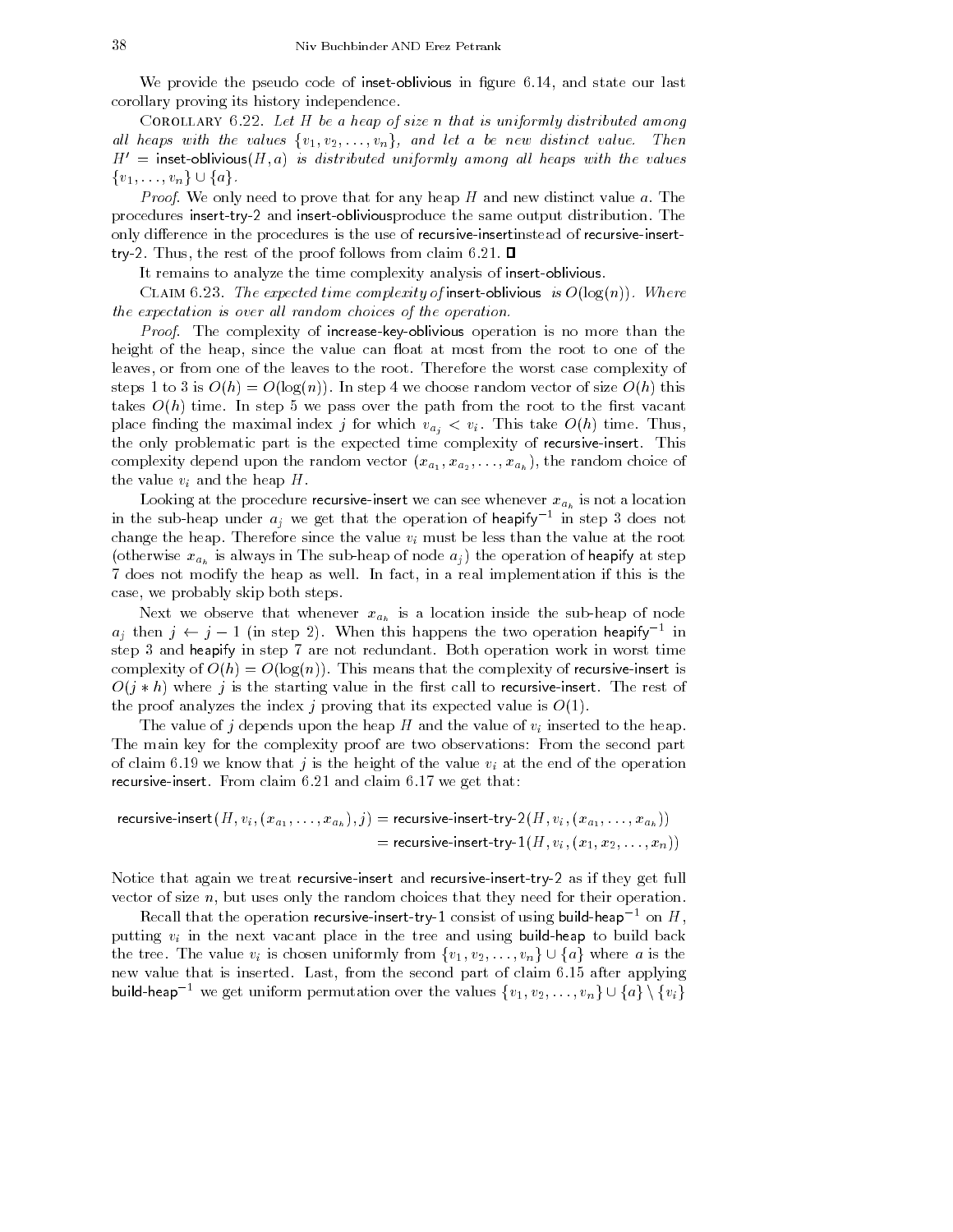We provide the pseudo code of insert-oblivious in figure 6.14, and state our last corollary proving its history independence.

Corollary 6.22. *Let $H$ be a heap of size $n$ that is uniformly distributed among all heaps with the values $\{v_1, v_2, \ldots, v_n\}$, and let $a$ be new distinct value. Then $H' =$ inset-oblivious$(H, a)$ is distributed uniformly among all heaps with the values $\{v_1, \ldots, v_n\} \cup \{a\}$.*

*Proof*. We only need to prove that for any heap $H$ and new distinct value $a$. The procedures insert-try-2 and insert-obliviousproduce the same output distribution. The only difference in the procedures is the use of recursive-insertinstead of recursive-insert-try-2. Thus, the rest of the proof follows from claim 6.21. ∎

It remains to analyze the time complexity analysis of insert-oblivious.

Claim 6.23. *The expected time complexity of* insert-oblivious *is $O(\log(n))$. Where the expectation is over all random choices of the operation.*

*Proof*. The complexity of increase-key-oblivious operation is no more than the height of the heap, since the value can float at most from the root to one of the leaves, or from one of the leaves to the root. Therefore the worst case complexity of steps 1 to 3 is $O(h) = O(\log(n))$. In step 4 we choose random vector of size $O(h)$ this takes $O(h)$ time. In step 5 we pass over the path from the root to the first vacant place finding the maximal index $j$ for which $v_{a_j} < v_i$. This take $O(h)$ time. Thus, the only problematic part is the expected time complexity of recursive-insert. This complexity depend upon the random vector $(x_{a_1}, x_{a_2}, \ldots, x_{a_h})$, the random choice of the value $v_i$ and the heap $H$.

Looking at the procedure recursive-insert we can see whenever $x_{a_h}$ is not a location in the sub-heap under $a_j$ we get that the operation of heapify$^{-1}$ in step 3 does not change the heap. Therefore since the value $v_i$ must be less than the value at the root (otherwise $x_{a_h}$ is always in The sub-heap of node $a_j$) the operation of heapify at step 7 does not modify the heap as well. In fact, in a real implementation if this is the case, we probably skip both steps.

Next we observe that whenever $x_{a_h}$ is a location inside the sub-heap of node $a_j$ then $j \leftarrow j - 1$ (in step 2). When this happens the two operation heapify$^{-1}$ in step 3 and heapify in step 7 are not redundant. Both operation work in worst time complexity of $O(h) = O(\log(n))$. This means that the complexity of recursive-insert is $O(j * h)$ where $j$ is the starting value in the first call to recursive-insert. The rest of the proof analyzes the index $j$ proving that its expected value is $O(1)$.

The value of $j$ depends upon the heap $H$ and the value of $v_i$ inserted to the heap. The main key for the complexity proof are two observations: From the second part of claim 6.19 we know that $j$ is the height of the value $v_i$ at the end of the operation recursive-insert. From claim 6.21 and claim 6.17 we get that:

$$
\begin{aligned}
\text{recursive-insert}(H, v_i, (x_{a_1}, \ldots, x_{a_h}), j) &= \text{recursive-insert-try-2}(H, v_i, (x_{a_1}, \ldots, x_{a_h})) \\
&= \text{recursive-insert-try-1}(H, v_i, (x_1, x_2, \ldots, x_n))
\end{aligned}
$$

Notice that again we treat recursive-insert and recursive-insert-try-2 as if they get full vector of size $n$, but uses only the random choices that they need for their operation.

Recall that the operation recursive-insert-try-1 consist of using build-heap$^{-1}$ on $H$, putting $v_i$ in the next vacant place in the tree and using build-heap to build back the tree. The value $v_i$ is chosen uniformly from $\{v_1, v_2, \ldots, v_n\} \cup \{a\}$ where $a$ is the new value that is inserted. Last, from the second part of claim 6.15 after applying build-heap$^{-1}$ we get uniform permutation over the values $\{v_1, v_2, \ldots, v_n\} \cup \{a\} \setminus \{v_i\}$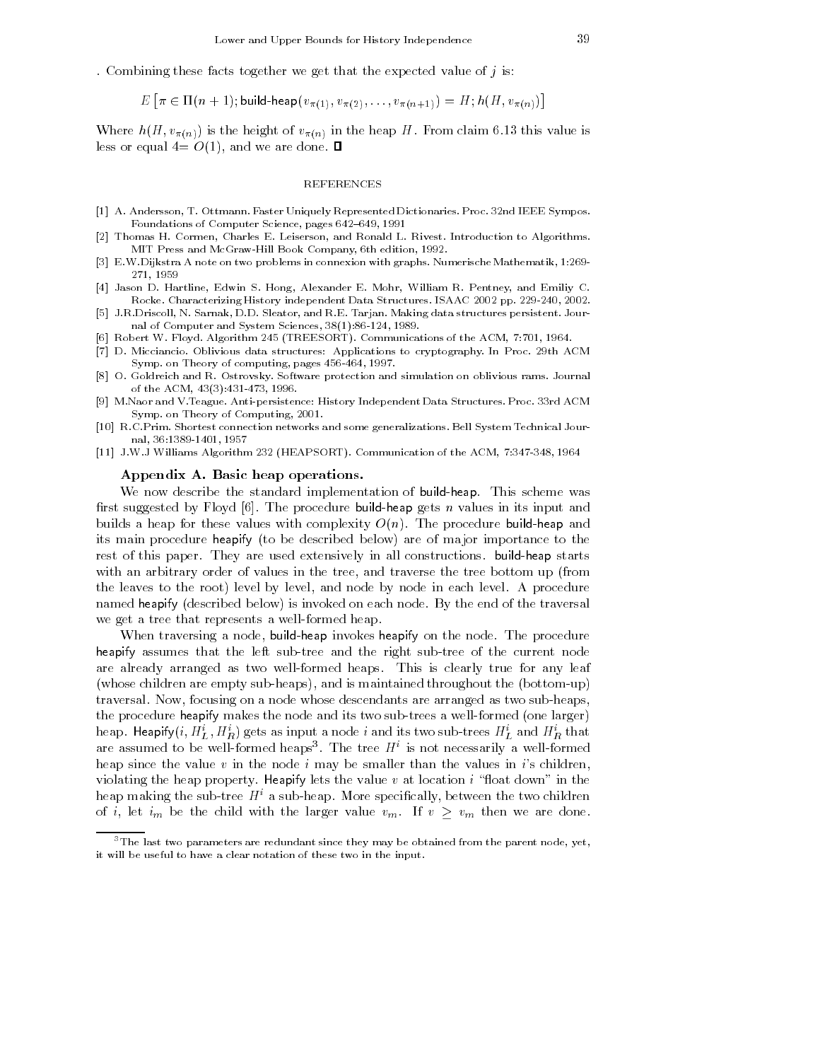. Combining these facts together we get that the expected value of $j$ is:

$$E\left[\pi \in \Pi(n+1); \textsf{build-heap}(v_{\pi(1)}, v_{\pi(2)}, \ldots, v_{\pi(n+1)}) = H; h(H, v_{\pi(n)})\right]$$

Where $h(H, v_{\pi(n)})$ is the height of $v_{\pi(n)}$ in the heap $H$. From claim 6.13 this value is less or equal $4 = O(1)$, and we are done. ∎

## REFERENCES

[1] A. Andersson, T. Ottmann. Faster Uniquely Represented Dictionaries. Proc. 32nd IEEE Sympos. Foundations of Computer Science, pages 642–649, 1991

[2] Thomas H. Cormen, Charles E. Leiserson, and Ronald L. Rivest. Introduction to Algorithms. MIT Press and McGraw-Hill Book Company, 6th edition, 1992.

[3] E.W.Dijkstra A note on two problems in connexion with graphs. Numerische Mathematik, 1:269-271, 1959

[4] Jason D. Hartline, Edwin S. Hong, Alexander E. Mohr, William R. Pentney, and Emiliy C. Rocke. Characterizing History independent Data Structures. ISAAC 2002 pp. 229-240, 2002.

[5] J.R.Driscoll, N. Sarnak, D.D. Sleator, and R.E. Tarjan. Making data structures persistent. Journal of Computer and System Sciences, 38(1):86-124, 1989.

[6] Robert W. Floyd. Algorithm 245 (TREESORT). Communications of the ACM, 7:701, 1964.

[7] D. Micciancio. Oblivious data structures: Applications to cryptography. In Proc. 29th ACM Symp. on Theory of computing, pages 456-464, 1997.

[8] O. Goldreich and R. Ostrovsky. Software protection and simulation on oblivious rams. Journal of the ACM, 43(3):431-473, 1996.

[9] M.Naor and V.Teague. Anti-persistence: History Independent Data Structures. Proc. 33rd ACM Symp. on Theory of Computing, 2001.

[10] R.C.Prim. Shortest connection networks and some generalizations. Bell System Technical Journal, 36:1389-1401, 1957

[11] J.W.J Williams Algorithm 232 (HEAPSORT). Communication of the ACM, 7:347-348, 1964

### Appendix A. Basic heap operations.

We now describe the standard implementation of build-heap. This scheme was first suggested by Floyd [6]. The procedure build-heap gets $n$ values in its input and builds a heap for these values with complexity $O(n)$. The procedure build-heap and its main procedure heapify (to be described below) are of major importance to the rest of this paper. They are used extensively in all constructions. build-heap starts with an arbitrary order of values in the tree, and traverse the tree bottom up (from the leaves to the root) level by level, and node by node in each level. A procedure named heapify (described below) is invoked on each node. By the end of the traversal we get a tree that represents a well-formed heap.

When traversing a node, build-heap invokes heapify on the node. The procedure heapify assumes that the left sub-tree and the right sub-tree of the current node are already arranged as two well-formed heaps. This is clearly true for any leaf (whose children are empty sub-heaps), and is maintained throughout the (bottom-up) traversal. Now, focusing on a node whose descendants are arranged as two sub-heaps, the procedure heapify makes the node and its two sub-trees a well-formed (one larger) heap. Heapify$(i, H_L^i, H_R^i)$ gets as input a node $i$ and its two sub-trees $H_L^i$ and $H_R^i$ that are assumed to be well-formed heaps[3]. The tree $H^i$ is not necessarily a well-formed heap since the value $v$ in the node $i$ may be smaller than the values in $i$'s children, violating the heap property. Heapify lets the value $v$ at location $i$ "float down" in the heap making the sub-tree $H^i$ a sub-heap. More specifically, between the two children of $i$, let $i_m$ be the child with the larger value $v_m$. If $v \geq v_m$ then we are done.

[3] The last two parameters are redundant since they may be obtained from the parent node, yet, it will be useful to have a clear notation of these two in the input.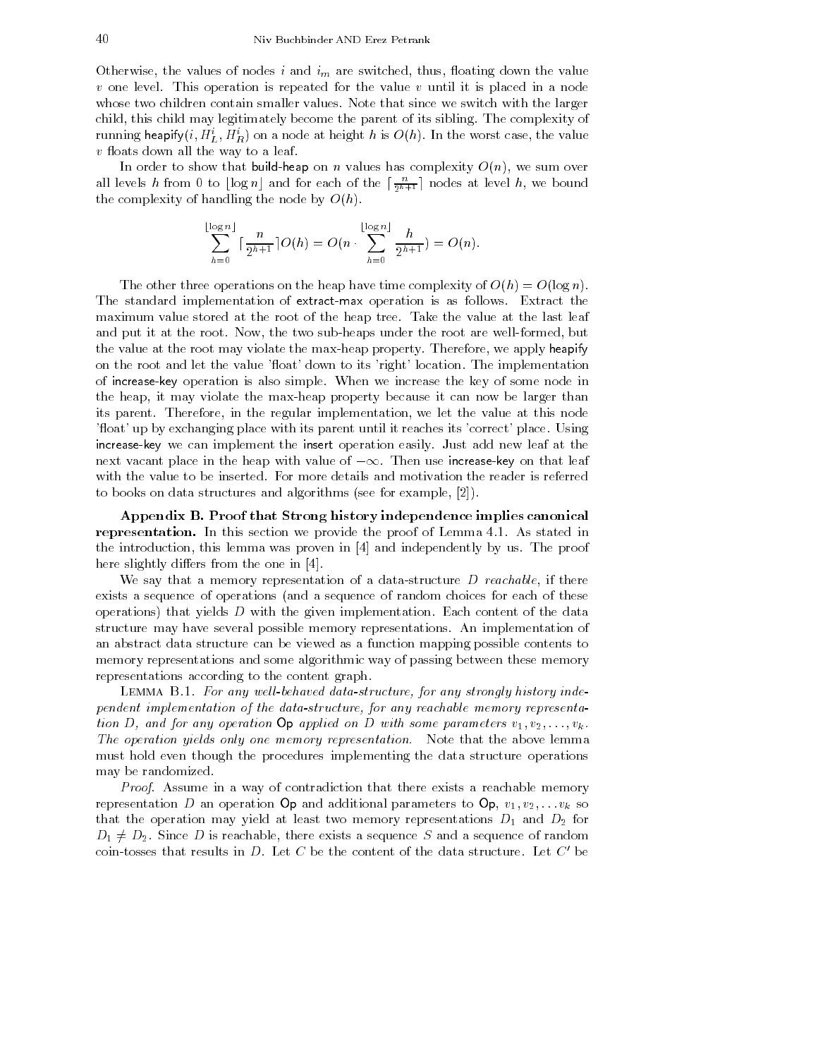Otherwise, the values of nodes $i$ and $i_m$ are switched, thus, floating down the value $v$ one level. This operation is repeated for the value $v$ until it is placed in a node whose two children contain smaller values. Note that since we switch with the larger child, this child may legitimately become the parent of its sibling. The complexity of running heapify$(i, H_L^i, H_R^i)$ on a node at height $h$ is $O(h)$. In the worst case, the value $v$ floats down all the way to a leaf.

In order to show that build-heap on $n$ values has complexity $O(n)$, we sum over all levels $h$ from 0 to $\lfloor \log n \rfloor$ and for each of the $\lceil \frac{n}{2^{h+1}} \rceil$ nodes at level $h$, we bound the complexity of handling the node by $O(h)$.

$$\sum_{h=0}^{\lfloor \log n \rfloor} \lceil \frac{n}{2^{h+1}} \rceil O(h) = O(n \cdot \sum_{h=0}^{\lfloor \log n \rfloor} \frac{h}{2^{h+1}}) = O(n).$$

The other three operations on the heap have time complexity of $O(h) = O(\log n)$. The standard implementation of extract-max operation is as follows. Extract the maximum value stored at the root of the heap tree. Take the value at the last leaf and put it at the root. Now, the two sub-heaps under the root are well-formed, but the value at the root may violate the max-heap property. Therefore, we apply heapify on the root and let the value 'float' down to its 'right' location. The implementation of increase-key operation is also simple. When we increase the key of some node in the heap, it may violate the max-heap property because it can now be larger than its parent. Therefore, in the regular implementation, we let the value at this node 'float' up by exchanging place with its parent until it reaches its 'correct' place. Using increase-key we can implement the insert operation easily. Just add new leaf at the next vacant place in the heap with value of $-\infty$. Then use increase-key on that leaf with the value to be inserted. For more details and motivation the reader is referred to books on data structures and algorithms (see for example, [2]).

**Appendix B. Proof that Strong history independence implies canonical representation.** In this section we provide the proof of Lemma 4.1. As stated in the introduction, this lemma was proven in [4] and independently by us. The proof here slightly differs from the one in [4].

We say that a memory representation of a data-structure $D$ *reachable*, if there exists a sequence of operations (and a sequence of random choices for each of these operations) that yields $D$ with the given implementation. Each content of the data structure may have several possible memory representations. An implementation of an abstract data structure can be viewed as a function mapping possible contents to memory representations and some algorithmic way of passing between these memory representations according to the content graph.

Lemma B.1. *For any well-behaved data-structure, for any strongly history independent implementation of the data-structure, for any reachable memory representation $D$, and for any operation* Op *applied on $D$ with some parameters $v_1, v_2, \ldots, v_k$. The operation yields only one memory representation.* Note that the above lemma must hold even though the procedures implementing the data structure operations may be randomized.

*Proof.* Assume in a way of contradiction that there exists a reachable memory representation $D$ an operation Op and additional parameters to Op, $v_1, v_2, \ldots v_k$ so that the operation may yield at least two memory representations $D_1$ and $D_2$ for $D_1 \neq D_2$. Since $D$ is reachable, there exists a sequence $S$ and a sequence of random coin-tosses that results in $D$. Let $C$ be the content of the data structure. Let $C'$ be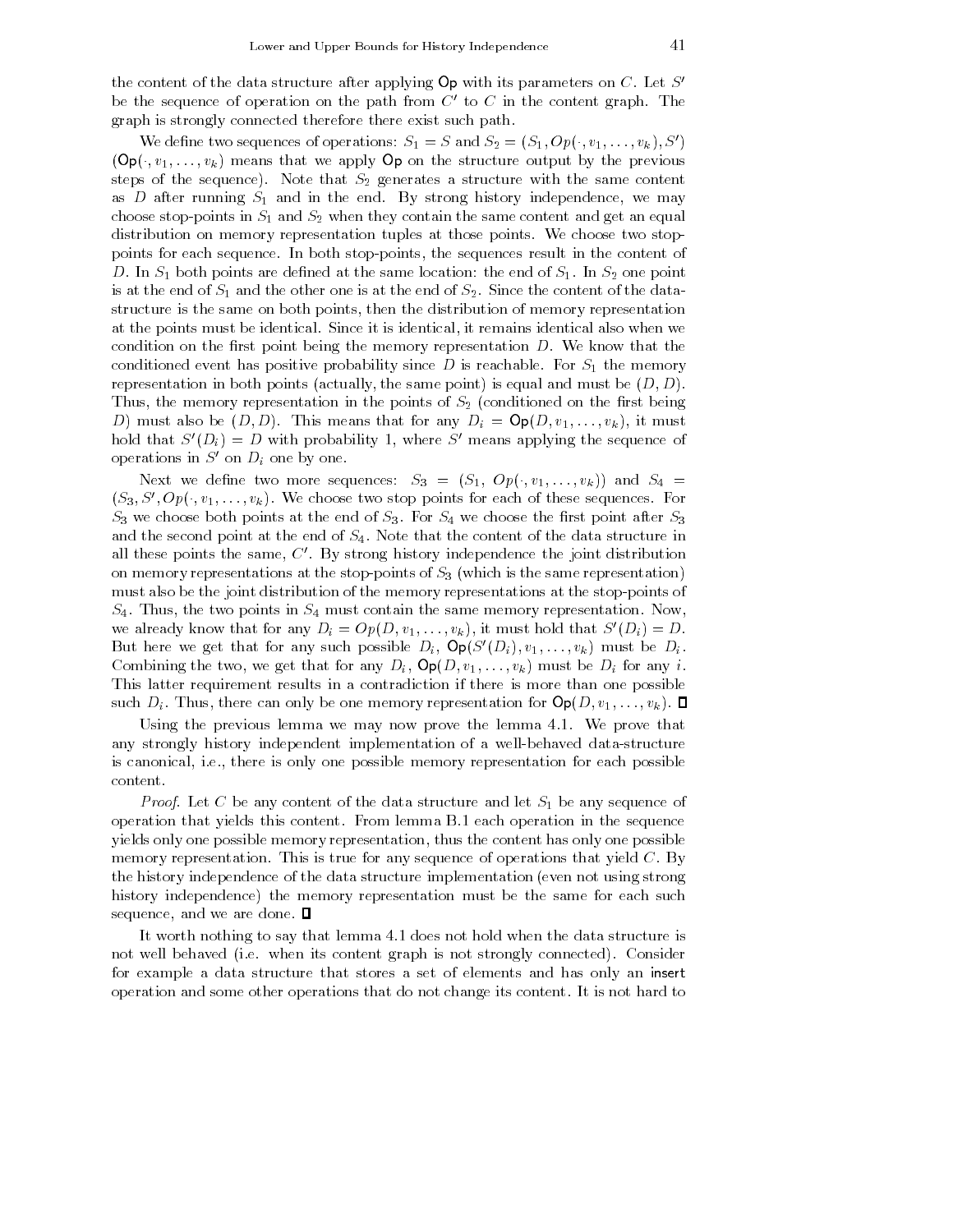the content of the data structure after applying Op with its parameters on $C$. Let $S'$ be the sequence of operation on the path from $C'$ to $C$ in the content graph. The graph is strongly connected therefore there exist such path.

We define two sequences of operations: $S_1 = S$ and $S_2 = (S_1, Op(\cdot, v_1, \ldots, v_k), S')$ ($\mathsf{Op}(\cdot, v_1, \ldots, v_k)$ means that we apply Op on the structure output by the previous steps of the sequence). Note that $S_2$ generates a structure with the same content as $D$ after running $S_1$ and in the end. By strong history independence, we may choose stop-points in $S_1$ and $S_2$ when they contain the same content and get an equal distribution on memory representation tuples at those points. We choose two stop-points for each sequence. In both stop-points, the sequences result in the content of $D$. In $S_1$ both points are defined at the same location: the end of $S_1$. In $S_2$ one point is at the end of $S_1$ and the other one is at the end of $S_2$. Since the content of the data-structure is the same on both points, then the distribution of memory representation at the points must be identical. Since it is identical, it remains identical also when we condition on the first point being the memory representation $D$. We know that the conditioned event has positive probability since $D$ is reachable. For $S_1$ the memory representation in both points (actually, the same point) is equal and must be $(D, D)$. Thus, the memory representation in the points of $S_2$ (conditioned on the first being $D$) must also be $(D, D)$. This means that for any $D_i = \mathsf{Op}(D, v_1, \ldots, v_k)$, it must hold that $S'(D_i) = D$ with probability 1, where $S'$ means applying the sequence of operations in $S'$ on $D_i$ one by one.

Next we define two more sequences: $S_3 = (S_1, \ Op(\cdot, v_1, \ldots, v_k))$ and $S_4 = (S_3, S', Op(\cdot, v_1, \ldots, v_k)$. We choose two stop points for each of these sequences. For $S_3$ we choose both points at the end of $S_3$. For $S_4$ we choose the first point after $S_3$ and the second point at the end of $S_4$. Note that the content of the data structure in all these points the same, $C'$. By strong history independence the joint distribution on memory representations at the stop-points of $S_3$ (which is the same representation) must also be the joint distribution of the memory representations at the stop-points of $S_4$. Thus, the two points in $S_4$ must contain the same memory representation. Now, we already know that for any $D_i = Op(D, v_1, \ldots, v_k)$, it must hold that $S'(D_i) = D$. But here we get that for any such possible $D_i$, $\mathsf{Op}(S'(D_i), v_1, \ldots, v_k)$ must be $D_i$. Combining the two, we get that for any $D_i$, $\mathsf{Op}(D, v_1, \ldots, v_k)$ must be $D_i$ for any $i$. This latter requirement results in a contradiction if there is more than one possible such $D_i$. Thus, there can only be one memory representation for $\mathsf{Op}(D, v_1, \ldots, v_k)$. ∎

Using the previous lemma we may now prove the lemma 4.1. We prove that any strongly history independent implementation of a well-behaved data-structure is canonical, i.e., there is only one possible memory representation for each possible content.

*Proof.* Let $C$ be any content of the data structure and let $S_1$ be any sequence of operation that yields this content. From lemma B.1 each operation in the sequence yields only one possible memory representation, thus the content has only one possible memory representation. This is true for any sequence of operations that yield $C$. By the history independence of the data structure implementation (even not using strong history independence) the memory representation must be the same for each such sequence, and we are done. ∎

It worth nothing to say that lemma 4.1 does not hold when the data structure is not well behaved (i.e. when its content graph is not strongly connected). Consider for example a data structure that stores a set of elements and has only an insert operation and some other operations that do not change its content. It is not hard to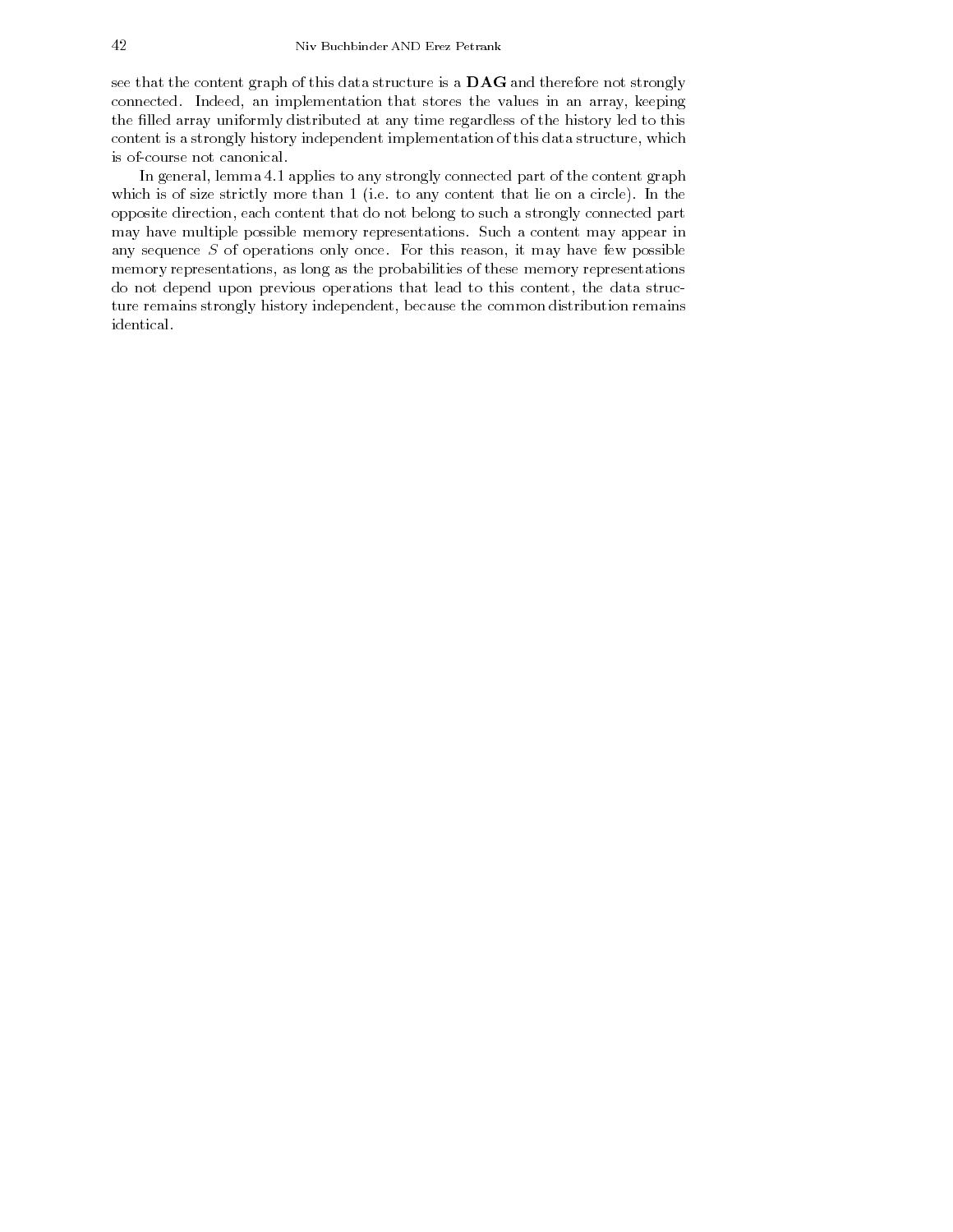see that the content graph of this data structure is a **DAG** and therefore not strongly connected. Indeed, an implementation that stores the values in an array, keeping the filled array uniformly distributed at any time regardless of the history led to this content is a strongly history independent implementation of this data structure, which is of-course not canonical.

In general, lemma 4.1 applies to any strongly connected part of the content graph which is of size strictly more than 1 (i.e. to any content that lie on a circle). In the opposite direction, each content that do not belong to such a strongly connected part may have multiple possible memory representations. Such a content may appear in any sequence $S$ of operations only once. For this reason, it may have few possible memory representations, as long as the probabilities of these memory representations do not depend upon previous operations that lead to this content, the data structure remains strongly history independent, because the common distribution remains identical.